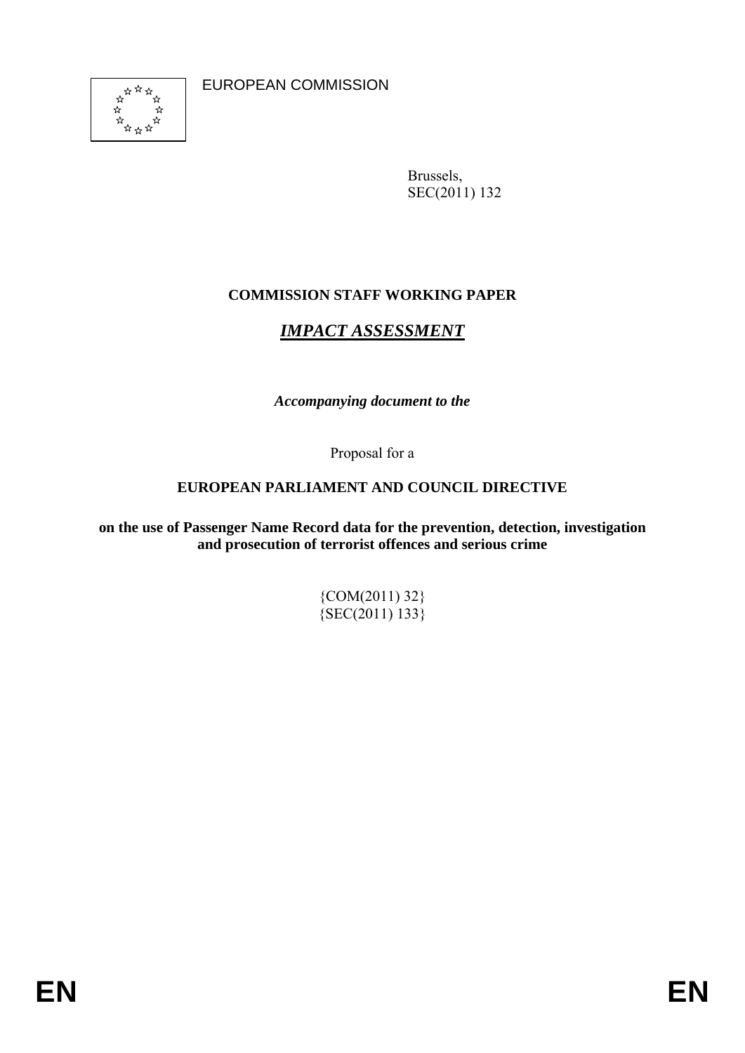EUROPEAN COMMISSION

Brussels,
SEC(2011) 132

**COMMISSION STAFF WORKING PAPER**

***IMPACT ASSESSMENT***

***Accompanying document to the***

Proposal for a

**EUROPEAN PARLIAMENT AND COUNCIL DIRECTIVE**

**on the use of Passenger Name Record data for the prevention, detection, investigation and prosecution of terrorist offences and serious crime**

{COM(2011) 32}
{SEC(2011) 133}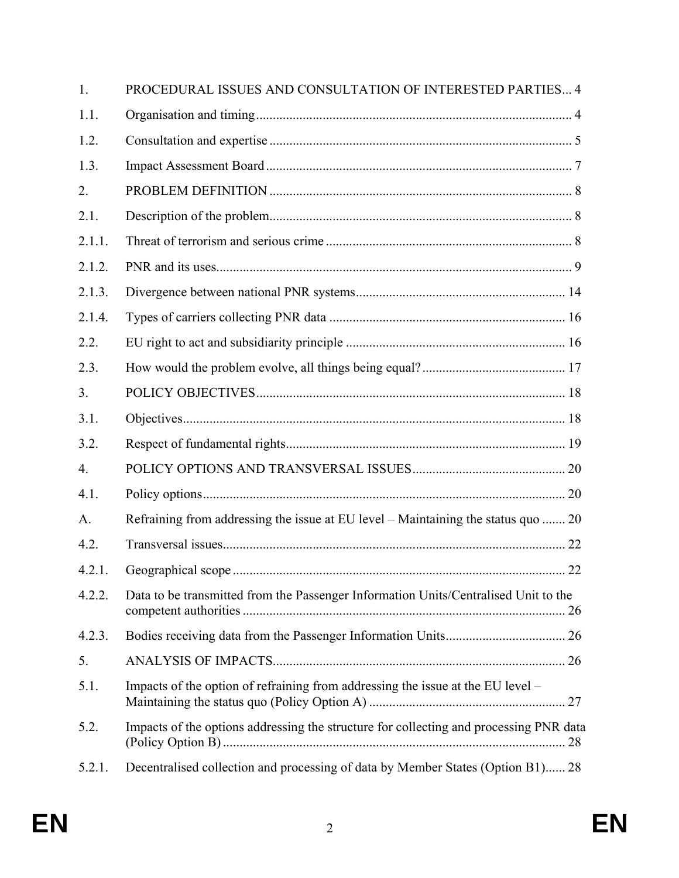| | | |
|---|---|---|
| 1. | PROCEDURAL ISSUES AND CONSULTATION OF INTERESTED PARTIES | 4 |
| 1.1. | Organisation and timing | 4 |
| 1.2. | Consultation and expertise | 5 |
| 1.3. | Impact Assessment Board | 7 |
| 2. | PROBLEM DEFINITION | 8 |
| 2.1. | Description of the problem | 8 |
| 2.1.1. | Threat of terrorism and serious crime | 8 |
| 2.1.2. | PNR and its uses | 9 |
| 2.1.3. | Divergence between national PNR systems | 14 |
| 2.1.4. | Types of carriers collecting PNR data | 16 |
| 2.2. | EU right to act and subsidiarity principle | 16 |
| 2.3. | How would the problem evolve, all things being equal? | 17 |
| 3. | POLICY OBJECTIVES | 18 |
| 3.1. | Objectives | 18 |
| 3.2. | Respect of fundamental rights | 19 |
| 4. | POLICY OPTIONS AND TRANSVERSAL ISSUES | 20 |
| 4.1. | Policy options | 20 |
| A. | Refraining from addressing the issue at EU level – Maintaining the status quo | 20 |
| 4.2. | Transversal issues | 22 |
| 4.2.1. | Geographical scope | 22 |
| 4.2.2. | Data to be transmitted from the Passenger Information Units/Centralised Unit to the competent authorities | 26 |
| 4.2.3. | Bodies receiving data from the Passenger Information Units | 26 |
| 5. | ANALYSIS OF IMPACTS | 26 |
| 5.1. | Impacts of the option of refraining from addressing the issue at the EU level – Maintaining the status quo (Policy Option A) | 27 |
| 5.2. | Impacts of the options addressing the structure for collecting and processing PNR data (Policy Option B) | 28 |
| 5.2.1. | Decentralised collection and processing of data by Member States (Option B1) | 28 |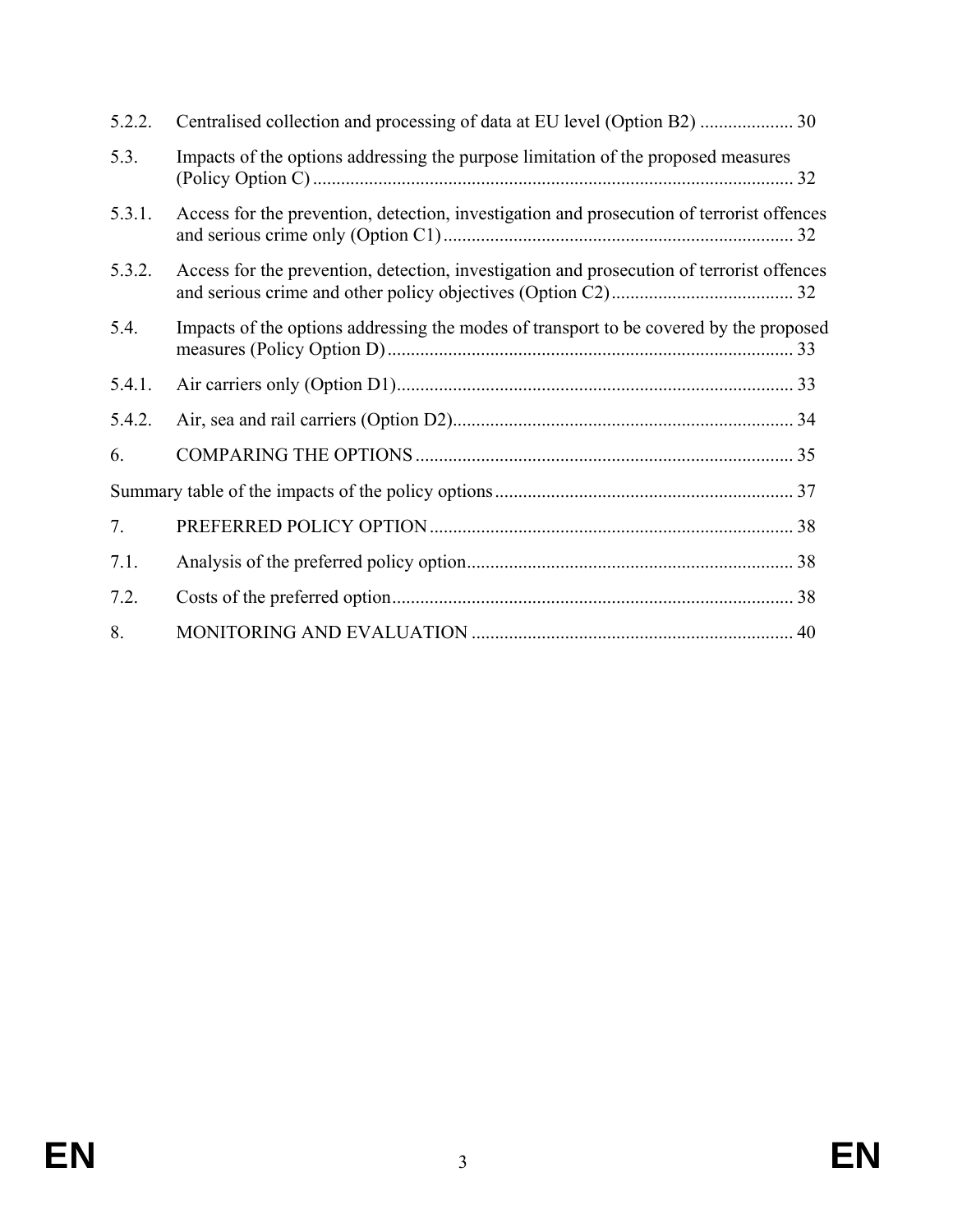5.2.2. Centralised collection and processing of data at EU level (Option B2) .................... 30

5.3. Impacts of the options addressing the purpose limitation of the proposed measures (Policy Option C) ...................................................................................................... 32

5.3.1. Access for the prevention, detection, investigation and prosecution of terrorist offences and serious crime only (Option C1) .......................................................................... 32

5.3.2. Access for the prevention, detection, investigation and prosecution of terrorist offences and serious crime and other policy objectives (Option C2) ....................................... 32

5.4. Impacts of the options addressing the modes of transport to be covered by the proposed measures (Policy Option D) ...................................................................................... 33

5.4.1. Air carriers only (Option D1) .................................................................................... 33

5.4.2. Air, sea and rail carriers (Option D2) ........................................................................ 34

6. COMPARING THE OPTIONS ................................................................................ 35

Summary table of the impacts of the policy options ................................................................ 37

7. PREFERRED POLICY OPTION ............................................................................. 38

7.1. Analysis of the preferred policy option ..................................................................... 38

7.2. Costs of the preferred option ..................................................................................... 38

8. MONITORING AND EVALUATION .................................................................... 40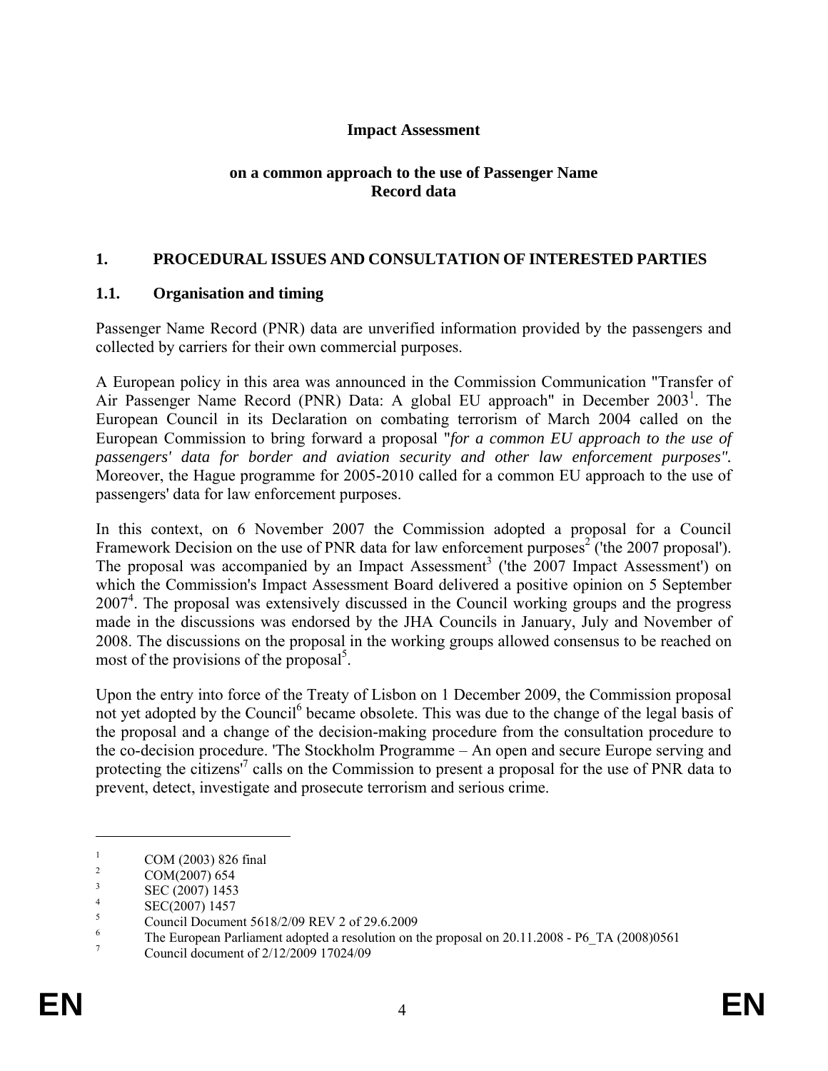**Impact Assessment**

**on a common approach to the use of Passenger Name Record data**

# 1. PROCEDURAL ISSUES AND CONSULTATION OF INTERESTED PARTIES

## 1.1. Organisation and timing

Passenger Name Record (PNR) data are unverified information provided by the passengers and collected by carriers for their own commercial purposes.

A European policy in this area was announced in the Commission Communication "Transfer of Air Passenger Name Record (PNR) Data: A global EU approach" in December 2003[1]. The European Council in its Declaration on combating terrorism of March 2004 called on the European Commission to bring forward a proposal "*for a common EU approach to the use of passengers' data for border and aviation security and other law enforcement purposes"*. Moreover, the Hague programme for 2005-2010 called for a common EU approach to the use of passengers' data for law enforcement purposes.

In this context, on 6 November 2007 the Commission adopted a proposal for a Council Framework Decision on the use of PNR data for law enforcement purposes[2] ('the 2007 proposal'). The proposal was accompanied by an Impact Assessment[3] ('the 2007 Impact Assessment') on which the Commission's Impact Assessment Board delivered a positive opinion on 5 September 2007[4]. The proposal was extensively discussed in the Council working groups and the progress made in the discussions was endorsed by the JHA Councils in January, July and November of 2008. The discussions on the proposal in the working groups allowed consensus to be reached on most of the provisions of the proposal[5].

Upon the entry into force of the Treaty of Lisbon on 1 December 2009, the Commission proposal not yet adopted by the Council[6] became obsolete. This was due to the change of the legal basis of the proposal and a change of the decision-making procedure from the consultation procedure to the co-decision procedure. 'The Stockholm Programme – An open and secure Europe serving and protecting the citizens'[7] calls on the Commission to present a proposal for the use of PNR data to prevent, detect, investigate and prosecute terrorism and serious crime.

---

[1] COM (2003) 826 final

[2] COM(2007) 654

[3] SEC (2007) 1453

[4] SEC(2007) 1457

[5] Council Document 5618/2/09 REV 2 of 29.6.2009

[6] The European Parliament adopted a resolution on the proposal on 20.11.2008 - P6_TA (2008)0561

[7] Council document of 2/12/2009 17024/09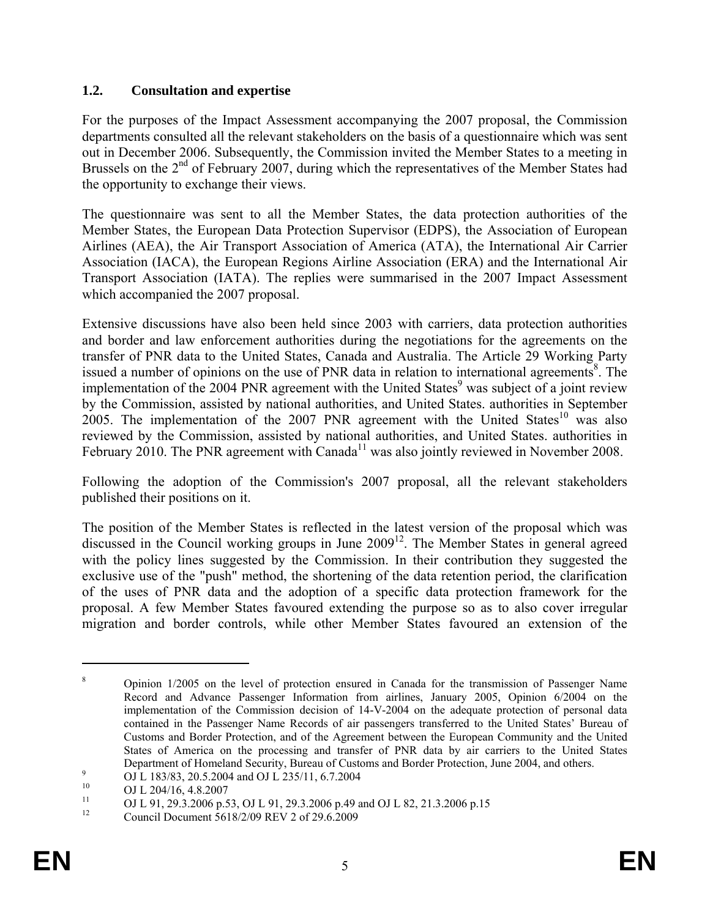### 1.2. Consultation and expertise

For the purposes of the Impact Assessment accompanying the 2007 proposal, the Commission departments consulted all the relevant stakeholders on the basis of a questionnaire which was sent out in December 2006. Subsequently, the Commission invited the Member States to a meeting in Brussels on the 2nd of February 2007, during which the representatives of the Member States had the opportunity to exchange their views.

The questionnaire was sent to all the Member States, the data protection authorities of the Member States, the European Data Protection Supervisor (EDPS), the Association of European Airlines (AEA), the Air Transport Association of America (ATA), the International Air Carrier Association (IACA), the European Regions Airline Association (ERA) and the International Air Transport Association (IATA). The replies were summarised in the 2007 Impact Assessment which accompanied the 2007 proposal.

Extensive discussions have also been held since 2003 with carriers, data protection authorities and border and law enforcement authorities during the negotiations for the agreements on the transfer of PNR data to the United States, Canada and Australia. The Article 29 Working Party issued a number of opinions on the use of PNR data in relation to international agreements[8]. The implementation of the 2004 PNR agreement with the United States[9] was subject of a joint review by the Commission, assisted by national authorities, and United States. authorities in September 2005. The implementation of the 2007 PNR agreement with the United States[10] was also reviewed by the Commission, assisted by national authorities, and United States. authorities in February 2010. The PNR agreement with Canada[11] was also jointly reviewed in November 2008.

Following the adoption of the Commission's 2007 proposal, all the relevant stakeholders published their positions on it.

The position of the Member States is reflected in the latest version of the proposal which was discussed in the Council working groups in June 2009[12]. The Member States in general agreed with the policy lines suggested by the Commission. In their contribution they suggested the exclusive use of the "push" method, the shortening of the data retention period, the clarification of the uses of PNR data and the adoption of a specific data protection framework for the proposal. A few Member States favoured extending the purpose so as to also cover irregular migration and border controls, while other Member States favoured an extension of the

---

[8] Opinion 1/2005 on the level of protection ensured in Canada for the transmission of Passenger Name Record and Advance Passenger Information from airlines, January 2005, Opinion 6/2004 on the implementation of the Commission decision of 14-V-2004 on the adequate protection of personal data contained in the Passenger Name Records of air passengers transferred to the United States' Bureau of Customs and Border Protection, and of the Agreement between the European Community and the United States of America on the processing and transfer of PNR data by air carriers to the United States Department of Homeland Security, Bureau of Customs and Border Protection, June 2004, and others.

[9] OJ L 183/83, 20.5.2004 and OJ L 235/11, 6.7.2004

[10] OJ L 204/16, 4.8.2007

[11] OJ L 91, 29.3.2006 p.53, OJ L 91, 29.3.2006 p.49 and OJ L 82, 21.3.2006 p.15

[12] Council Document 5618/2/09 REV 2 of 29.6.2009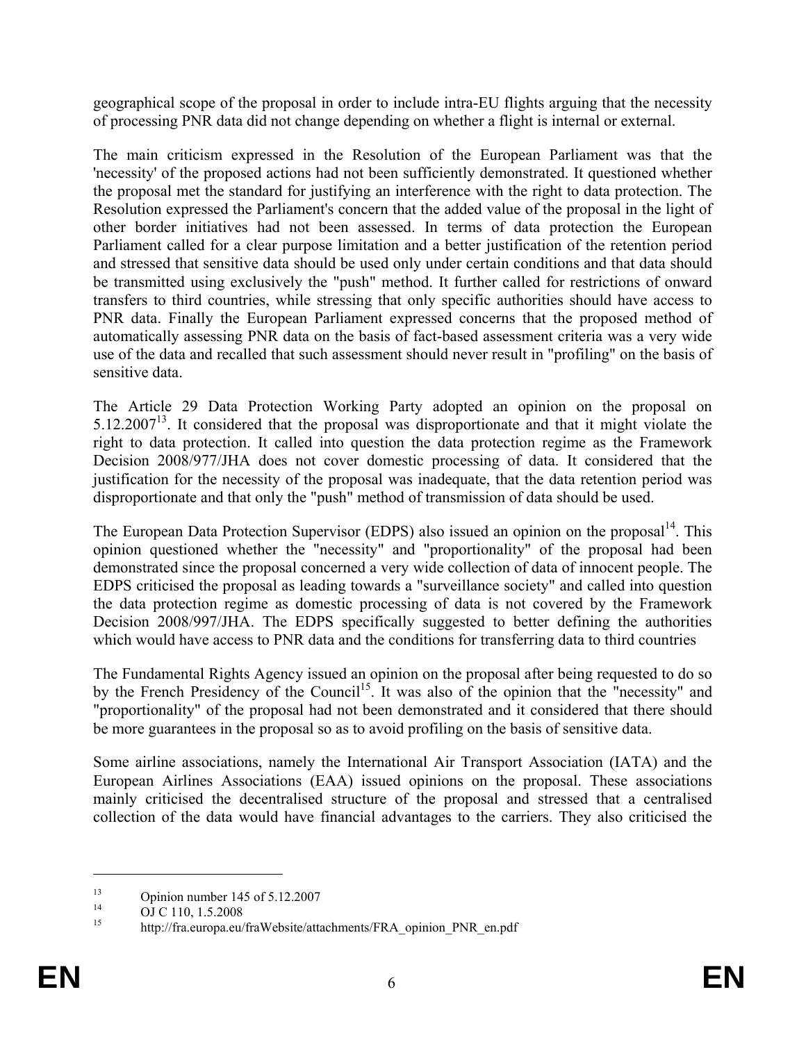geographical scope of the proposal in order to include intra-EU flights arguing that the necessity of processing PNR data did not change depending on whether a flight is internal or external.

The main criticism expressed in the Resolution of the European Parliament was that the 'necessity' of the proposed actions had not been sufficiently demonstrated. It questioned whether the proposal met the standard for justifying an interference with the right to data protection. The Resolution expressed the Parliament's concern that the added value of the proposal in the light of other border initiatives had not been assessed. In terms of data protection the European Parliament called for a clear purpose limitation and a better justification of the retention period and stressed that sensitive data should be used only under certain conditions and that data should be transmitted using exclusively the "push" method. It further called for restrictions of onward transfers to third countries, while stressing that only specific authorities should have access to PNR data. Finally the European Parliament expressed concerns that the proposed method of automatically assessing PNR data on the basis of fact-based assessment criteria was a very wide use of the data and recalled that such assessment should never result in "profiling" on the basis of sensitive data.

The Article 29 Data Protection Working Party adopted an opinion on the proposal on 5.12.2007[13]. It considered that the proposal was disproportionate and that it might violate the right to data protection. It called into question the data protection regime as the Framework Decision 2008/977/JHA does not cover domestic processing of data. It considered that the justification for the necessity of the proposal was inadequate, that the data retention period was disproportionate and that only the "push" method of transmission of data should be used.

The European Data Protection Supervisor (EDPS) also issued an opinion on the proposal[14]. This opinion questioned whether the "necessity" and "proportionality" of the proposal had been demonstrated since the proposal concerned a very wide collection of data of innocent people. The EDPS criticised the proposal as leading towards a "surveillance society" and called into question the data protection regime as domestic processing of data is not covered by the Framework Decision 2008/997/JHA. The EDPS specifically suggested to better defining the authorities which would have access to PNR data and the conditions for transferring data to third countries

The Fundamental Rights Agency issued an opinion on the proposal after being requested to do so by the French Presidency of the Council[15]. It was also of the opinion that the "necessity" and "proportionality" of the proposal had not been demonstrated and it considered that there should be more guarantees in the proposal so as to avoid profiling on the basis of sensitive data.

Some airline associations, namely the International Air Transport Association (IATA) and the European Airlines Associations (EAA) issued opinions on the proposal. These associations mainly criticised the decentralised structure of the proposal and stressed that a centralised collection of the data would have financial advantages to the carriers. They also criticised the

---

[13] Opinion number 145 of 5.12.2007

[14] OJ C 110, 1.5.2008

[15] http://fra.europa.eu/fraWebsite/attachments/FRA_opinion_PNR_en.pdf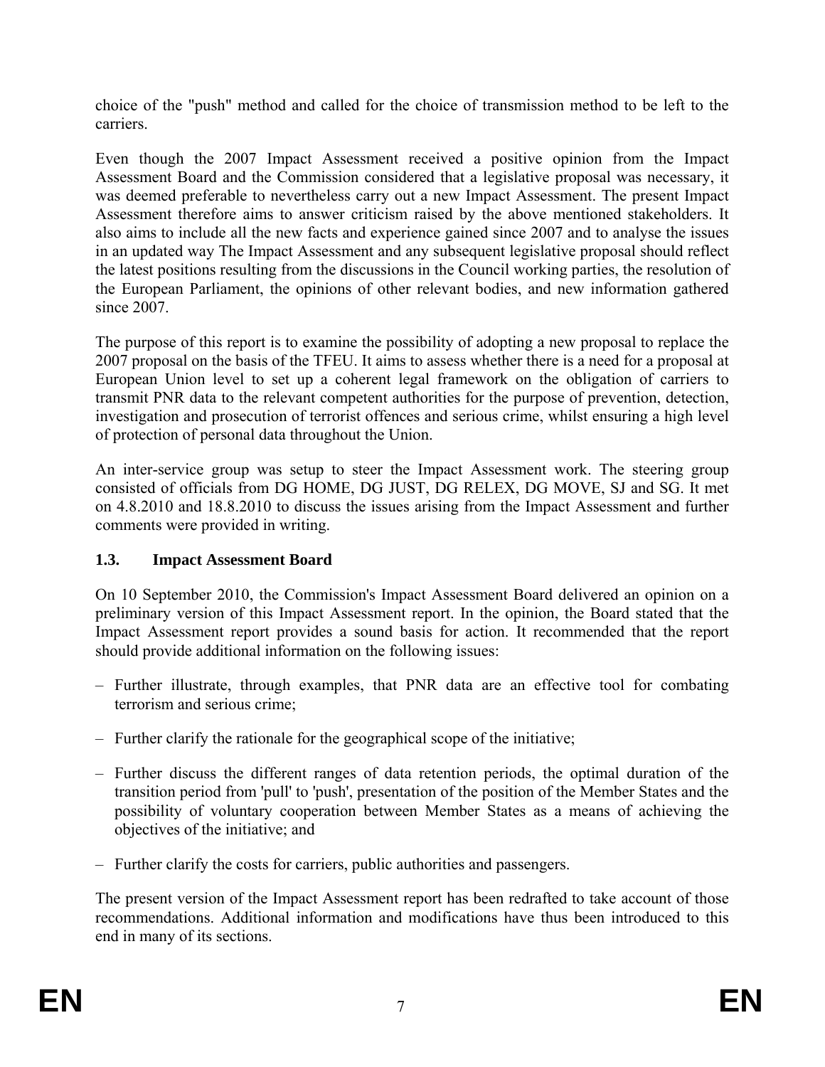choice of the "push" method and called for the choice of transmission method to be left to the carriers.

Even though the 2007 Impact Assessment received a positive opinion from the Impact Assessment Board and the Commission considered that a legislative proposal was necessary, it was deemed preferable to nevertheless carry out a new Impact Assessment. The present Impact Assessment therefore aims to answer criticism raised by the above mentioned stakeholders. It also aims to include all the new facts and experience gained since 2007 and to analyse the issues in an updated way The Impact Assessment and any subsequent legislative proposal should reflect the latest positions resulting from the discussions in the Council working parties, the resolution of the European Parliament, the opinions of other relevant bodies, and new information gathered since 2007.

The purpose of this report is to examine the possibility of adopting a new proposal to replace the 2007 proposal on the basis of the TFEU. It aims to assess whether there is a need for a proposal at European Union level to set up a coherent legal framework on the obligation of carriers to transmit PNR data to the relevant competent authorities for the purpose of prevention, detection, investigation and prosecution of terrorist offences and serious crime, whilst ensuring a high level of protection of personal data throughout the Union.

An inter-service group was setup to steer the Impact Assessment work. The steering group consisted of officials from DG HOME, DG JUST, DG RELEX, DG MOVE, SJ and SG. It met on 4.8.2010 and 18.8.2010 to discuss the issues arising from the Impact Assessment and further comments were provided in writing.

### 1.3. Impact Assessment Board

On 10 September 2010, the Commission's Impact Assessment Board delivered an opinion on a preliminary version of this Impact Assessment report. In the opinion, the Board stated that the Impact Assessment report provides a sound basis for action. It recommended that the report should provide additional information on the following issues:

– Further illustrate, through examples, that PNR data are an effective tool for combating terrorism and serious crime;

– Further clarify the rationale for the geographical scope of the initiative;

– Further discuss the different ranges of data retention periods, the optimal duration of the transition period from 'pull' to 'push', presentation of the position of the Member States and the possibility of voluntary cooperation between Member States as a means of achieving the objectives of the initiative; and

– Further clarify the costs for carriers, public authorities and passengers.

The present version of the Impact Assessment report has been redrafted to take account of those recommendations. Additional information and modifications have thus been introduced to this end in many of its sections.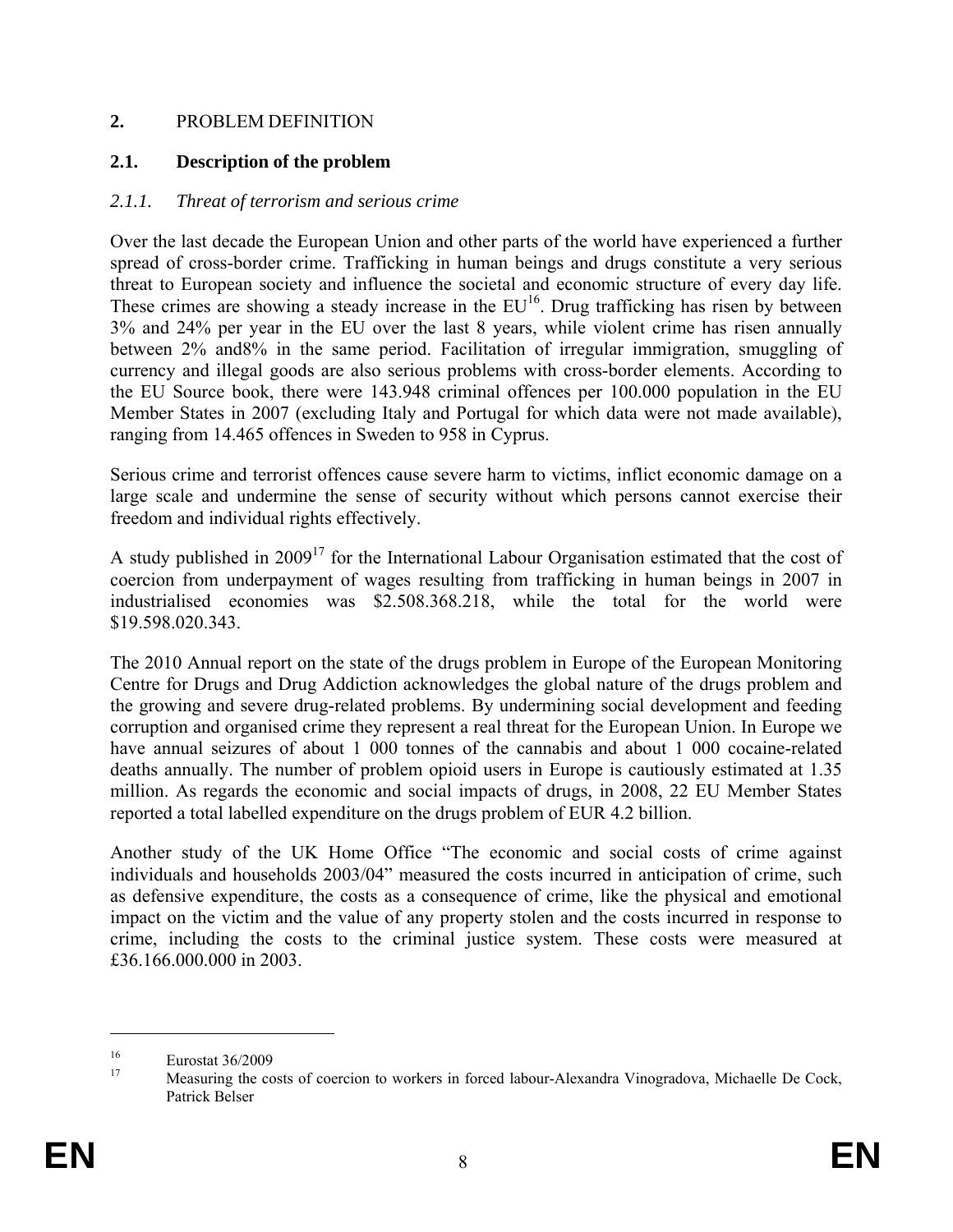## 2. PROBLEM DEFINITION

### 2.1. Description of the problem

#### *2.1.1. Threat of terrorism and serious crime*

Over the last decade the European Union and other parts of the world have experienced a further spread of cross-border crime. Trafficking in human beings and drugs constitute a very serious threat to European society and influence the societal and economic structure of every day life. These crimes are showing a steady increase in the EU[16]. Drug trafficking has risen by between 3% and 24% per year in the EU over the last 8 years, while violent crime has risen annually between 2% and8% in the same period. Facilitation of irregular immigration, smuggling of currency and illegal goods are also serious problems with cross-border elements. According to the EU Source book, there were 143.948 criminal offences per 100.000 population in the EU Member States in 2007 (excluding Italy and Portugal for which data were not made available), ranging from 14.465 offences in Sweden to 958 in Cyprus.

Serious crime and terrorist offences cause severe harm to victims, inflict economic damage on a large scale and undermine the sense of security without which persons cannot exercise their freedom and individual rights effectively.

A study published in 2009[17] for the International Labour Organisation estimated that the cost of coercion from underpayment of wages resulting from trafficking in human beings in 2007 in industrialised economies was \$2.508.368.218, while the total for the world were \$19.598.020.343.

The 2010 Annual report on the state of the drugs problem in Europe of the European Monitoring Centre for Drugs and Drug Addiction acknowledges the global nature of the drugs problem and the growing and severe drug-related problems. By undermining social development and feeding corruption and organised crime they represent a real threat for the European Union. In Europe we have annual seizures of about 1 000 tonnes of the cannabis and about 1 000 cocaine-related deaths annually. The number of problem opioid users in Europe is cautiously estimated at 1.35 million. As regards the economic and social impacts of drugs, in 2008, 22 EU Member States reported a total labelled expenditure on the drugs problem of EUR 4.2 billion.

Another study of the UK Home Office "The economic and social costs of crime against individuals and households 2003/04" measured the costs incurred in anticipation of crime, such as defensive expenditure, the costs as a consequence of crime, like the physical and emotional impact on the victim and the value of any property stolen and the costs incurred in response to crime, including the costs to the criminal justice system. These costs were measured at £36.166.000.000 in 2003.

---

[16] Eurostat 36/2009

[17] Measuring the costs of coercion to workers in forced labour-Alexandra Vinogradova, Michaelle De Cock, Patrick Belser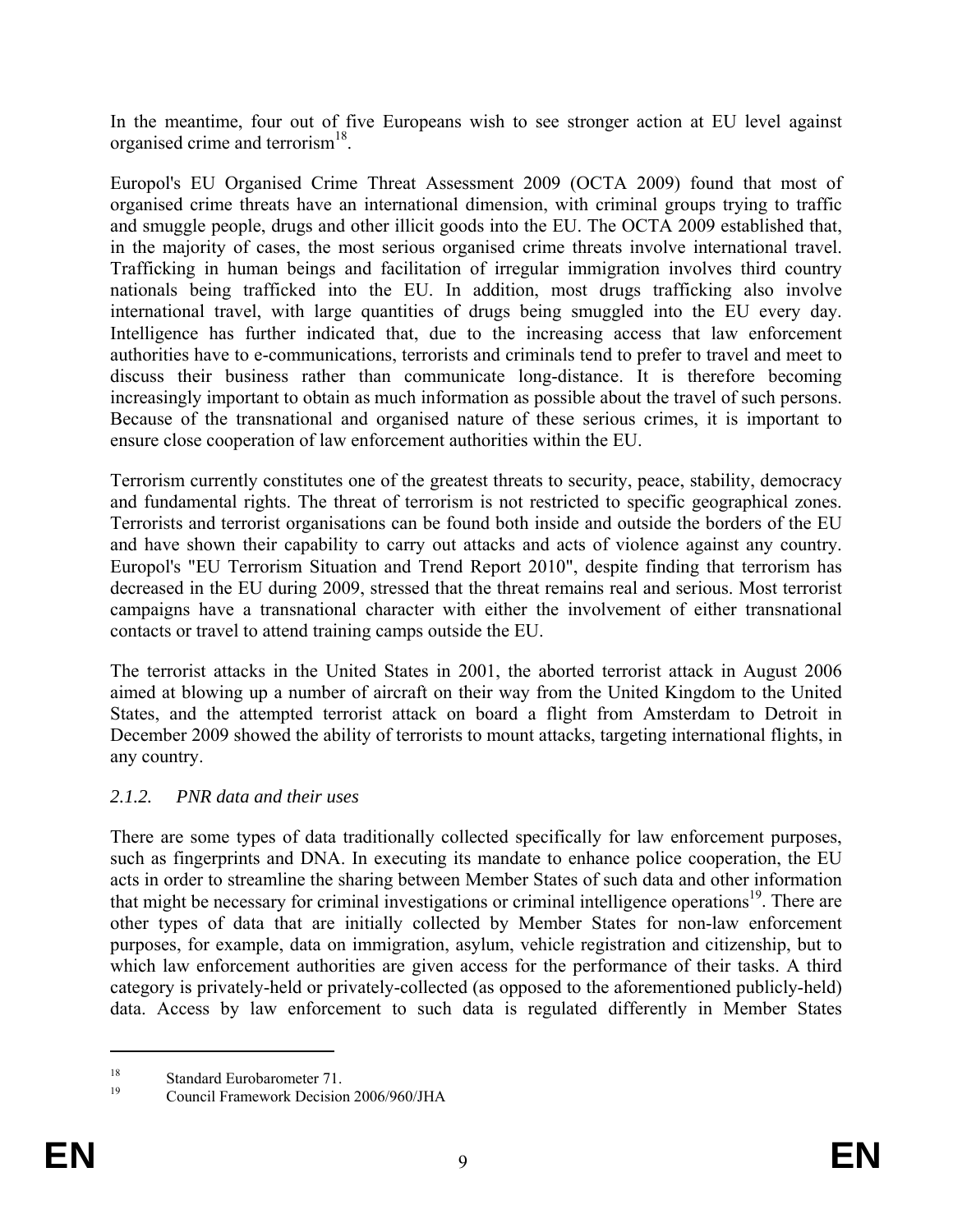In the meantime, four out of five Europeans wish to see stronger action at EU level against organised crime and terrorism[18].

Europol's EU Organised Crime Threat Assessment 2009 (OCTA 2009) found that most of organised crime threats have an international dimension, with criminal groups trying to traffic and smuggle people, drugs and other illicit goods into the EU. The OCTA 2009 established that, in the majority of cases, the most serious organised crime threats involve international travel. Trafficking in human beings and facilitation of irregular immigration involves third country nationals being trafficked into the EU. In addition, most drugs trafficking also involve international travel, with large quantities of drugs being smuggled into the EU every day. Intelligence has further indicated that, due to the increasing access that law enforcement authorities have to e-communications, terrorists and criminals tend to prefer to travel and meet to discuss their business rather than communicate long-distance. It is therefore becoming increasingly important to obtain as much information as possible about the travel of such persons. Because of the transnational and organised nature of these serious crimes, it is important to ensure close cooperation of law enforcement authorities within the EU.

Terrorism currently constitutes one of the greatest threats to security, peace, stability, democracy and fundamental rights. The threat of terrorism is not restricted to specific geographical zones. Terrorists and terrorist organisations can be found both inside and outside the borders of the EU and have shown their capability to carry out attacks and acts of violence against any country. Europol's "EU Terrorism Situation and Trend Report 2010", despite finding that terrorism has decreased in the EU during 2009, stressed that the threat remains real and serious. Most terrorist campaigns have a transnational character with either the involvement of either transnational contacts or travel to attend training camps outside the EU.

The terrorist attacks in the United States in 2001, the aborted terrorist attack in August 2006 aimed at blowing up a number of aircraft on their way from the United Kingdom to the United States, and the attempted terrorist attack on board a flight from Amsterdam to Detroit in December 2009 showed the ability of terrorists to mount attacks, targeting international flights, in any country.

### *2.1.2. PNR data and their uses*

There are some types of data traditionally collected specifically for law enforcement purposes, such as fingerprints and DNA. In executing its mandate to enhance police cooperation, the EU acts in order to streamline the sharing between Member States of such data and other information that might be necessary for criminal investigations or criminal intelligence operations[19]. There are other types of data that are initially collected by Member States for non-law enforcement purposes, for example, data on immigration, asylum, vehicle registration and citizenship, but to which law enforcement authorities are given access for the performance of their tasks. A third category is privately-held or privately-collected (as opposed to the aforementioned publicly-held) data. Access by law enforcement to such data is regulated differently in Member States

---

[18] Standard Eurobarometer 71.

[19] Council Framework Decision 2006/960/JHA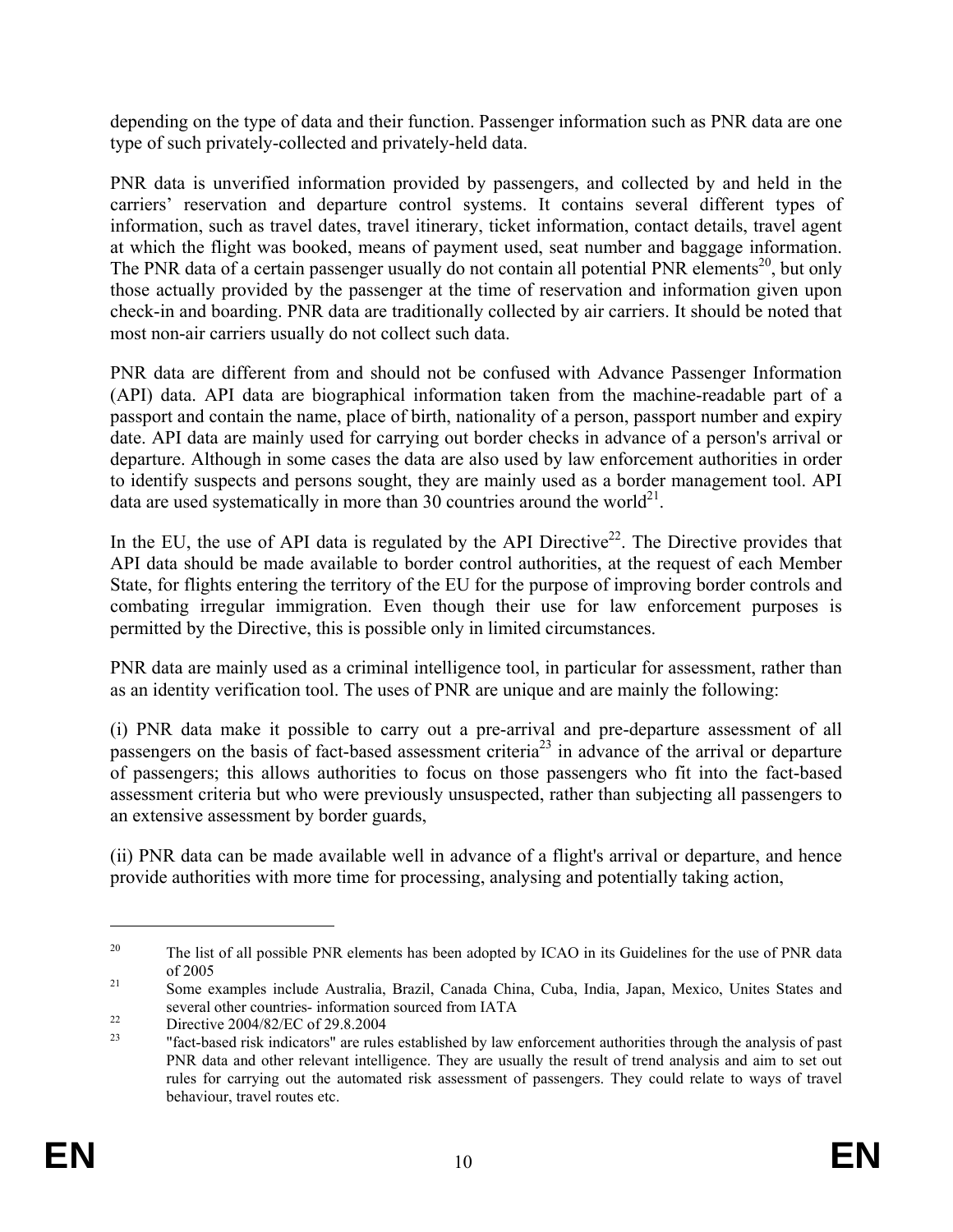depending on the type of data and their function. Passenger information such as PNR data are one type of such privately-collected and privately-held data.

PNR data is unverified information provided by passengers, and collected by and held in the carriers' reservation and departure control systems. It contains several different types of information, such as travel dates, travel itinerary, ticket information, contact details, travel agent at which the flight was booked, means of payment used, seat number and baggage information. The PNR data of a certain passenger usually do not contain all potential PNR elements[20], but only those actually provided by the passenger at the time of reservation and information given upon check-in and boarding. PNR data are traditionally collected by air carriers. It should be noted that most non-air carriers usually do not collect such data.

PNR data are different from and should not be confused with Advance Passenger Information (API) data. API data are biographical information taken from the machine-readable part of a passport and contain the name, place of birth, nationality of a person, passport number and expiry date. API data are mainly used for carrying out border checks in advance of a person's arrival or departure. Although in some cases the data are also used by law enforcement authorities in order to identify suspects and persons sought, they are mainly used as a border management tool. API data are used systematically in more than 30 countries around the world[21].

In the EU, the use of API data is regulated by the API Directive[22]. The Directive provides that API data should be made available to border control authorities, at the request of each Member State, for flights entering the territory of the EU for the purpose of improving border controls and combating irregular immigration. Even though their use for law enforcement purposes is permitted by the Directive, this is possible only in limited circumstances.

PNR data are mainly used as a criminal intelligence tool, in particular for assessment, rather than as an identity verification tool. The uses of PNR are unique and are mainly the following:

(i) PNR data make it possible to carry out a pre-arrival and pre-departure assessment of all passengers on the basis of fact-based assessment criteria[23] in advance of the arrival or departure of passengers; this allows authorities to focus on those passengers who fit into the fact-based assessment criteria but who were previously unsuspected, rather than subjecting all passengers to an extensive assessment by border guards,

(ii) PNR data can be made available well in advance of a flight's arrival or departure, and hence provide authorities with more time for processing, analysing and potentially taking action,

---

[20] The list of all possible PNR elements has been adopted by ICAO in its Guidelines for the use of PNR data of 2005

[21] Some examples include Australia, Brazil, Canada China, Cuba, India, Japan, Mexico, Unites States and several other countries- information sourced from IATA

[22] Directive 2004/82/EC of 29.8.2004

[23] "fact-based risk indicators" are rules established by law enforcement authorities through the analysis of past PNR data and other relevant intelligence. They are usually the result of trend analysis and aim to set out rules for carrying out the automated risk assessment of passengers. They could relate to ways of travel behaviour, travel routes etc.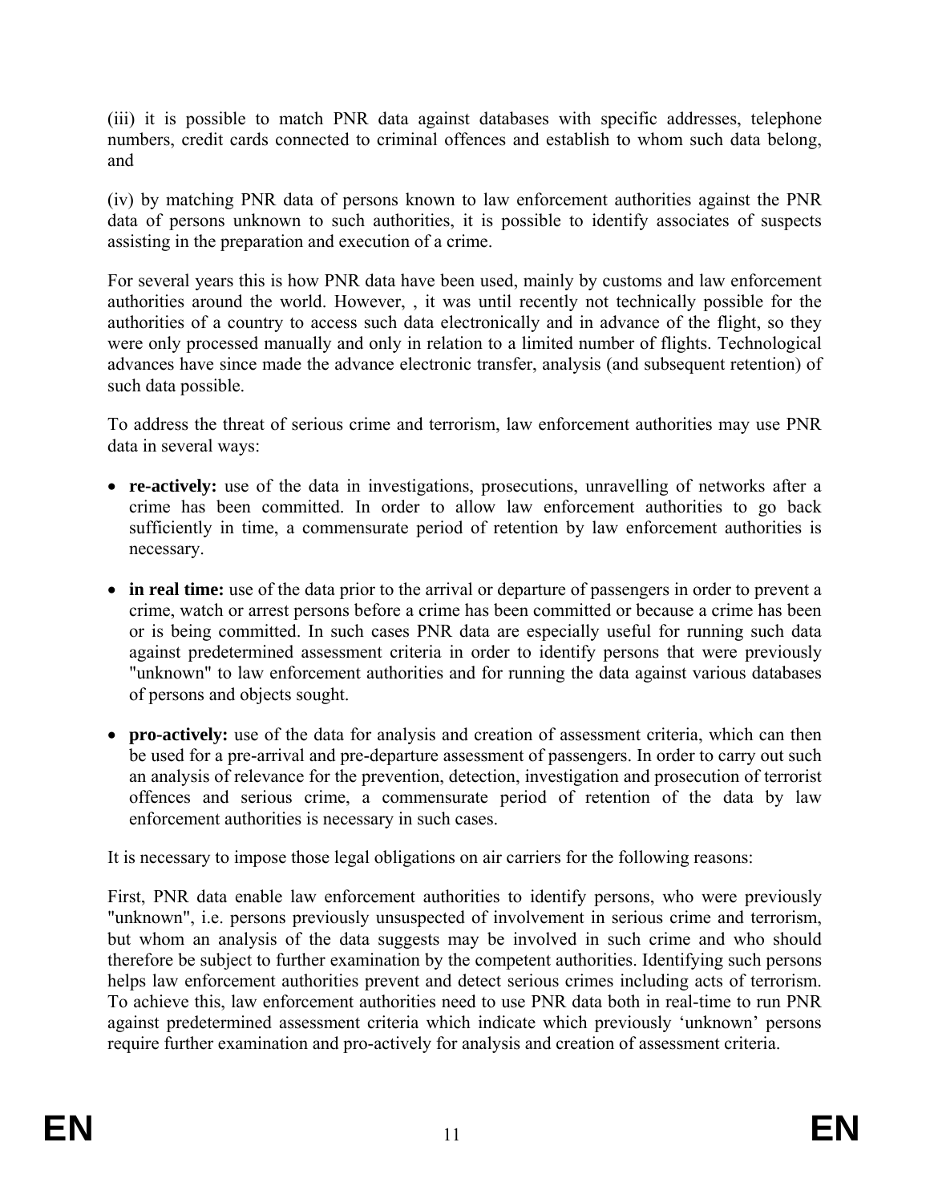(iii) it is possible to match PNR data against databases with specific addresses, telephone numbers, credit cards connected to criminal offences and establish to whom such data belong, and

(iv) by matching PNR data of persons known to law enforcement authorities against the PNR data of persons unknown to such authorities, it is possible to identify associates of suspects assisting in the preparation and execution of a crime.

For several years this is how PNR data have been used, mainly by customs and law enforcement authorities around the world. However, , it was until recently not technically possible for the authorities of a country to access such data electronically and in advance of the flight, so they were only processed manually and only in relation to a limited number of flights. Technological advances have since made the advance electronic transfer, analysis (and subsequent retention) of such data possible.

To address the threat of serious crime and terrorism, law enforcement authorities may use PNR data in several ways:

- **re-actively:** use of the data in investigations, prosecutions, unravelling of networks after a crime has been committed. In order to allow law enforcement authorities to go back sufficiently in time, a commensurate period of retention by law enforcement authorities is necessary.
- **in real time:** use of the data prior to the arrival or departure of passengers in order to prevent a crime, watch or arrest persons before a crime has been committed or because a crime has been or is being committed. In such cases PNR data are especially useful for running such data against predetermined assessment criteria in order to identify persons that were previously "unknown" to law enforcement authorities and for running the data against various databases of persons and objects sought.
- **pro-actively:** use of the data for analysis and creation of assessment criteria, which can then be used for a pre-arrival and pre-departure assessment of passengers. In order to carry out such an analysis of relevance for the prevention, detection, investigation and prosecution of terrorist offences and serious crime, a commensurate period of retention of the data by law enforcement authorities is necessary in such cases.

It is necessary to impose those legal obligations on air carriers for the following reasons:

First, PNR data enable law enforcement authorities to identify persons, who were previously "unknown", i.e. persons previously unsuspected of involvement in serious crime and terrorism, but whom an analysis of the data suggests may be involved in such crime and who should therefore be subject to further examination by the competent authorities. Identifying such persons helps law enforcement authorities prevent and detect serious crimes including acts of terrorism. To achieve this, law enforcement authorities need to use PNR data both in real-time to run PNR against predetermined assessment criteria which indicate which previously 'unknown' persons require further examination and pro-actively for analysis and creation of assessment criteria.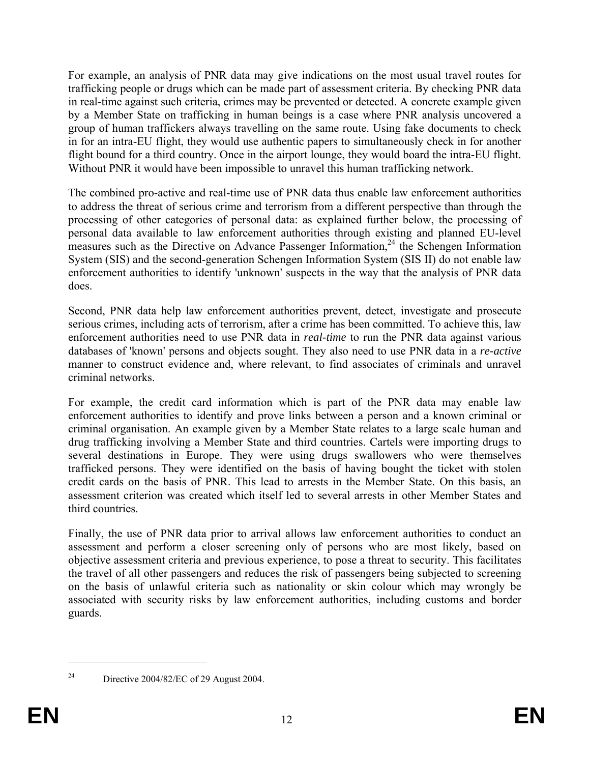For example, an analysis of PNR data may give indications on the most usual travel routes for trafficking people or drugs which can be made part of assessment criteria. By checking PNR data in real-time against such criteria, crimes may be prevented or detected. A concrete example given by a Member State on trafficking in human beings is a case where PNR analysis uncovered a group of human traffickers always travelling on the same route. Using fake documents to check in for an intra-EU flight, they would use authentic papers to simultaneously check in for another flight bound for a third country. Once in the airport lounge, they would board the intra-EU flight. Without PNR it would have been impossible to unravel this human trafficking network.

The combined pro-active and real-time use of PNR data thus enable law enforcement authorities to address the threat of serious crime and terrorism from a different perspective than through the processing of other categories of personal data: as explained further below, the processing of personal data available to law enforcement authorities through existing and planned EU-level measures such as the Directive on Advance Passenger Information,[24] the Schengen Information System (SIS) and the second-generation Schengen Information System (SIS II) do not enable law enforcement authorities to identify 'unknown' suspects in the way that the analysis of PNR data does.

Second, PNR data help law enforcement authorities prevent, detect, investigate and prosecute serious crimes, including acts of terrorism, after a crime has been committed. To achieve this, law enforcement authorities need to use PNR data in *real-time* to run the PNR data against various databases of 'known' persons and objects sought. They also need to use PNR data in a *re-active* manner to construct evidence and, where relevant, to find associates of criminals and unravel criminal networks.

For example, the credit card information which is part of the PNR data may enable law enforcement authorities to identify and prove links between a person and a known criminal or criminal organisation. An example given by a Member State relates to a large scale human and drug trafficking involving a Member State and third countries. Cartels were importing drugs to several destinations in Europe. They were using drugs swallowers who were themselves trafficked persons. They were identified on the basis of having bought the ticket with stolen credit cards on the basis of PNR. This lead to arrests in the Member State. On this basis, an assessment criterion was created which itself led to several arrests in other Member States and third countries.

Finally, the use of PNR data prior to arrival allows law enforcement authorities to conduct an assessment and perform a closer screening only of persons who are most likely, based on objective assessment criteria and previous experience, to pose a threat to security. This facilitates the travel of all other passengers and reduces the risk of passengers being subjected to screening on the basis of unlawful criteria such as nationality or skin colour which may wrongly be associated with security risks by law enforcement authorities, including customs and border guards.

[24] Directive 2004/82/EC of 29 August 2004.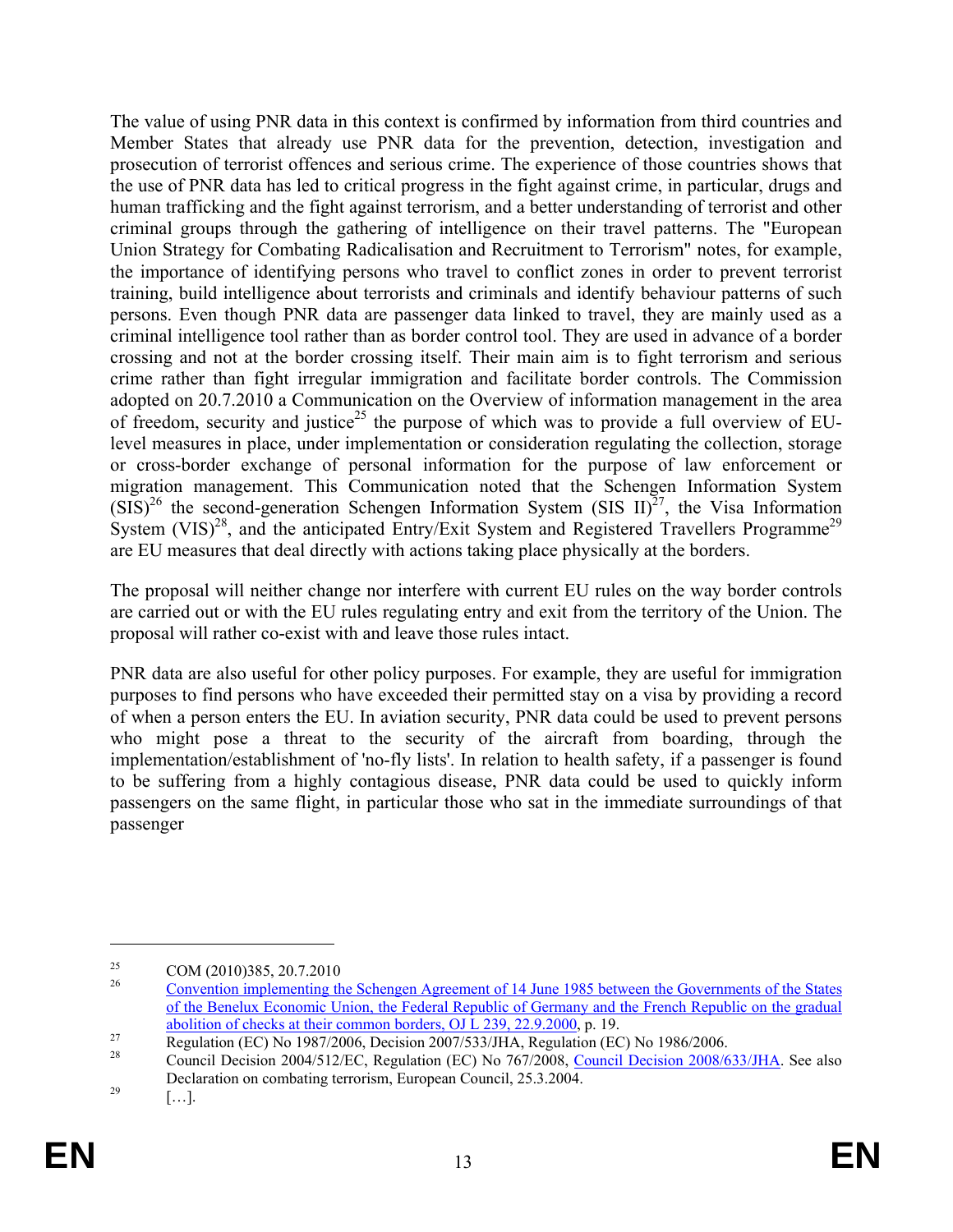The value of using PNR data in this context is confirmed by information from third countries and Member States that already use PNR data for the prevention, detection, investigation and prosecution of terrorist offences and serious crime. The experience of those countries shows that the use of PNR data has led to critical progress in the fight against crime, in particular, drugs and human trafficking and the fight against terrorism, and a better understanding of terrorist and other criminal groups through the gathering of intelligence on their travel patterns. The "European Union Strategy for Combating Radicalisation and Recruitment to Terrorism" notes, for example, the importance of identifying persons who travel to conflict zones in order to prevent terrorist training, build intelligence about terrorists and criminals and identify behaviour patterns of such persons. Even though PNR data are passenger data linked to travel, they are mainly used as a criminal intelligence tool rather than as border control tool. They are used in advance of a border crossing and not at the border crossing itself. Their main aim is to fight terrorism and serious crime rather than fight irregular immigration and facilitate border controls. The Commission adopted on 20.7.2010 a Communication on the Overview of information management in the area of freedom, security and justice[25] the purpose of which was to provide a full overview of EU-level measures in place, under implementation or consideration regulating the collection, storage or cross-border exchange of personal information for the purpose of law enforcement or migration management. This Communication noted that the Schengen Information System (SIS)[26] the second-generation Schengen Information System (SIS II)[27], the Visa Information System (VIS)[28], and the anticipated Entry/Exit System and Registered Travellers Programme[29] are EU measures that deal directly with actions taking place physically at the borders.

The proposal will neither change nor interfere with current EU rules on the way border controls are carried out or with the EU rules regulating entry and exit from the territory of the Union. The proposal will rather co-exist with and leave those rules intact.

PNR data are also useful for other policy purposes. For example, they are useful for immigration purposes to find persons who have exceeded their permitted stay on a visa by providing a record of when a person enters the EU. In aviation security, PNR data could be used to prevent persons who might pose a threat to the security of the aircraft from boarding, through the implementation/establishment of 'no-fly lists'. In relation to health safety, if a passenger is found to be suffering from a highly contagious disease, PNR data could be used to quickly inform passengers on the same flight, in particular those who sat in the immediate surroundings of that passenger

---

[25] COM (2010)385, 20.7.2010

[26] Convention implementing the Schengen Agreement of 14 June 1985 between the Governments of the States of the Benelux Economic Union, the Federal Republic of Germany and the French Republic on the gradual abolition of checks at their common borders, OJ L 239, 22.9.2000, p. 19.

[27] Regulation (EC) No 1987/2006, Decision 2007/533/JHA, Regulation (EC) No 1986/2006.

[28] Council Decision 2004/512/EC, Regulation (EC) No 767/2008, Council Decision 2008/633/JHA. See also Declaration on combating terrorism, European Council, 25.3.2004.

[29] […].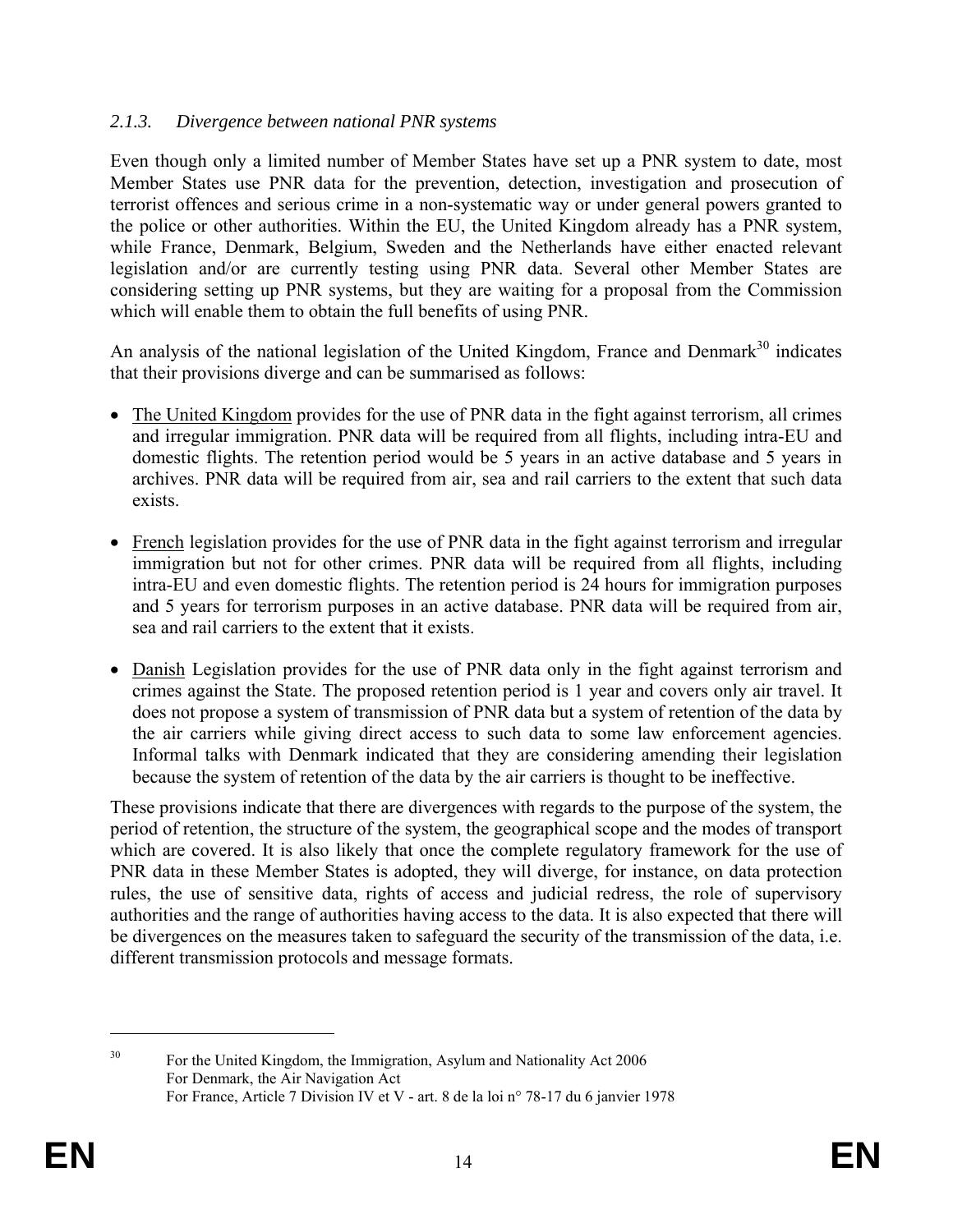#### 2.1.3. *Divergence between national PNR systems*

Even though only a limited number of Member States have set up a PNR system to date, most Member States use PNR data for the prevention, detection, investigation and prosecution of terrorist offences and serious crime in a non-systematic way or under general powers granted to the police or other authorities. Within the EU, the United Kingdom already has a PNR system, while France, Denmark, Belgium, Sweden and the Netherlands have either enacted relevant legislation and/or are currently testing using PNR data. Several other Member States are considering setting up PNR systems, but they are waiting for a proposal from the Commission which will enable them to obtain the full benefits of using PNR.

An analysis of the national legislation of the United Kingdom, France and Denmark[30] indicates that their provisions diverge and can be summarised as follows:

- The United Kingdom provides for the use of PNR data in the fight against terrorism, all crimes and irregular immigration. PNR data will be required from all flights, including intra-EU and domestic flights. The retention period would be 5 years in an active database and 5 years in archives. PNR data will be required from air, sea and rail carriers to the extent that such data exists.

- French legislation provides for the use of PNR data in the fight against terrorism and irregular immigration but not for other crimes. PNR data will be required from all flights, including intra-EU and even domestic flights. The retention period is 24 hours for immigration purposes and 5 years for terrorism purposes in an active database. PNR data will be required from air, sea and rail carriers to the extent that it exists.

- Danish Legislation provides for the use of PNR data only in the fight against terrorism and crimes against the State. The proposed retention period is 1 year and covers only air travel. It does not propose a system of transmission of PNR data but a system of retention of the data by the air carriers while giving direct access to such data to some law enforcement agencies. Informal talks with Denmark indicated that they are considering amending their legislation because the system of retention of the data by the air carriers is thought to be ineffective.

These provisions indicate that there are divergences with regards to the purpose of the system, the period of retention, the structure of the system, the geographical scope and the modes of transport which are covered. It is also likely that once the complete regulatory framework for the use of PNR data in these Member States is adopted, they will diverge, for instance, on data protection rules, the use of sensitive data, rights of access and judicial redress, the role of supervisory authorities and the range of authorities having access to the data. It is also expected that there will be divergences on the measures taken to safeguard the security of the transmission of the data, i.e. different transmission protocols and message formats.

---

[30] For the United Kingdom, the Immigration, Asylum and Nationality Act 2006
For Denmark, the Air Navigation Act
For France, Article 7 Division IV et V - art. 8 de la loi n° 78-17 du 6 janvier 1978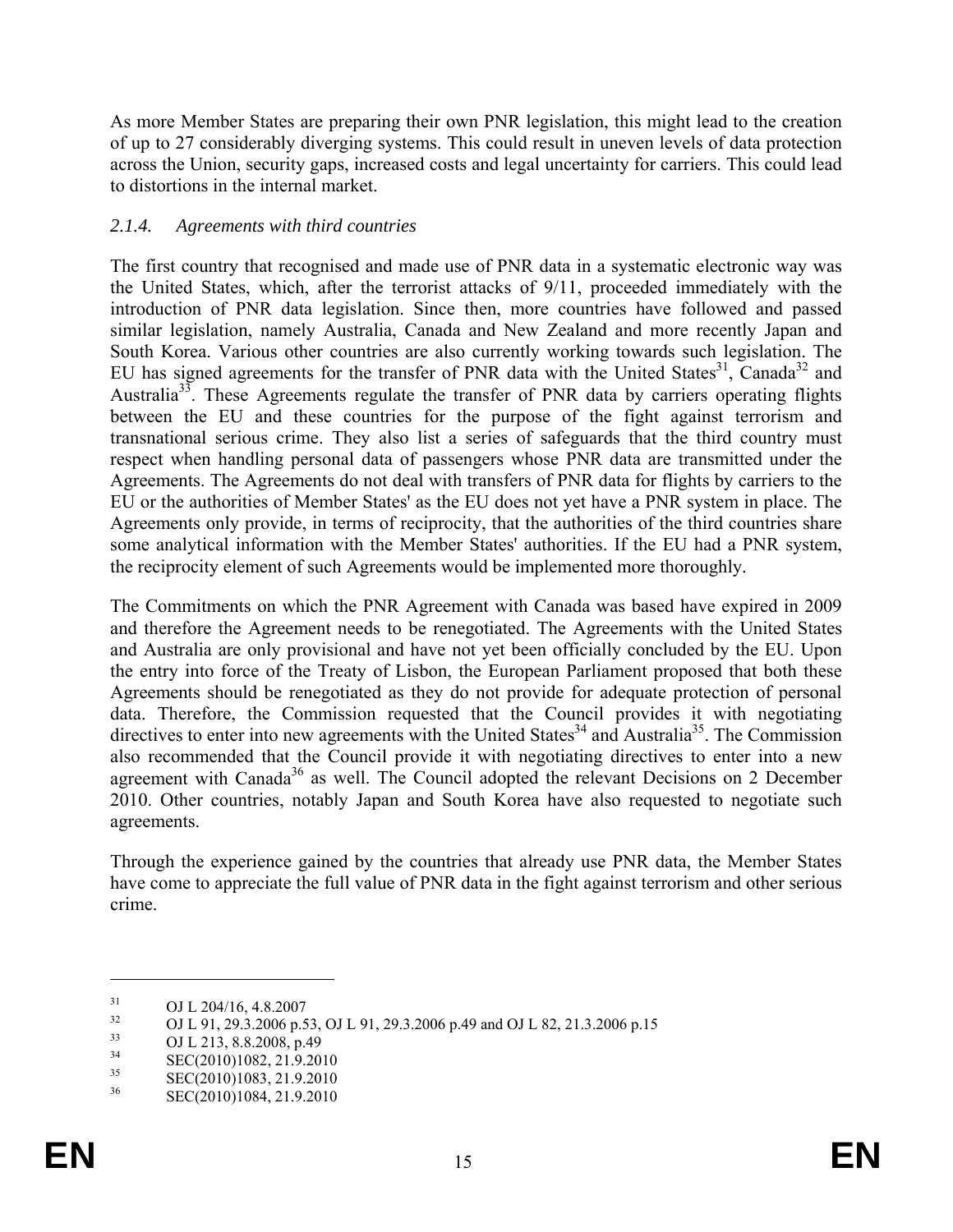As more Member States are preparing their own PNR legislation, this might lead to the creation of up to 27 considerably diverging systems. This could result in uneven levels of data protection across the Union, security gaps, increased costs and legal uncertainty for carriers. This could lead to distortions in the internal market.

#### *2.1.4. Agreements with third countries*

The first country that recognised and made use of PNR data in a systematic electronic way was the United States, which, after the terrorist attacks of 9/11, proceeded immediately with the introduction of PNR data legislation. Since then, more countries have followed and passed similar legislation, namely Australia, Canada and New Zealand and more recently Japan and South Korea. Various other countries are also currently working towards such legislation. The EU has signed agreements for the transfer of PNR data with the United States[31], Canada[32] and Australia[33]. These Agreements regulate the transfer of PNR data by carriers operating flights between the EU and these countries for the purpose of the fight against terrorism and transnational serious crime. They also list a series of safeguards that the third country must respect when handling personal data of passengers whose PNR data are transmitted under the Agreements. The Agreements do not deal with transfers of PNR data for flights by carriers to the EU or the authorities of Member States' as the EU does not yet have a PNR system in place. The Agreements only provide, in terms of reciprocity, that the authorities of the third countries share some analytical information with the Member States' authorities. If the EU had a PNR system, the reciprocity element of such Agreements would be implemented more thoroughly.

The Commitments on which the PNR Agreement with Canada was based have expired in 2009 and therefore the Agreement needs to be renegotiated. The Agreements with the United States and Australia are only provisional and have not yet been officially concluded by the EU. Upon the entry into force of the Treaty of Lisbon, the European Parliament proposed that both these Agreements should be renegotiated as they do not provide for adequate protection of personal data. Therefore, the Commission requested that the Council provides it with negotiating directives to enter into new agreements with the United States[34] and Australia[35]. The Commission also recommended that the Council provide it with negotiating directives to enter into a new agreement with Canada[36] as well. The Council adopted the relevant Decisions on 2 December 2010. Other countries, notably Japan and South Korea have also requested to negotiate such agreements.

Through the experience gained by the countries that already use PNR data, the Member States have come to appreciate the full value of PNR data in the fight against terrorism and other serious crime.

---

[31] OJ L 204/16, 4.8.2007

[32] OJ L 91, 29.3.2006 p.53, OJ L 91, 29.3.2006 p.49 and OJ L 82, 21.3.2006 p.15

[33] OJ L 213, 8.8.2008, p.49

[34] SEC(2010)1082, 21.9.2010

[35] SEC(2010)1083, 21.9.2010

[36] SEC(2010)1084, 21.9.2010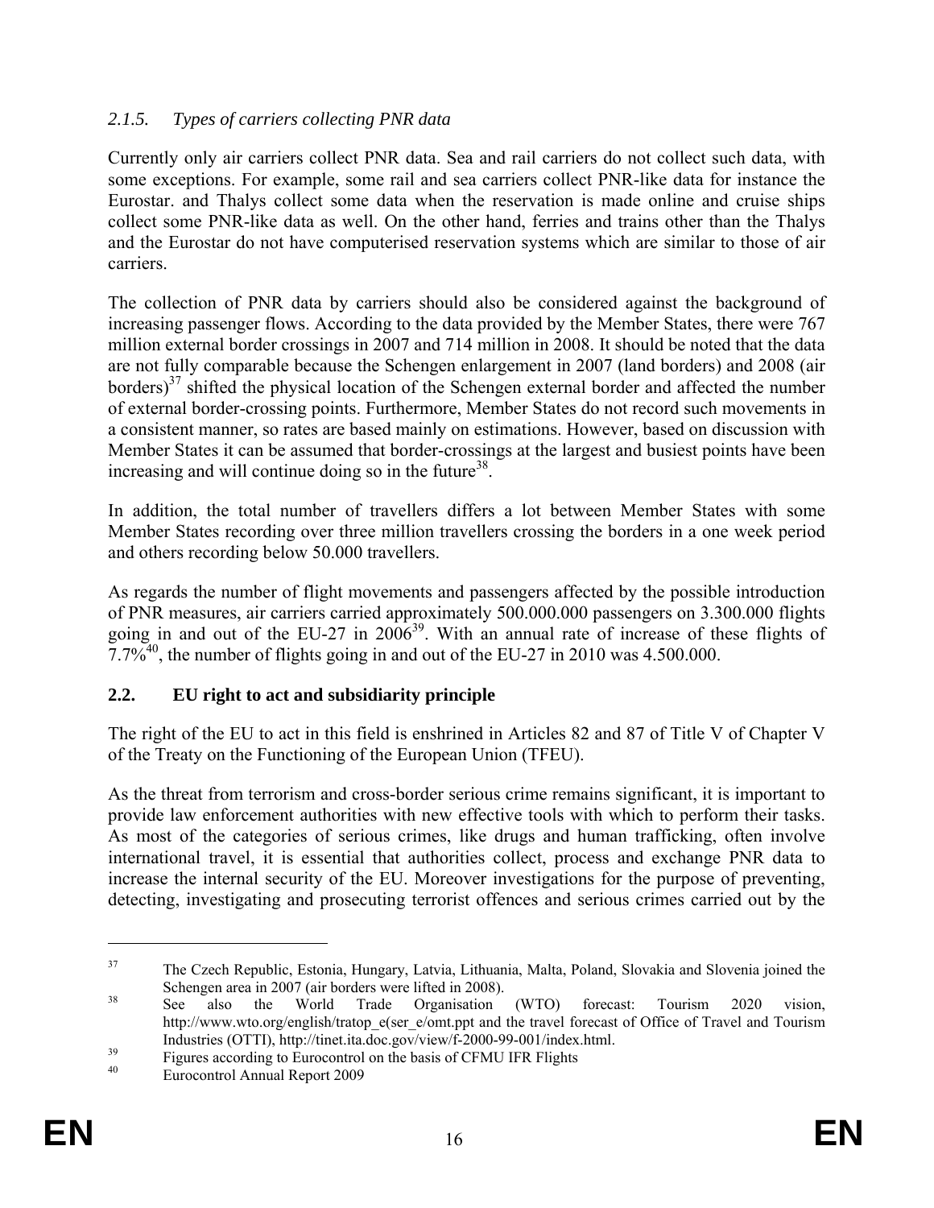### 2.1.5. *Types of carriers collecting PNR data*

Currently only air carriers collect PNR data. Sea and rail carriers do not collect such data, with some exceptions. For example, some rail and sea carriers collect PNR-like data for instance the Eurostar. and Thalys collect some data when the reservation is made online and cruise ships collect some PNR-like data as well. On the other hand, ferries and trains other than the Thalys and the Eurostar do not have computerised reservation systems which are similar to those of air carriers.

The collection of PNR data by carriers should also be considered against the background of increasing passenger flows. According to the data provided by the Member States, there were 767 million external border crossings in 2007 and 714 million in 2008. It should be noted that the data are not fully comparable because the Schengen enlargement in 2007 (land borders) and 2008 (air borders)[37] shifted the physical location of the Schengen external border and affected the number of external border-crossing points. Furthermore, Member States do not record such movements in a consistent manner, so rates are based mainly on estimations. However, based on discussion with Member States it can be assumed that border-crossings at the largest and busiest points have been increasing and will continue doing so in the future[38].

In addition, the total number of travellers differs a lot between Member States with some Member States recording over three million travellers crossing the borders in a one week period and others recording below 50.000 travellers.

As regards the number of flight movements and passengers affected by the possible introduction of PNR measures, air carriers carried approximately 500.000.000 passengers on 3.300.000 flights going in and out of the EU-27 in 2006[39]. With an annual rate of increase of these flights of 7.7%[40], the number of flights going in and out of the EU-27 in 2010 was 4.500.000.

## 2.2. EU right to act and subsidiarity principle

The right of the EU to act in this field is enshrined in Articles 82 and 87 of Title V of Chapter V of the Treaty on the Functioning of the European Union (TFEU).

As the threat from terrorism and cross-border serious crime remains significant, it is important to provide law enforcement authorities with new effective tools with which to perform their tasks. As most of the categories of serious crimes, like drugs and human trafficking, often involve international travel, it is essential that authorities collect, process and exchange PNR data to increase the internal security of the EU. Moreover investigations for the purpose of preventing, detecting, investigating and prosecuting terrorist offences and serious crimes carried out by the

---

[37] The Czech Republic, Estonia, Hungary, Latvia, Lithuania, Malta, Poland, Slovakia and Slovenia joined the Schengen area in 2007 (air borders were lifted in 2008).

[38] See also the World Trade Organisation (WTO) forecast: Tourism 2020 vision, http://www.wto.org/english/tratop_e(ser_e/omt.ppt and the travel forecast of Office of Travel and Tourism Industries (OTTI), http://tinet.ita.doc.gov/view/f-2000-99-001/index.html.

[39] Figures according to Eurocontrol on the basis of CFMU IFR Flights

[40] Eurocontrol Annual Report 2009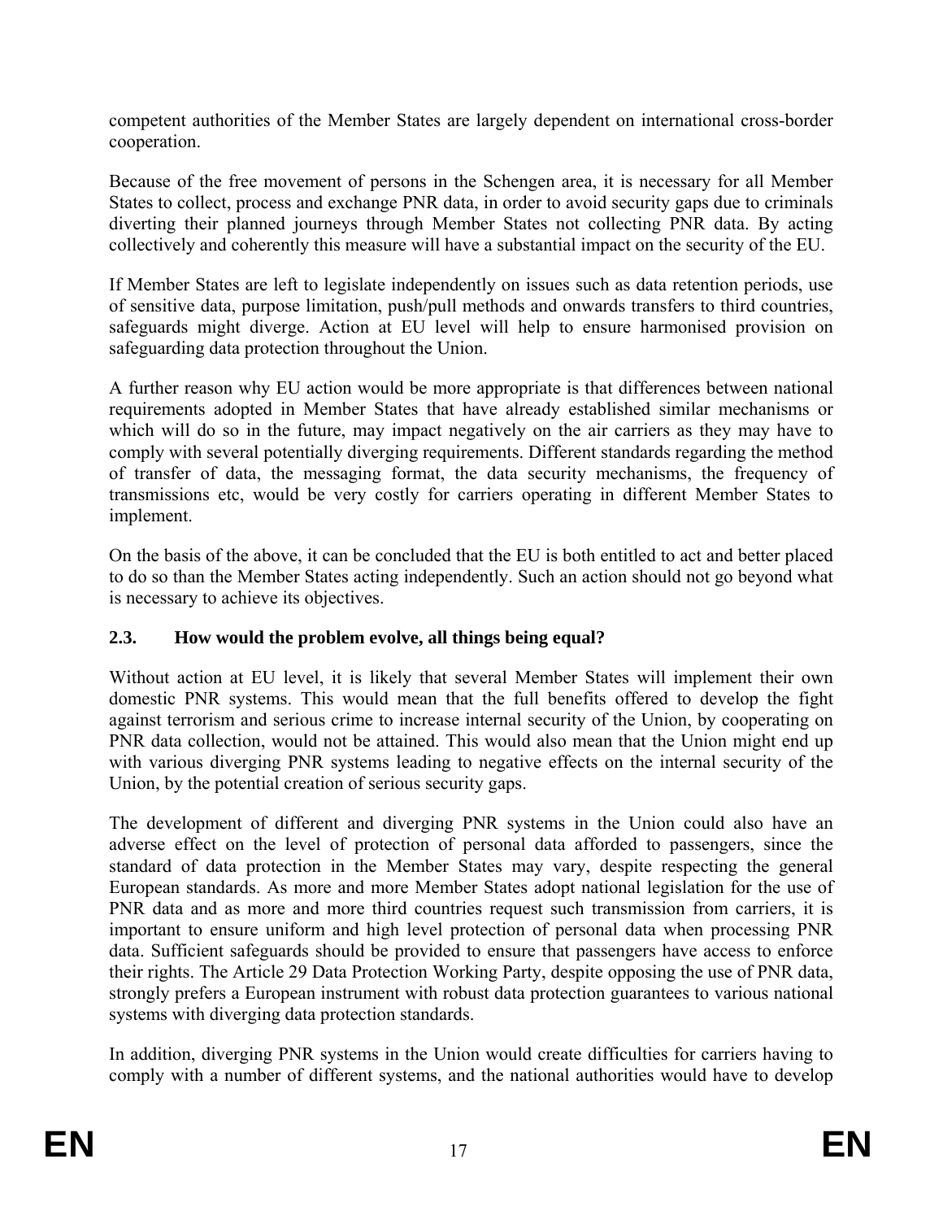competent authorities of the Member States are largely dependent on international cross-border cooperation.

Because of the free movement of persons in the Schengen area, it is necessary for all Member States to collect, process and exchange PNR data, in order to avoid security gaps due to criminals diverting their planned journeys through Member States not collecting PNR data. By acting collectively and coherently this measure will have a substantial impact on the security of the EU.

If Member States are left to legislate independently on issues such as data retention periods, use of sensitive data, purpose limitation, push/pull methods and onwards transfers to third countries, safeguards might diverge. Action at EU level will help to ensure harmonised provision on safeguarding data protection throughout the Union.

A further reason why EU action would be more appropriate is that differences between national requirements adopted in Member States that have already established similar mechanisms or which will do so in the future, may impact negatively on the air carriers as they may have to comply with several potentially diverging requirements. Different standards regarding the method of transfer of data, the messaging format, the data security mechanisms, the frequency of transmissions etc, would be very costly for carriers operating in different Member States to implement.

On the basis of the above, it can be concluded that the EU is both entitled to act and better placed to do so than the Member States acting independently. Such an action should not go beyond what is necessary to achieve its objectives.

### 2.3. How would the problem evolve, all things being equal?

Without action at EU level, it is likely that several Member States will implement their own domestic PNR systems. This would mean that the full benefits offered to develop the fight against terrorism and serious crime to increase internal security of the Union, by cooperating on PNR data collection, would not be attained. This would also mean that the Union might end up with various diverging PNR systems leading to negative effects on the internal security of the Union, by the potential creation of serious security gaps.

The development of different and diverging PNR systems in the Union could also have an adverse effect on the level of protection of personal data afforded to passengers, since the standard of data protection in the Member States may vary, despite respecting the general European standards. As more and more Member States adopt national legislation for the use of PNR data and as more and more third countries request such transmission from carriers, it is important to ensure uniform and high level protection of personal data when processing PNR data. Sufficient safeguards should be provided to ensure that passengers have access to enforce their rights. The Article 29 Data Protection Working Party, despite opposing the use of PNR data, strongly prefers a European instrument with robust data protection guarantees to various national systems with diverging data protection standards.

In addition, diverging PNR systems in the Union would create difficulties for carriers having to comply with a number of different systems, and the national authorities would have to develop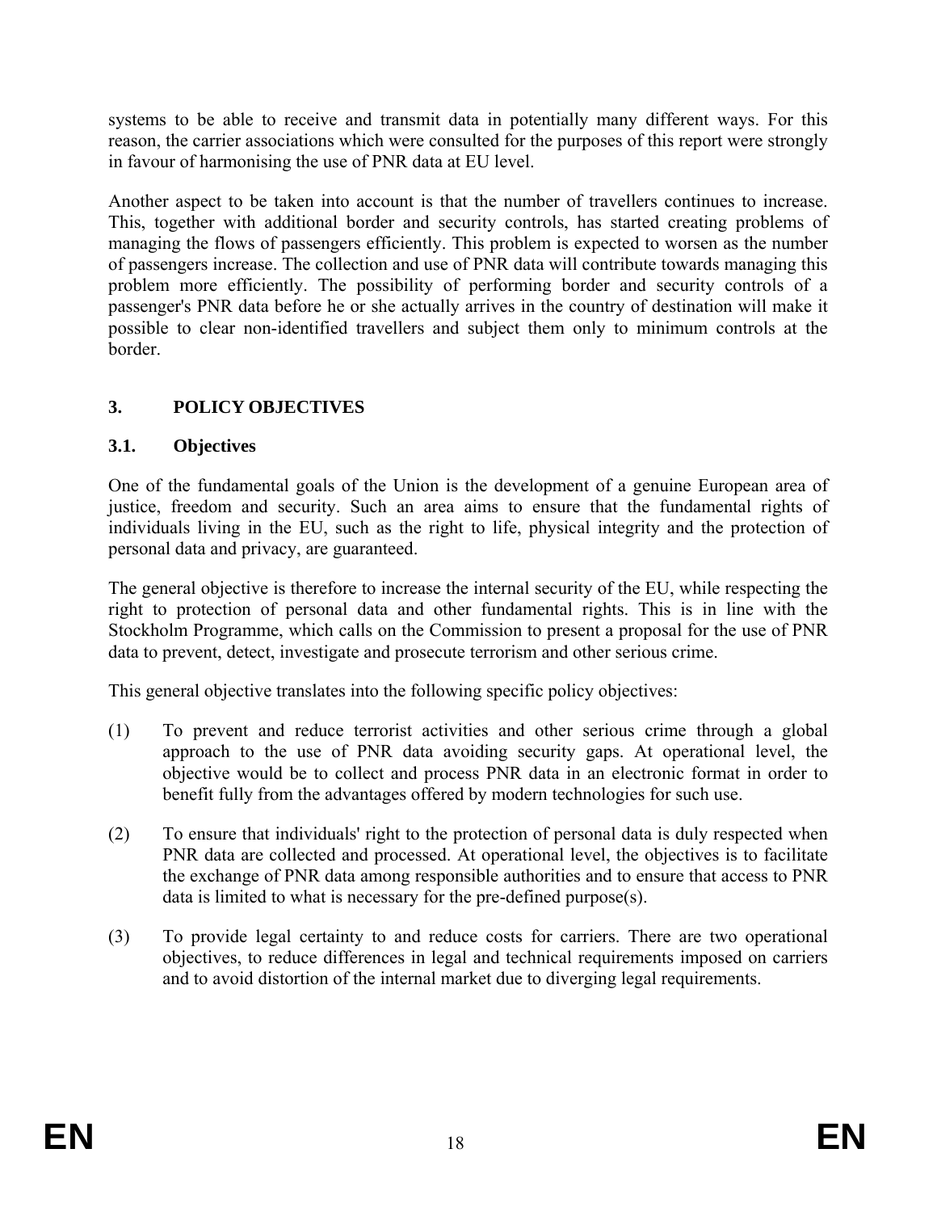systems to be able to receive and transmit data in potentially many different ways. For this reason, the carrier associations which were consulted for the purposes of this report were strongly in favour of harmonising the use of PNR data at EU level.

Another aspect to be taken into account is that the number of travellers continues to increase. This, together with additional border and security controls, has started creating problems of managing the flows of passengers efficiently. This problem is expected to worsen as the number of passengers increase. The collection and use of PNR data will contribute towards managing this problem more efficiently. The possibility of performing border and security controls of a passenger's PNR data before he or she actually arrives in the country of destination will make it possible to clear non-identified travellers and subject them only to minimum controls at the border.

## 3. POLICY OBJECTIVES

### 3.1. Objectives

One of the fundamental goals of the Union is the development of a genuine European area of justice, freedom and security. Such an area aims to ensure that the fundamental rights of individuals living in the EU, such as the right to life, physical integrity and the protection of personal data and privacy, are guaranteed.

The general objective is therefore to increase the internal security of the EU, while respecting the right to protection of personal data and other fundamental rights. This is in line with the Stockholm Programme, which calls on the Commission to present a proposal for the use of PNR data to prevent, detect, investigate and prosecute terrorism and other serious crime.

This general objective translates into the following specific policy objectives:

(1) To prevent and reduce terrorist activities and other serious crime through a global approach to the use of PNR data avoiding security gaps. At operational level, the objective would be to collect and process PNR data in an electronic format in order to benefit fully from the advantages offered by modern technologies for such use.

(2) To ensure that individuals' right to the protection of personal data is duly respected when PNR data are collected and processed. At operational level, the objectives is to facilitate the exchange of PNR data among responsible authorities and to ensure that access to PNR data is limited to what is necessary for the pre-defined purpose(s).

(3) To provide legal certainty to and reduce costs for carriers. There are two operational objectives, to reduce differences in legal and technical requirements imposed on carriers and to avoid distortion of the internal market due to diverging legal requirements.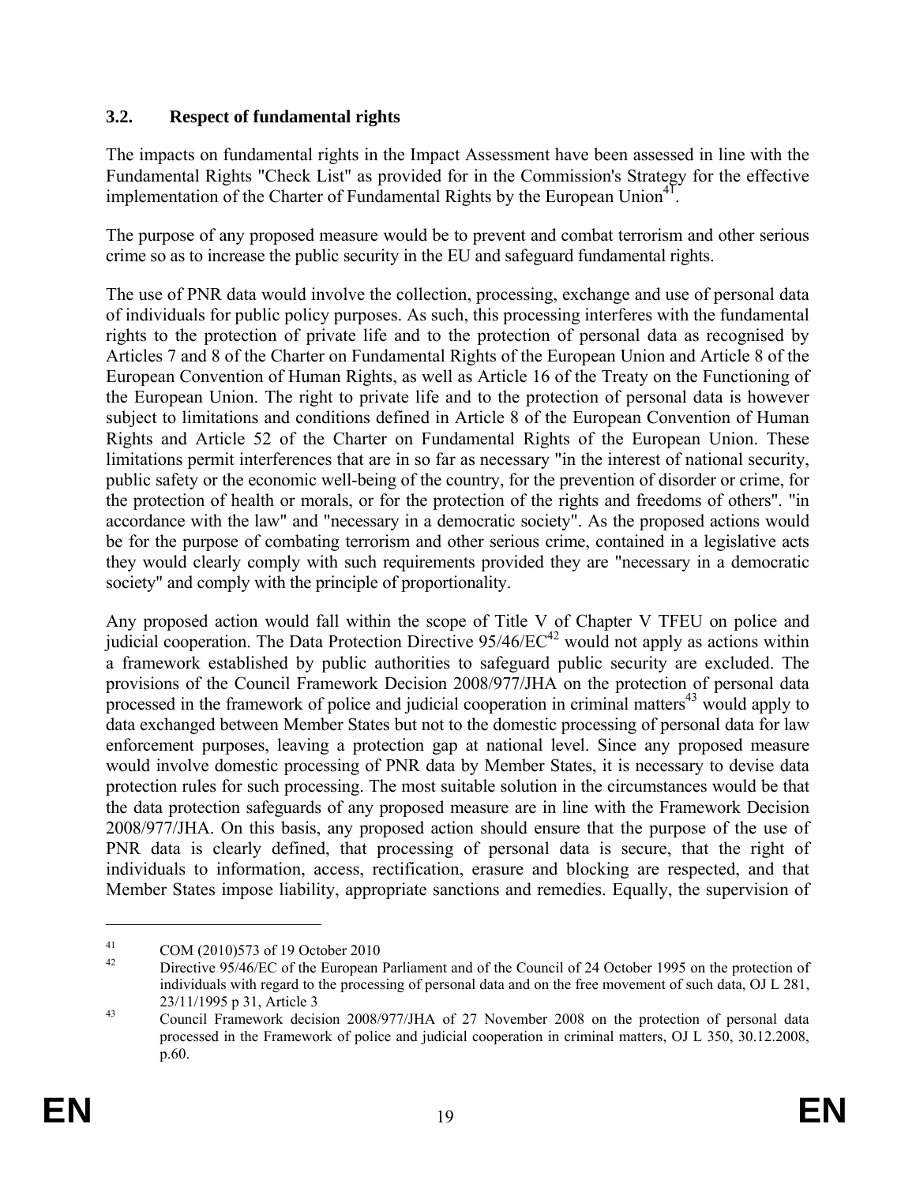### 3.2. Respect of fundamental rights

The impacts on fundamental rights in the Impact Assessment have been assessed in line with the Fundamental Rights "Check List" as provided for in the Commission's Strategy for the effective implementation of the Charter of Fundamental Rights by the European Union[41].

The purpose of any proposed measure would be to prevent and combat terrorism and other serious crime so as to increase the public security in the EU and safeguard fundamental rights.

The use of PNR data would involve the collection, processing, exchange and use of personal data of individuals for public policy purposes. As such, this processing interferes with the fundamental rights to the protection of private life and to the protection of personal data as recognised by Articles 7 and 8 of the Charter on Fundamental Rights of the European Union and Article 8 of the European Convention of Human Rights, as well as Article 16 of the Treaty on the Functioning of the European Union. The right to private life and to the protection of personal data is however subject to limitations and conditions defined in Article 8 of the European Convention of Human Rights and Article 52 of the Charter on Fundamental Rights of the European Union. These limitations permit interferences that are in so far as necessary "in the interest of national security, public safety or the economic well-being of the country, for the prevention of disorder or crime, for the protection of health or morals, or for the protection of the rights and freedoms of others". "in accordance with the law" and "necessary in a democratic society". As the proposed actions would be for the purpose of combating terrorism and other serious crime, contained in a legislative acts they would clearly comply with such requirements provided they are "necessary in a democratic society" and comply with the principle of proportionality.

Any proposed action would fall within the scope of Title V of Chapter V TFEU on police and judicial cooperation. The Data Protection Directive 95/46/EC[42] would not apply as actions within a framework established by public authorities to safeguard public security are excluded. The provisions of the Council Framework Decision 2008/977/JHA on the protection of personal data processed in the framework of police and judicial cooperation in criminal matters[43] would apply to data exchanged between Member States but not to the domestic processing of personal data for law enforcement purposes, leaving a protection gap at national level. Since any proposed measure would involve domestic processing of PNR data by Member States, it is necessary to devise data protection rules for such processing. The most suitable solution in the circumstances would be that the data protection safeguards of any proposed measure are in line with the Framework Decision 2008/977/JHA. On this basis, any proposed action should ensure that the purpose of the use of PNR data is clearly defined, that processing of personal data is secure, that the right of individuals to information, access, rectification, erasure and blocking are respected, and that Member States impose liability, appropriate sanctions and remedies. Equally, the supervision of

---

[41] COM (2010)573 of 19 October 2010

[42] Directive 95/46/EC of the European Parliament and of the Council of 24 October 1995 on the protection of individuals with regard to the processing of personal data and on the free movement of such data, OJ L 281, 23/11/1995 p 31, Article 3

[43] Council Framework decision 2008/977/JHA of 27 November 2008 on the protection of personal data processed in the Framework of police and judicial cooperation in criminal matters, OJ L 350, 30.12.2008, p.60.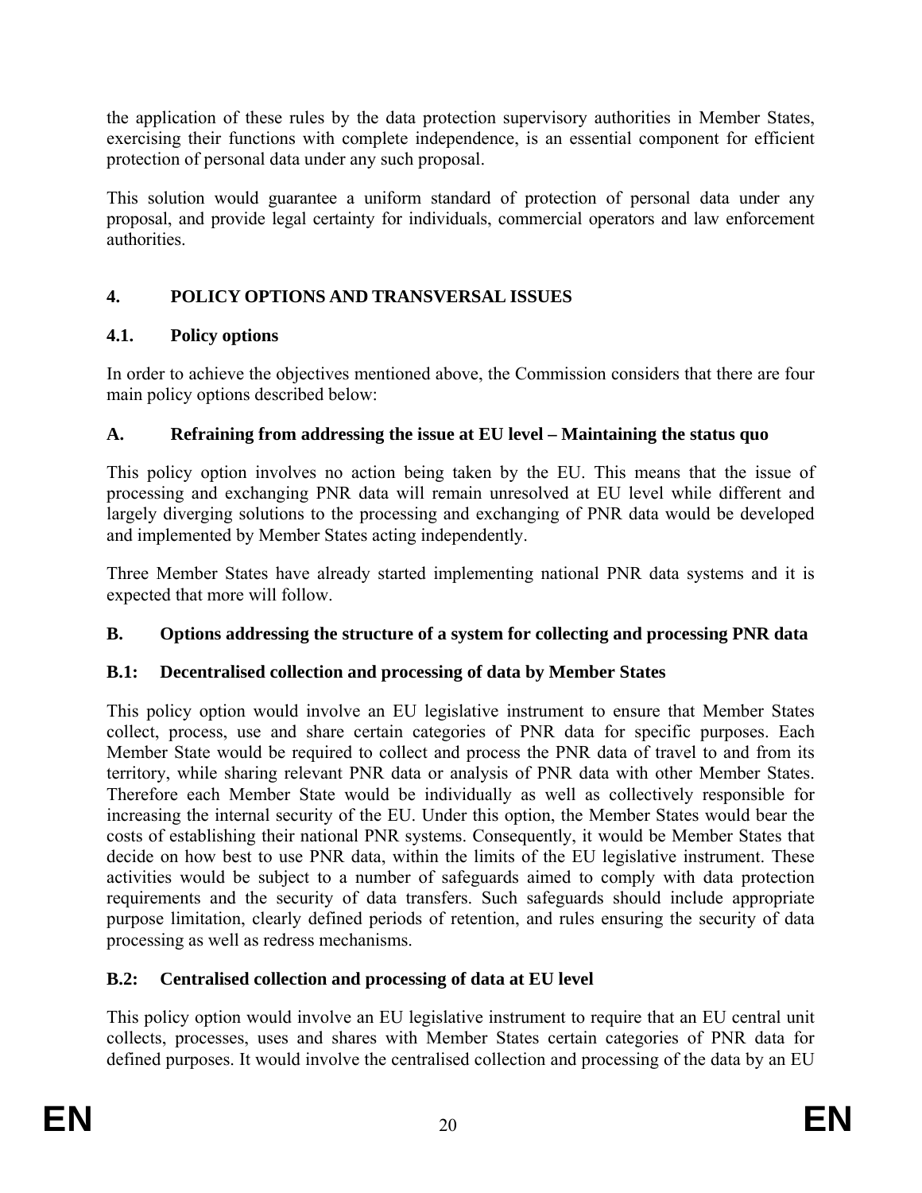the application of these rules by the data protection supervisory authorities in Member States, exercising their functions with complete independence, is an essential component for efficient protection of personal data under any such proposal.

This solution would guarantee a uniform standard of protection of personal data under any proposal, and provide legal certainty for individuals, commercial operators and law enforcement authorities.

## 4. POLICY OPTIONS AND TRANSVERSAL ISSUES

### 4.1. Policy options

In order to achieve the objectives mentioned above, the Commission considers that there are four main policy options described below:

### A. Refraining from addressing the issue at EU level – Maintaining the status quo

This policy option involves no action being taken by the EU. This means that the issue of processing and exchanging PNR data will remain unresolved at EU level while different and largely diverging solutions to the processing and exchanging of PNR data would be developed and implemented by Member States acting independently.

Three Member States have already started implementing national PNR data systems and it is expected that more will follow.

### B. Options addressing the structure of a system for collecting and processing PNR data

### B.1: Decentralised collection and processing of data by Member States

This policy option would involve an EU legislative instrument to ensure that Member States collect, process, use and share certain categories of PNR data for specific purposes. Each Member State would be required to collect and process the PNR data of travel to and from its territory, while sharing relevant PNR data or analysis of PNR data with other Member States. Therefore each Member State would be individually as well as collectively responsible for increasing the internal security of the EU. Under this option, the Member States would bear the costs of establishing their national PNR systems. Consequently, it would be Member States that decide on how best to use PNR data, within the limits of the EU legislative instrument. These activities would be subject to a number of safeguards aimed to comply with data protection requirements and the security of data transfers. Such safeguards should include appropriate purpose limitation, clearly defined periods of retention, and rules ensuring the security of data processing as well as redress mechanisms.

### B.2: Centralised collection and processing of data at EU level

This policy option would involve an EU legislative instrument to require that an EU central unit collects, processes, uses and shares with Member States certain categories of PNR data for defined purposes. It would involve the centralised collection and processing of the data by an EU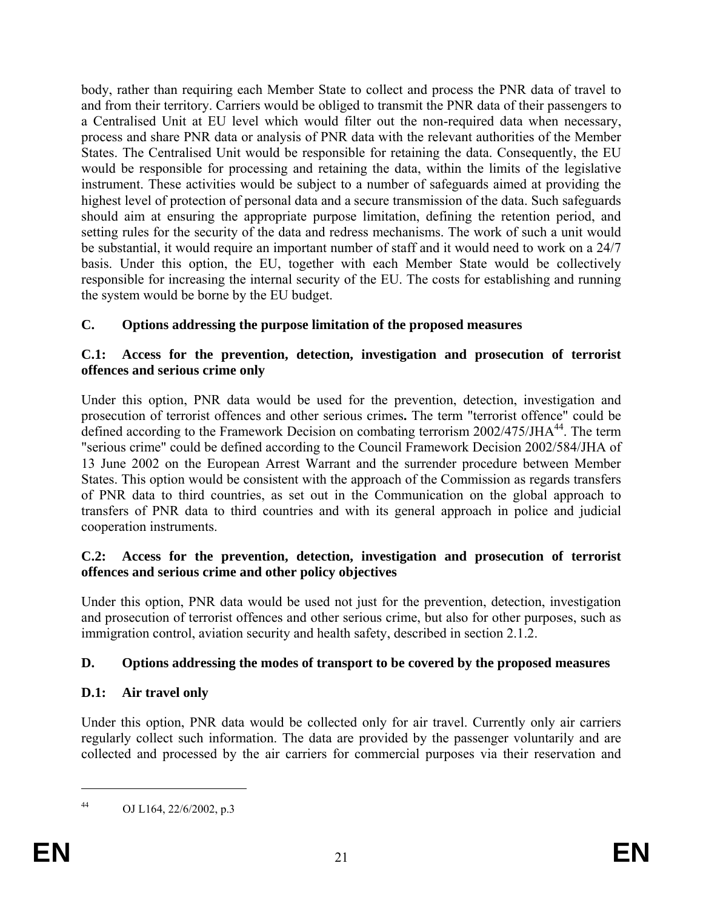body, rather than requiring each Member State to collect and process the PNR data of travel to and from their territory. Carriers would be obliged to transmit the PNR data of their passengers to a Centralised Unit at EU level which would filter out the non-required data when necessary, process and share PNR data or analysis of PNR data with the relevant authorities of the Member States. The Centralised Unit would be responsible for retaining the data. Consequently, the EU would be responsible for processing and retaining the data, within the limits of the legislative instrument. These activities would be subject to a number of safeguards aimed at providing the highest level of protection of personal data and a secure transmission of the data. Such safeguards should aim at ensuring the appropriate purpose limitation, defining the retention period, and setting rules for the security of the data and redress mechanisms. The work of such a unit would be substantial, it would require an important number of staff and it would need to work on a 24/7 basis. Under this option, the EU, together with each Member State would be collectively responsible for increasing the internal security of the EU. The costs for establishing and running the system would be borne by the EU budget.

## C. Options addressing the purpose limitation of the proposed measures

### C.1: Access for the prevention, detection, investigation and prosecution of terrorist offences and serious crime only

Under this option, PNR data would be used for the prevention, detection, investigation and prosecution of terrorist offences and other serious crimes**.** The term "terrorist offence" could be defined according to the Framework Decision on combating terrorism 2002/475/JHA[44]. The term "serious crime" could be defined according to the Council Framework Decision 2002/584/JHA of 13 June 2002 on the European Arrest Warrant and the surrender procedure between Member States. This option would be consistent with the approach of the Commission as regards transfers of PNR data to third countries, as set out in the Communication on the global approach to transfers of PNR data to third countries and with its general approach in police and judicial cooperation instruments.

### C.2: Access for the prevention, detection, investigation and prosecution of terrorist offences and serious crime and other policy objectives

Under this option, PNR data would be used not just for the prevention, detection, investigation and prosecution of terrorist offences and other serious crime, but also for other purposes, such as immigration control, aviation security and health safety, described in section 2.1.2.

## D. Options addressing the modes of transport to be covered by the proposed measures

### D.1: Air travel only

Under this option, PNR data would be collected only for air travel. Currently only air carriers regularly collect such information. The data are provided by the passenger voluntarily and are collected and processed by the air carriers for commercial purposes via their reservation and

---

[44] OJ L164, 22/6/2002, p.3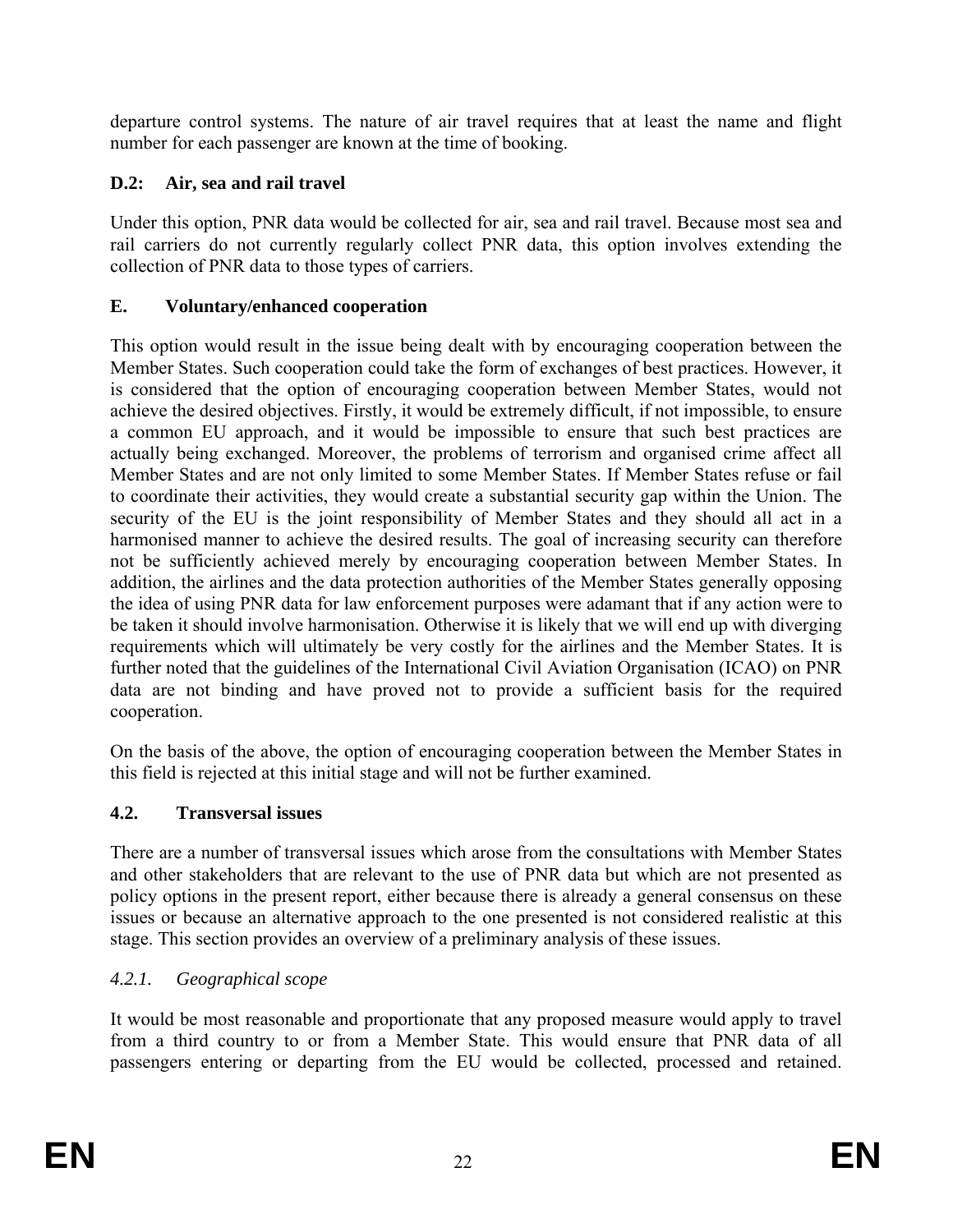departure control systems. The nature of air travel requires that at least the name and flight number for each passenger are known at the time of booking.

### D.2: Air, sea and rail travel

Under this option, PNR data would be collected for air, sea and rail travel. Because most sea and rail carriers do not currently regularly collect PNR data, this option involves extending the collection of PNR data to those types of carriers.

### E. Voluntary/enhanced cooperation

This option would result in the issue being dealt with by encouraging cooperation between the Member States. Such cooperation could take the form of exchanges of best practices. However, it is considered that the option of encouraging cooperation between Member States, would not achieve the desired objectives. Firstly, it would be extremely difficult, if not impossible, to ensure a common EU approach, and it would be impossible to ensure that such best practices are actually being exchanged. Moreover, the problems of terrorism and organised crime affect all Member States and are not only limited to some Member States. If Member States refuse or fail to coordinate their activities, they would create a substantial security gap within the Union. The security of the EU is the joint responsibility of Member States and they should all act in a harmonised manner to achieve the desired results. The goal of increasing security can therefore not be sufficiently achieved merely by encouraging cooperation between Member States. In addition, the airlines and the data protection authorities of the Member States generally opposing the idea of using PNR data for law enforcement purposes were adamant that if any action were to be taken it should involve harmonisation. Otherwise it is likely that we will end up with diverging requirements which will ultimately be very costly for the airlines and the Member States. It is further noted that the guidelines of the International Civil Aviation Organisation (ICAO) on PNR data are not binding and have proved not to provide a sufficient basis for the required cooperation.

On the basis of the above, the option of encouraging cooperation between the Member States in this field is rejected at this initial stage and will not be further examined.

## 4.2. Transversal issues

There are a number of transversal issues which arose from the consultations with Member States and other stakeholders that are relevant to the use of PNR data but which are not presented as policy options in the present report, either because there is already a general consensus on these issues or because an alternative approach to the one presented is not considered realistic at this stage. This section provides an overview of a preliminary analysis of these issues.

### *4.2.1. Geographical scope*

It would be most reasonable and proportionate that any proposed measure would apply to travel from a third country to or from a Member State. This would ensure that PNR data of all passengers entering or departing from the EU would be collected, processed and retained.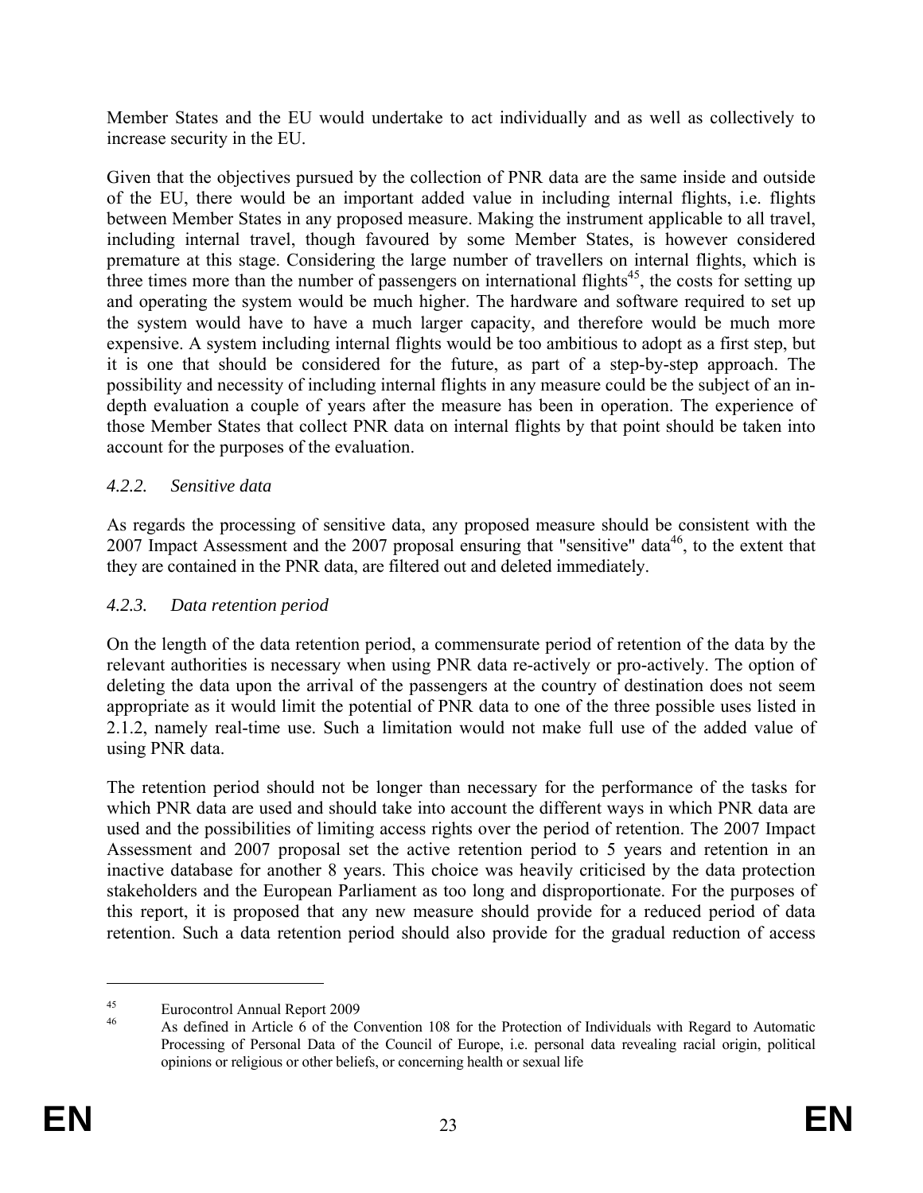Member States and the EU would undertake to act individually and as well as collectively to increase security in the EU.

Given that the objectives pursued by the collection of PNR data are the same inside and outside of the EU, there would be an important added value in including internal flights, i.e. flights between Member States in any proposed measure. Making the instrument applicable to all travel, including internal travel, though favoured by some Member States, is however considered premature at this stage. Considering the large number of travellers on internal flights, which is three times more than the number of passengers on international flights[45], the costs for setting up and operating the system would be much higher. The hardware and software required to set up the system would have to have a much larger capacity, and therefore would be much more expensive. A system including internal flights would be too ambitious to adopt as a first step, but it is one that should be considered for the future, as part of a step-by-step approach. The possibility and necessity of including internal flights in any measure could be the subject of an in-depth evaluation a couple of years after the measure has been in operation. The experience of those Member States that collect PNR data on internal flights by that point should be taken into account for the purposes of the evaluation.

### *4.2.2. Sensitive data*

As regards the processing of sensitive data, any proposed measure should be consistent with the 2007 Impact Assessment and the 2007 proposal ensuring that "sensitive" data[46], to the extent that they are contained in the PNR data, are filtered out and deleted immediately.

### *4.2.3. Data retention period*

On the length of the data retention period, a commensurate period of retention of the data by the relevant authorities is necessary when using PNR data re-actively or pro-actively. The option of deleting the data upon the arrival of the passengers at the country of destination does not seem appropriate as it would limit the potential of PNR data to one of the three possible uses listed in 2.1.2, namely real-time use. Such a limitation would not make full use of the added value of using PNR data.

The retention period should not be longer than necessary for the performance of the tasks for which PNR data are used and should take into account the different ways in which PNR data are used and the possibilities of limiting access rights over the period of retention. The 2007 Impact Assessment and 2007 proposal set the active retention period to 5 years and retention in an inactive database for another 8 years. This choice was heavily criticised by the data protection stakeholders and the European Parliament as too long and disproportionate. For the purposes of this report, it is proposed that any new measure should provide for a reduced period of data retention. Such a data retention period should also provide for the gradual reduction of access

---

[45] Eurocontrol Annual Report 2009

[46] As defined in Article 6 of the Convention 108 for the Protection of Individuals with Regard to Automatic Processing of Personal Data of the Council of Europe, i.e. personal data revealing racial origin, political opinions or religious or other beliefs, or concerning health or sexual life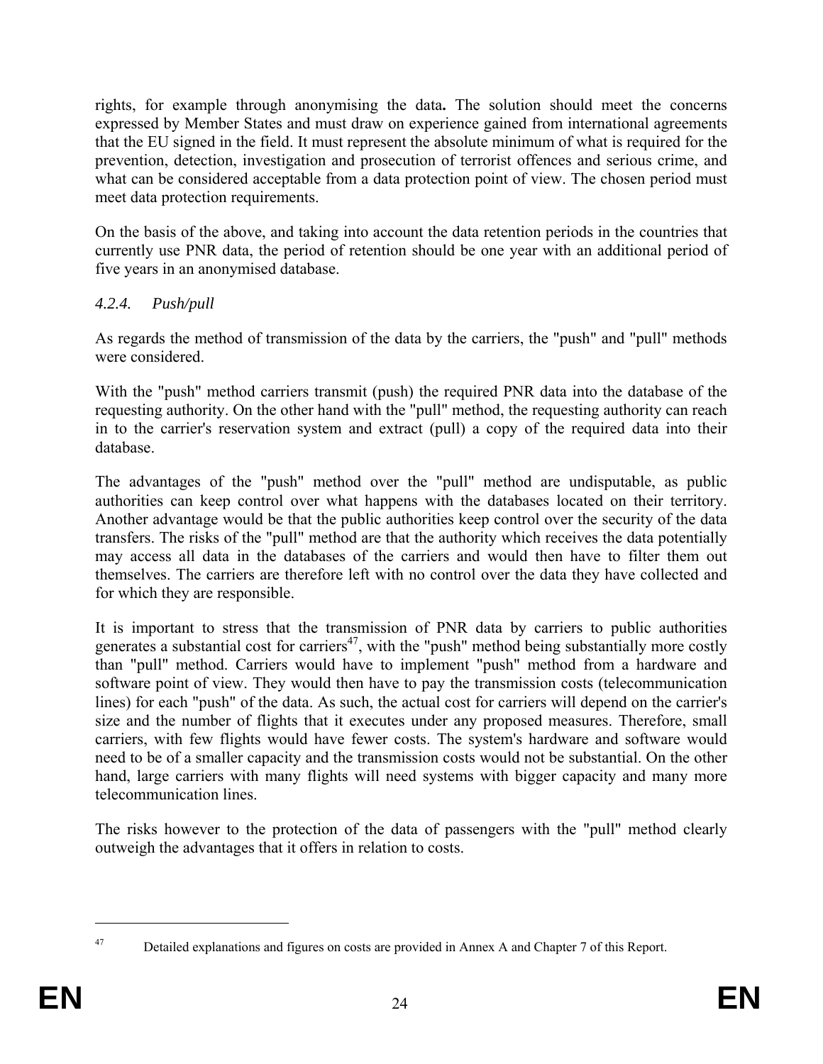rights, for example through anonymising the data**.** The solution should meet the concerns expressed by Member States and must draw on experience gained from international agreements that the EU signed in the field. It must represent the absolute minimum of what is required for the prevention, detection, investigation and prosecution of terrorist offences and serious crime, and what can be considered acceptable from a data protection point of view. The chosen period must meet data protection requirements.

On the basis of the above, and taking into account the data retention periods in the countries that currently use PNR data, the period of retention should be one year with an additional period of five years in an anonymised database.

#### *4.2.4. Push/pull*

As regards the method of transmission of the data by the carriers, the "push" and "pull" methods were considered.

With the "push" method carriers transmit (push) the required PNR data into the database of the requesting authority. On the other hand with the "pull" method, the requesting authority can reach in to the carrier's reservation system and extract (pull) a copy of the required data into their database.

The advantages of the "push" method over the "pull" method are undisputable, as public authorities can keep control over what happens with the databases located on their territory. Another advantage would be that the public authorities keep control over the security of the data transfers. The risks of the "pull" method are that the authority which receives the data potentially may access all data in the databases of the carriers and would then have to filter them out themselves. The carriers are therefore left with no control over the data they have collected and for which they are responsible.

It is important to stress that the transmission of PNR data by carriers to public authorities generates a substantial cost for carriers[47], with the "push" method being substantially more costly than "pull" method. Carriers would have to implement "push" method from a hardware and software point of view. They would then have to pay the transmission costs (telecommunication lines) for each "push" of the data. As such, the actual cost for carriers will depend on the carrier's size and the number of flights that it executes under any proposed measures. Therefore, small carriers, with few flights would have fewer costs. The system's hardware and software would need to be of a smaller capacity and the transmission costs would not be substantial. On the other hand, large carriers with many flights will need systems with bigger capacity and many more telecommunication lines.

The risks however to the protection of the data of passengers with the "pull" method clearly outweigh the advantages that it offers in relation to costs.

---

[47] Detailed explanations and figures on costs are provided in Annex A and Chapter 7 of this Report.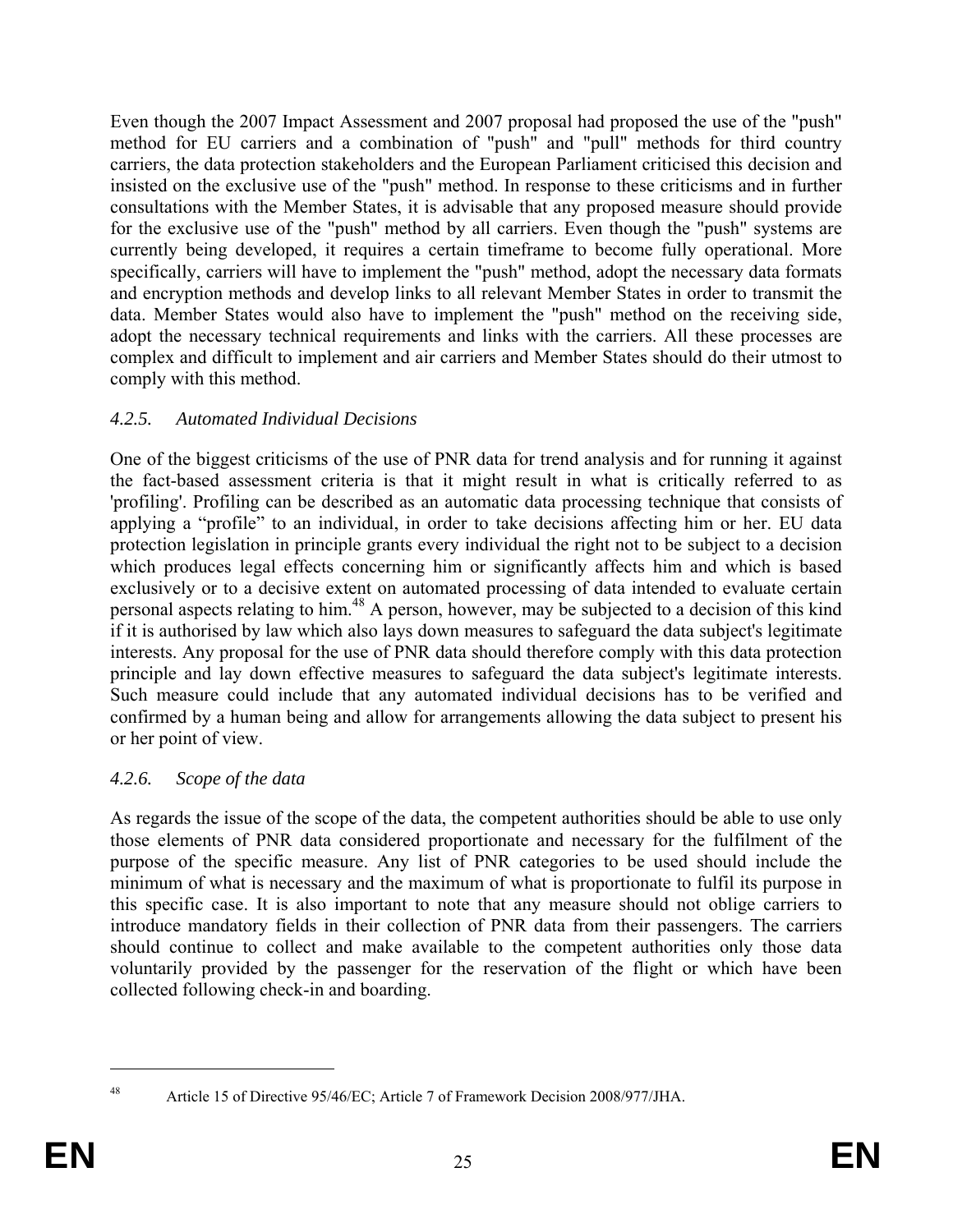Even though the 2007 Impact Assessment and 2007 proposal had proposed the use of the "push" method for EU carriers and a combination of "push" and "pull" methods for third country carriers, the data protection stakeholders and the European Parliament criticised this decision and insisted on the exclusive use of the "push" method. In response to these criticisms and in further consultations with the Member States, it is advisable that any proposed measure should provide for the exclusive use of the "push" method by all carriers. Even though the "push" systems are currently being developed, it requires a certain timeframe to become fully operational. More specifically, carriers will have to implement the "push" method, adopt the necessary data formats and encryption methods and develop links to all relevant Member States in order to transmit the data. Member States would also have to implement the "push" method on the receiving side, adopt the necessary technical requirements and links with the carriers. All these processes are complex and difficult to implement and air carriers and Member States should do their utmost to comply with this method.

#### *4.2.5. Automated Individual Decisions*

One of the biggest criticisms of the use of PNR data for trend analysis and for running it against the fact-based assessment criteria is that it might result in what is critically referred to as 'profiling'. Profiling can be described as an automatic data processing technique that consists of applying a "profile" to an individual, in order to take decisions affecting him or her. EU data protection legislation in principle grants every individual the right not to be subject to a decision which produces legal effects concerning him or significantly affects him and which is based exclusively or to a decisive extent on automated processing of data intended to evaluate certain personal aspects relating to him.[48] A person, however, may be subjected to a decision of this kind if it is authorised by law which also lays down measures to safeguard the data subject's legitimate interests. Any proposal for the use of PNR data should therefore comply with this data protection principle and lay down effective measures to safeguard the data subject's legitimate interests. Such measure could include that any automated individual decisions has to be verified and confirmed by a human being and allow for arrangements allowing the data subject to present his or her point of view.

#### *4.2.6. Scope of the data*

As regards the issue of the scope of the data, the competent authorities should be able to use only those elements of PNR data considered proportionate and necessary for the fulfilment of the purpose of the specific measure. Any list of PNR categories to be used should include the minimum of what is necessary and the maximum of what is proportionate to fulfil its purpose in this specific case. It is also important to note that any measure should not oblige carriers to introduce mandatory fields in their collection of PNR data from their passengers. The carriers should continue to collect and make available to the competent authorities only those data voluntarily provided by the passenger for the reservation of the flight or which have been collected following check-in and boarding.

---

[48] Article 15 of Directive 95/46/EC; Article 7 of Framework Decision 2008/977/JHA.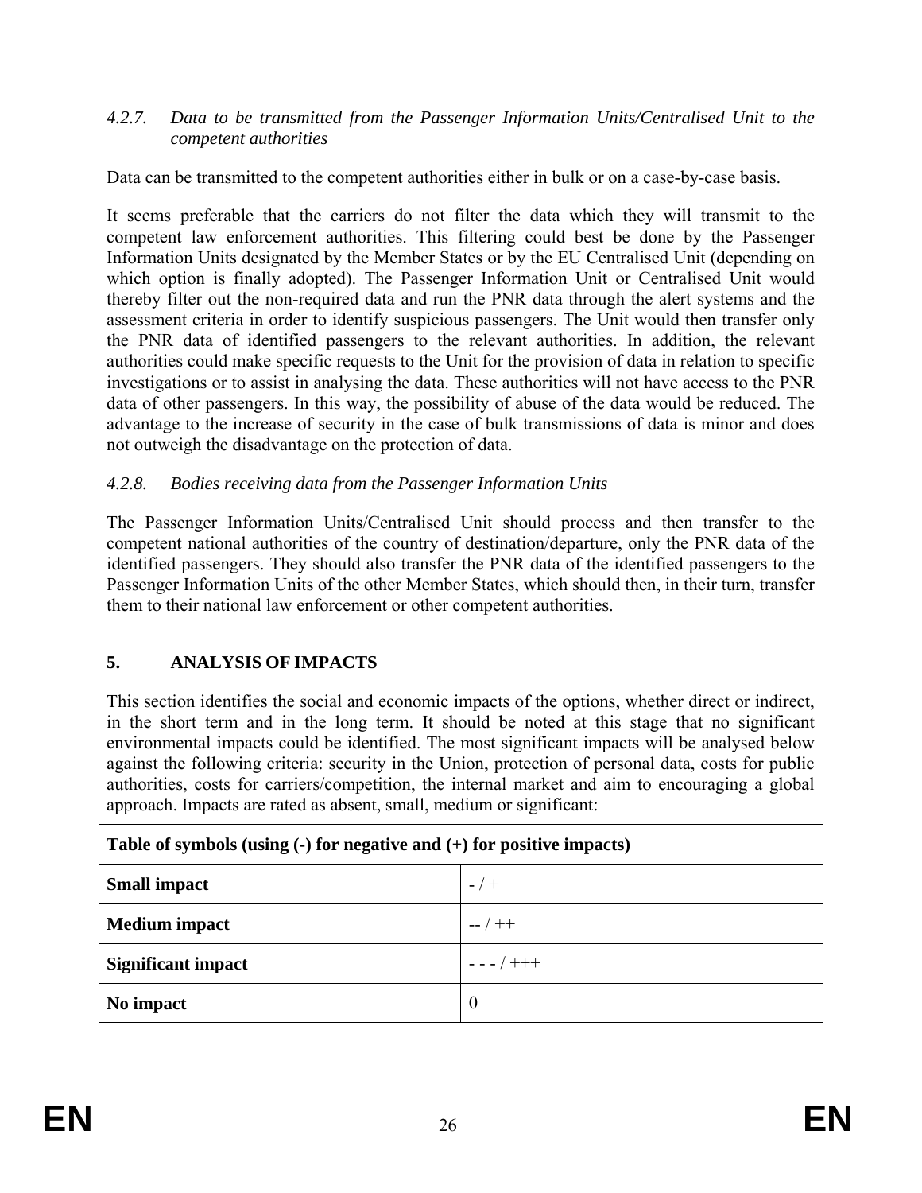#### *4.2.7. Data to be transmitted from the Passenger Information Units/Centralised Unit to the competent authorities*

Data can be transmitted to the competent authorities either in bulk or on a case-by-case basis.

It seems preferable that the carriers do not filter the data which they will transmit to the competent law enforcement authorities. This filtering could best be done by the Passenger Information Units designated by the Member States or by the EU Centralised Unit (depending on which option is finally adopted). The Passenger Information Unit or Centralised Unit would thereby filter out the non-required data and run the PNR data through the alert systems and the assessment criteria in order to identify suspicious passengers. The Unit would then transfer only the PNR data of identified passengers to the relevant authorities. In addition, the relevant authorities could make specific requests to the Unit for the provision of data in relation to specific investigations or to assist in analysing the data. These authorities will not have access to the PNR data of other passengers. In this way, the possibility of abuse of the data would be reduced. The advantage to the increase of security in the case of bulk transmissions of data is minor and does not outweigh the disadvantage on the protection of data.

#### *4.2.8. Bodies receiving data from the Passenger Information Units*

The Passenger Information Units/Centralised Unit should process and then transfer to the competent national authorities of the country of destination/departure, only the PNR data of the identified passengers. They should also transfer the PNR data of the identified passengers to the Passenger Information Units of the other Member States, which should then, in their turn, transfer them to their national law enforcement or other competent authorities.

## 5. ANALYSIS OF IMPACTS

This section identifies the social and economic impacts of the options, whether direct or indirect, in the short term and in the long term. It should be noted at this stage that no significant environmental impacts could be identified. The most significant impacts will be analysed below against the following criteria: security in the Union, protection of personal data, costs for public authorities, costs for carriers/competition, the internal market and aim to encouraging a global approach. Impacts are rated as absent, small, medium or significant:

| Table of symbols (using (-) for negative and (+) for positive impacts) | |
|---|---|
| **Small impact** | - / + |
| **Medium impact** | -- / ++ |
| **Significant impact** | - - - / +++ |
| **No impact** | 0 |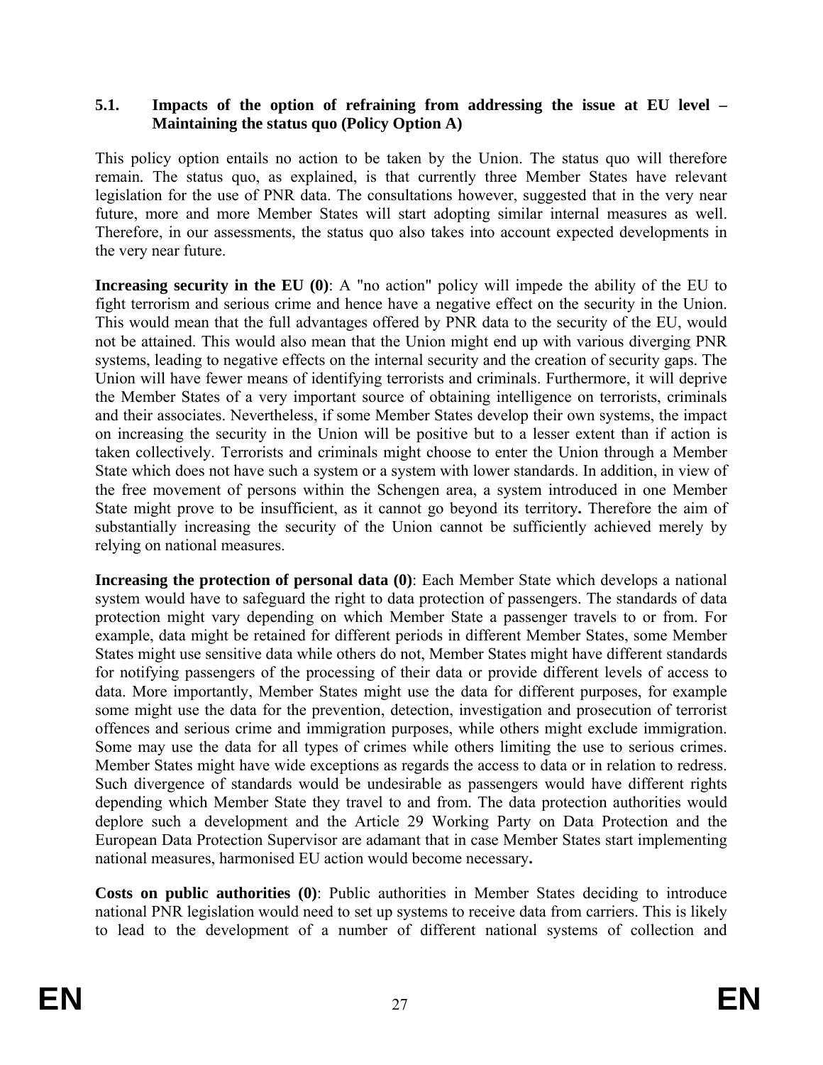### 5.1. Impacts of the option of refraining from addressing the issue at EU level – Maintaining the status quo (Policy Option A)

This policy option entails no action to be taken by the Union. The status quo will therefore remain. The status quo, as explained, is that currently three Member States have relevant legislation for the use of PNR data. The consultations however, suggested that in the very near future, more and more Member States will start adopting similar internal measures as well. Therefore, in our assessments, the status quo also takes into account expected developments in the very near future.

**Increasing security in the EU (0)**: A "no action" policy will impede the ability of the EU to fight terrorism and serious crime and hence have a negative effect on the security in the Union. This would mean that the full advantages offered by PNR data to the security of the EU, would not be attained. This would also mean that the Union might end up with various diverging PNR systems, leading to negative effects on the internal security and the creation of security gaps. The Union will have fewer means of identifying terrorists and criminals. Furthermore, it will deprive the Member States of a very important source of obtaining intelligence on terrorists, criminals and their associates. Nevertheless, if some Member States develop their own systems, the impact on increasing the security in the Union will be positive but to a lesser extent than if action is taken collectively. Terrorists and criminals might choose to enter the Union through a Member State which does not have such a system or a system with lower standards. In addition, in view of the free movement of persons within the Schengen area, a system introduced in one Member State might prove to be insufficient, as it cannot go beyond its territory**.** Therefore the aim of substantially increasing the security of the Union cannot be sufficiently achieved merely by relying on national measures.

**Increasing the protection of personal data (0)**: Each Member State which develops a national system would have to safeguard the right to data protection of passengers. The standards of data protection might vary depending on which Member State a passenger travels to or from. For example, data might be retained for different periods in different Member States, some Member States might use sensitive data while others do not, Member States might have different standards for notifying passengers of the processing of their data or provide different levels of access to data. More importantly, Member States might use the data for different purposes, for example some might use the data for the prevention, detection, investigation and prosecution of terrorist offences and serious crime and immigration purposes, while others might exclude immigration. Some may use the data for all types of crimes while others limiting the use to serious crimes. Member States might have wide exceptions as regards the access to data or in relation to redress. Such divergence of standards would be undesirable as passengers would have different rights depending which Member State they travel to and from. The data protection authorities would deplore such a development and the Article 29 Working Party on Data Protection and the European Data Protection Supervisor are adamant that in case Member States start implementing national measures, harmonised EU action would become necessary**.**

**Costs on public authorities (0)**: Public authorities in Member States deciding to introduce national PNR legislation would need to set up systems to receive data from carriers. This is likely to lead to the development of a number of different national systems of collection and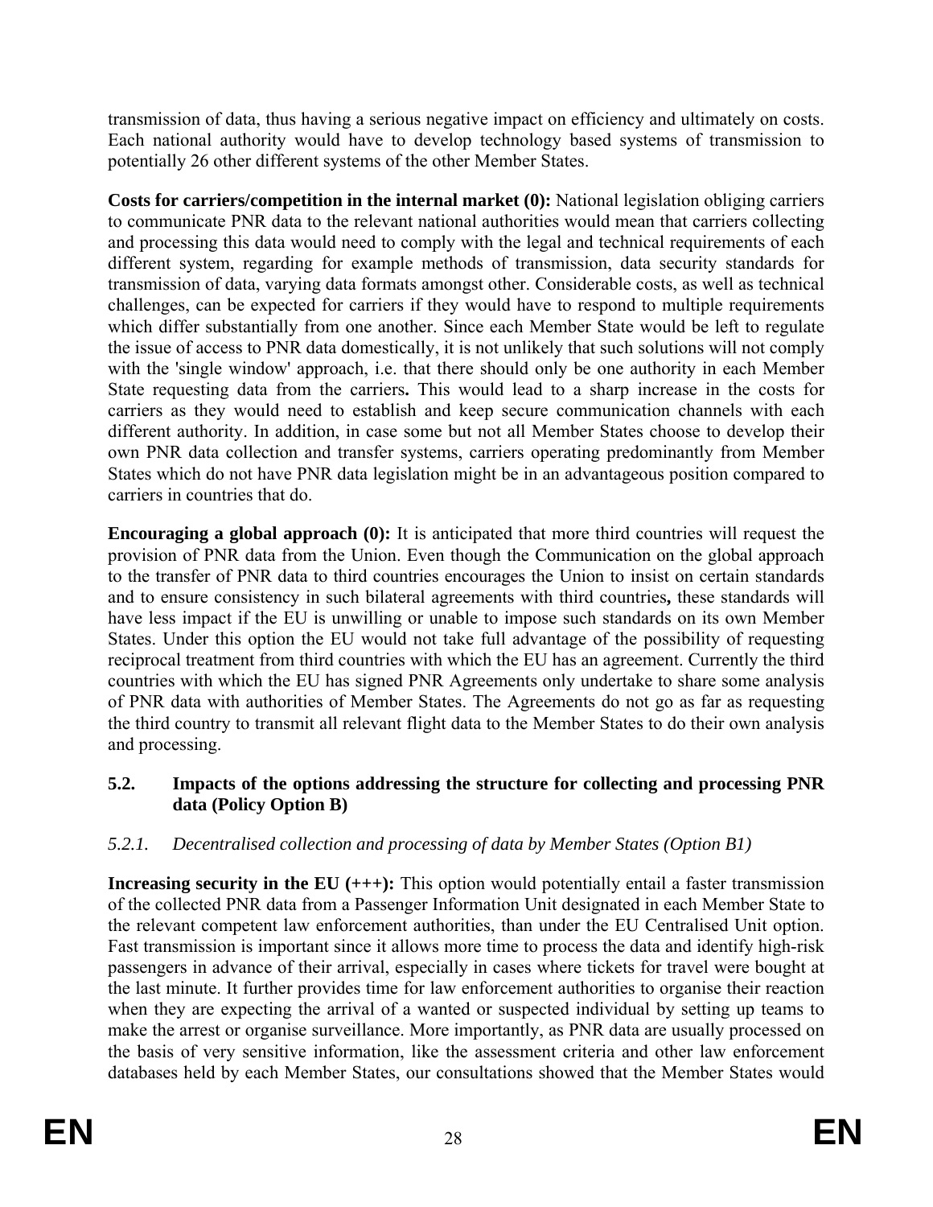transmission of data, thus having a serious negative impact on efficiency and ultimately on costs. Each national authority would have to develop technology based systems of transmission to potentially 26 other different systems of the other Member States.

**Costs for carriers/competition in the internal market (0):** National legislation obliging carriers to communicate PNR data to the relevant national authorities would mean that carriers collecting and processing this data would need to comply with the legal and technical requirements of each different system, regarding for example methods of transmission, data security standards for transmission of data, varying data formats amongst other. Considerable costs, as well as technical challenges, can be expected for carriers if they would have to respond to multiple requirements which differ substantially from one another. Since each Member State would be left to regulate the issue of access to PNR data domestically, it is not unlikely that such solutions will not comply with the 'single window' approach, i.e. that there should only be one authority in each Member State requesting data from the carriers**.** This would lead to a sharp increase in the costs for carriers as they would need to establish and keep secure communication channels with each different authority. In addition, in case some but not all Member States choose to develop their own PNR data collection and transfer systems, carriers operating predominantly from Member States which do not have PNR data legislation might be in an advantageous position compared to carriers in countries that do.

**Encouraging a global approach (0):** It is anticipated that more third countries will request the provision of PNR data from the Union. Even though the Communication on the global approach to the transfer of PNR data to third countries encourages the Union to insist on certain standards and to ensure consistency in such bilateral agreements with third countries**,** these standards will have less impact if the EU is unwilling or unable to impose such standards on its own Member States. Under this option the EU would not take full advantage of the possibility of requesting reciprocal treatment from third countries with which the EU has an agreement. Currently the third countries with which the EU has signed PNR Agreements only undertake to share some analysis of PNR data with authorities of Member States. The Agreements do not go as far as requesting the third country to transmit all relevant flight data to the Member States to do their own analysis and processing.

### 5.2. Impacts of the options addressing the structure for collecting and processing PNR data (Policy Option B)

#### *5.2.1. Decentralised collection and processing of data by Member States (Option B1)*

**Increasing security in the EU (+++):** This option would potentially entail a faster transmission of the collected PNR data from a Passenger Information Unit designated in each Member State to the relevant competent law enforcement authorities, than under the EU Centralised Unit option. Fast transmission is important since it allows more time to process the data and identify high-risk passengers in advance of their arrival, especially in cases where tickets for travel were bought at the last minute. It further provides time for law enforcement authorities to organise their reaction when they are expecting the arrival of a wanted or suspected individual by setting up teams to make the arrest or organise surveillance. More importantly, as PNR data are usually processed on the basis of very sensitive information, like the assessment criteria and other law enforcement databases held by each Member States, our consultations showed that the Member States would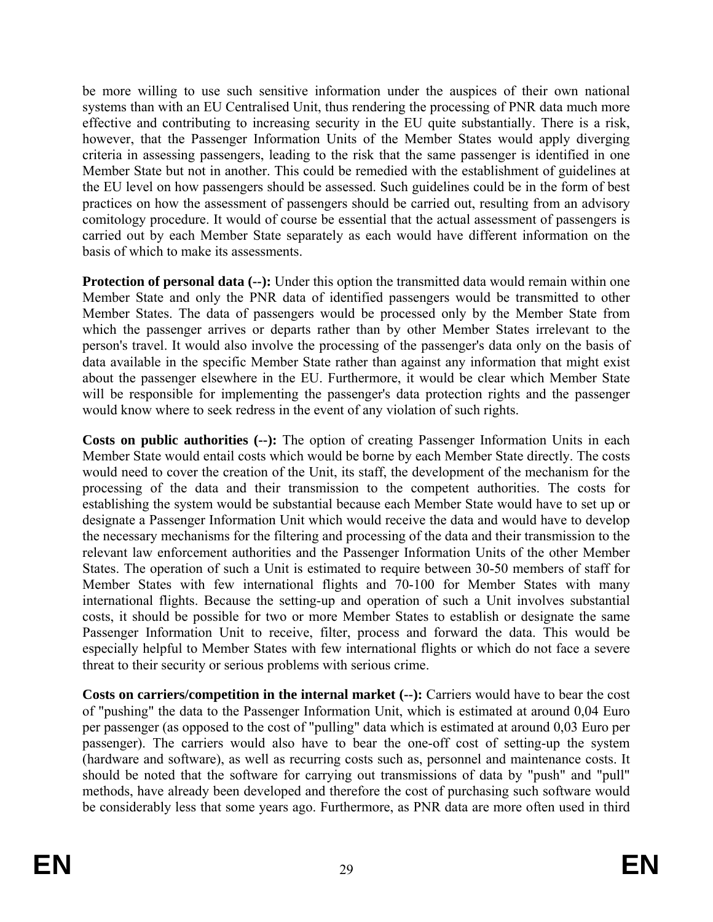be more willing to use such sensitive information under the auspices of their own national systems than with an EU Centralised Unit, thus rendering the processing of PNR data much more effective and contributing to increasing security in the EU quite substantially. There is a risk, however, that the Passenger Information Units of the Member States would apply diverging criteria in assessing passengers, leading to the risk that the same passenger is identified in one Member State but not in another. This could be remedied with the establishment of guidelines at the EU level on how passengers should be assessed. Such guidelines could be in the form of best practices on how the assessment of passengers should be carried out, resulting from an advisory comitology procedure. It would of course be essential that the actual assessment of passengers is carried out by each Member State separately as each would have different information on the basis of which to make its assessments.

**Protection of personal data (--):** Under this option the transmitted data would remain within one Member State and only the PNR data of identified passengers would be transmitted to other Member States. The data of passengers would be processed only by the Member State from which the passenger arrives or departs rather than by other Member States irrelevant to the person's travel. It would also involve the processing of the passenger's data only on the basis of data available in the specific Member State rather than against any information that might exist about the passenger elsewhere in the EU. Furthermore, it would be clear which Member State will be responsible for implementing the passenger's data protection rights and the passenger would know where to seek redress in the event of any violation of such rights.

**Costs on public authorities (--):** The option of creating Passenger Information Units in each Member State would entail costs which would be borne by each Member State directly. The costs would need to cover the creation of the Unit, its staff, the development of the mechanism for the processing of the data and their transmission to the competent authorities. The costs for establishing the system would be substantial because each Member State would have to set up or designate a Passenger Information Unit which would receive the data and would have to develop the necessary mechanisms for the filtering and processing of the data and their transmission to the relevant law enforcement authorities and the Passenger Information Units of the other Member States. The operation of such a Unit is estimated to require between 30-50 members of staff for Member States with few international flights and 70-100 for Member States with many international flights. Because the setting-up and operation of such a Unit involves substantial costs, it should be possible for two or more Member States to establish or designate the same Passenger Information Unit to receive, filter, process and forward the data. This would be especially helpful to Member States with few international flights or which do not face a severe threat to their security or serious problems with serious crime.

**Costs on carriers/competition in the internal market (--):** Carriers would have to bear the cost of "pushing" the data to the Passenger Information Unit, which is estimated at around 0,04 Euro per passenger (as opposed to the cost of "pulling" data which is estimated at around 0,03 Euro per passenger). The carriers would also have to bear the one-off cost of setting-up the system (hardware and software), as well as recurring costs such as, personnel and maintenance costs. It should be noted that the software for carrying out transmissions of data by "push" and "pull" methods, have already been developed and therefore the cost of purchasing such software would be considerably less that some years ago. Furthermore, as PNR data are more often used in third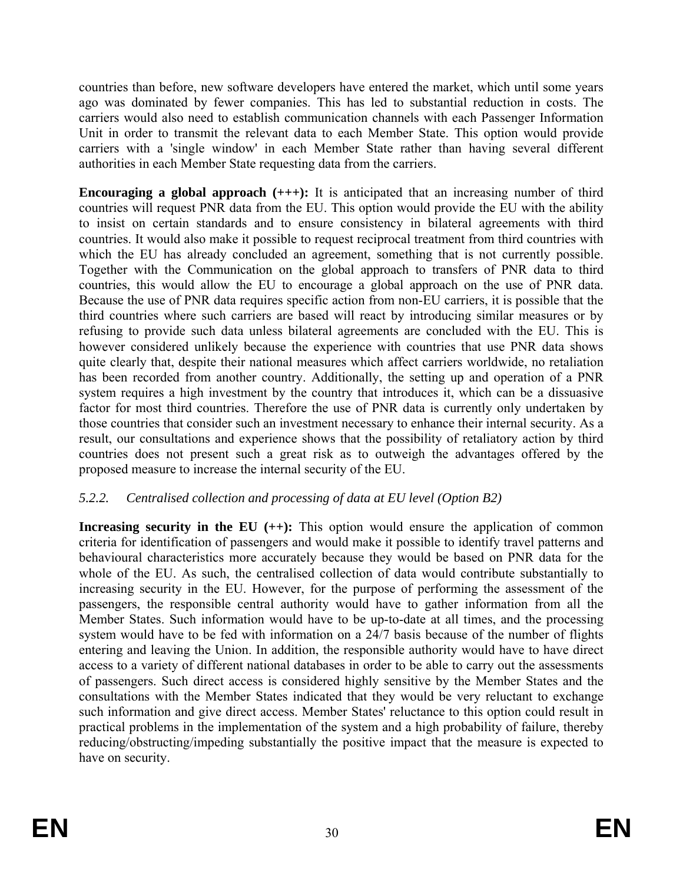countries than before, new software developers have entered the market, which until some years ago was dominated by fewer companies. This has led to substantial reduction in costs. The carriers would also need to establish communication channels with each Passenger Information Unit in order to transmit the relevant data to each Member State. This option would provide carriers with a 'single window' in each Member State rather than having several different authorities in each Member State requesting data from the carriers.

**Encouraging a global approach (+++):** It is anticipated that an increasing number of third countries will request PNR data from the EU. This option would provide the EU with the ability to insist on certain standards and to ensure consistency in bilateral agreements with third countries. It would also make it possible to request reciprocal treatment from third countries with which the EU has already concluded an agreement, something that is not currently possible. Together with the Communication on the global approach to transfers of PNR data to third countries, this would allow the EU to encourage a global approach on the use of PNR data. Because the use of PNR data requires specific action from non-EU carriers, it is possible that the third countries where such carriers are based will react by introducing similar measures or by refusing to provide such data unless bilateral agreements are concluded with the EU. This is however considered unlikely because the experience with countries that use PNR data shows quite clearly that, despite their national measures which affect carriers worldwide, no retaliation has been recorded from another country. Additionally, the setting up and operation of a PNR system requires a high investment by the country that introduces it, which can be a dissuasive factor for most third countries. Therefore the use of PNR data is currently only undertaken by those countries that consider such an investment necessary to enhance their internal security. As a result, our consultations and experience shows that the possibility of retaliatory action by third countries does not present such a great risk as to outweigh the advantages offered by the proposed measure to increase the internal security of the EU.

### *5.2.2. Centralised collection and processing of data at EU level (Option B2)*

**Increasing security in the EU (++):** This option would ensure the application of common criteria for identification of passengers and would make it possible to identify travel patterns and behavioural characteristics more accurately because they would be based on PNR data for the whole of the EU. As such, the centralised collection of data would contribute substantially to increasing security in the EU. However, for the purpose of performing the assessment of the passengers, the responsible central authority would have to gather information from all the Member States. Such information would have to be up-to-date at all times, and the processing system would have to be fed with information on a 24/7 basis because of the number of flights entering and leaving the Union. In addition, the responsible authority would have to have direct access to a variety of different national databases in order to be able to carry out the assessments of passengers. Such direct access is considered highly sensitive by the Member States and the consultations with the Member States indicated that they would be very reluctant to exchange such information and give direct access. Member States' reluctance to this option could result in practical problems in the implementation of the system and a high probability of failure, thereby reducing/obstructing/impeding substantially the positive impact that the measure is expected to have on security.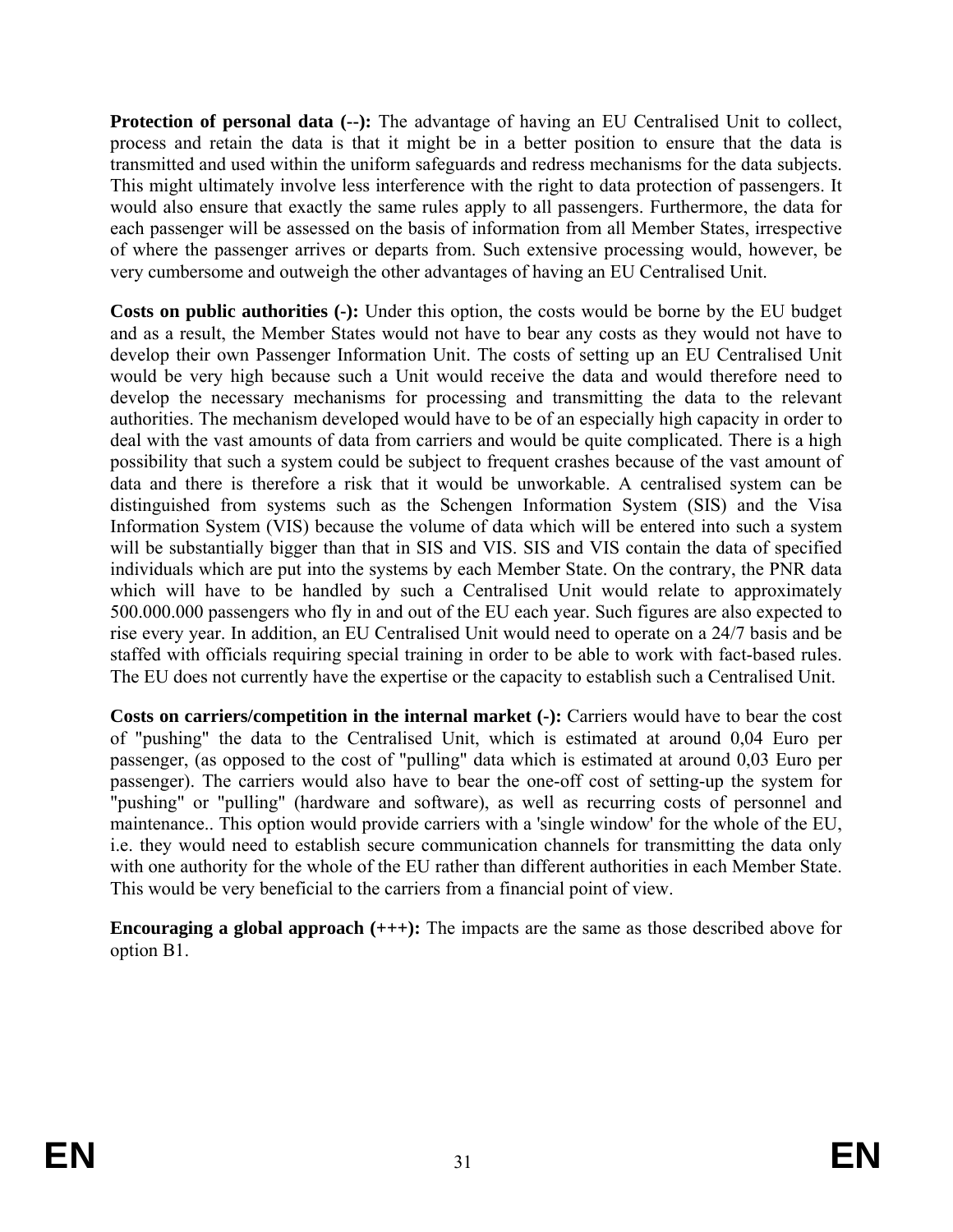**Protection of personal data (--):** The advantage of having an EU Centralised Unit to collect, process and retain the data is that it might be in a better position to ensure that the data is transmitted and used within the uniform safeguards and redress mechanisms for the data subjects. This might ultimately involve less interference with the right to data protection of passengers. It would also ensure that exactly the same rules apply to all passengers. Furthermore, the data for each passenger will be assessed on the basis of information from all Member States, irrespective of where the passenger arrives or departs from. Such extensive processing would, however, be very cumbersome and outweigh the other advantages of having an EU Centralised Unit.

**Costs on public authorities (-):** Under this option, the costs would be borne by the EU budget and as a result, the Member States would not have to bear any costs as they would not have to develop their own Passenger Information Unit. The costs of setting up an EU Centralised Unit would be very high because such a Unit would receive the data and would therefore need to develop the necessary mechanisms for processing and transmitting the data to the relevant authorities. The mechanism developed would have to be of an especially high capacity in order to deal with the vast amounts of data from carriers and would be quite complicated. There is a high possibility that such a system could be subject to frequent crashes because of the vast amount of data and there is therefore a risk that it would be unworkable. A centralised system can be distinguished from systems such as the Schengen Information System (SIS) and the Visa Information System (VIS) because the volume of data which will be entered into such a system will be substantially bigger than that in SIS and VIS. SIS and VIS contain the data of specified individuals which are put into the systems by each Member State. On the contrary, the PNR data which will have to be handled by such a Centralised Unit would relate to approximately 500.000.000 passengers who fly in and out of the EU each year. Such figures are also expected to rise every year. In addition, an EU Centralised Unit would need to operate on a 24/7 basis and be staffed with officials requiring special training in order to be able to work with fact-based rules. The EU does not currently have the expertise or the capacity to establish such a Centralised Unit.

**Costs on carriers/competition in the internal market (-):** Carriers would have to bear the cost of "pushing" the data to the Centralised Unit, which is estimated at around 0,04 Euro per passenger, (as opposed to the cost of "pulling" data which is estimated at around 0,03 Euro per passenger). The carriers would also have to bear the one-off cost of setting-up the system for "pushing" or "pulling" (hardware and software), as well as recurring costs of personnel and maintenance.. This option would provide carriers with a 'single window' for the whole of the EU, i.e. they would need to establish secure communication channels for transmitting the data only with one authority for the whole of the EU rather than different authorities in each Member State. This would be very beneficial to the carriers from a financial point of view.

**Encouraging a global approach (+++):** The impacts are the same as those described above for option B1.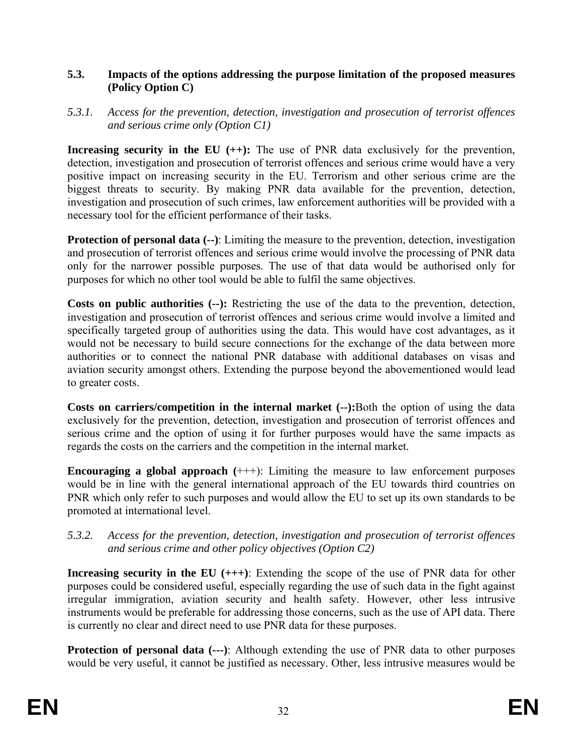### 5.3. Impacts of the options addressing the purpose limitation of the proposed measures (Policy Option C)

*5.3.1. Access for the prevention, detection, investigation and prosecution of terrorist offences and serious crime only (Option C1)*

**Increasing security in the EU (++):** The use of PNR data exclusively for the prevention, detection, investigation and prosecution of terrorist offences and serious crime would have a very positive impact on increasing security in the EU. Terrorism and other serious crime are the biggest threats to security. By making PNR data available for the prevention, detection, investigation and prosecution of such crimes, law enforcement authorities will be provided with a necessary tool for the efficient performance of their tasks.

**Protection of personal data (--)**: Limiting the measure to the prevention, detection, investigation and prosecution of terrorist offences and serious crime would involve the processing of PNR data only for the narrower possible purposes. The use of that data would be authorised only for purposes for which no other tool would be able to fulfil the same objectives.

**Costs on public authorities (--):** Restricting the use of the data to the prevention, detection, investigation and prosecution of terrorist offences and serious crime would involve a limited and specifically targeted group of authorities using the data. This would have cost advantages, as it would not be necessary to build secure connections for the exchange of the data between more authorities or to connect the national PNR database with additional databases on visas and aviation security amongst others. Extending the purpose beyond the abovementioned would lead to greater costs.

**Costs on carriers/competition in the internal market (--):**Both the option of using the data exclusively for the prevention, detection, investigation and prosecution of terrorist offences and serious crime and the option of using it for further purposes would have the same impacts as regards the costs on the carriers and the competition in the internal market.

**Encouraging a global approach (**+++): Limiting the measure to law enforcement purposes would be in line with the general international approach of the EU towards third countries on PNR which only refer to such purposes and would allow the EU to set up its own standards to be promoted at international level.

*5.3.2. Access for the prevention, detection, investigation and prosecution of terrorist offences and serious crime and other policy objectives (Option C2)*

**Increasing security in the EU (+++)**: Extending the scope of the use of PNR data for other purposes could be considered useful, especially regarding the use of such data in the fight against irregular immigration, aviation security and health safety. However, other less intrusive instruments would be preferable for addressing those concerns, such as the use of API data. There is currently no clear and direct need to use PNR data for these purposes.

**Protection of personal data (---)**: Although extending the use of PNR data to other purposes would be very useful, it cannot be justified as necessary. Other, less intrusive measures would be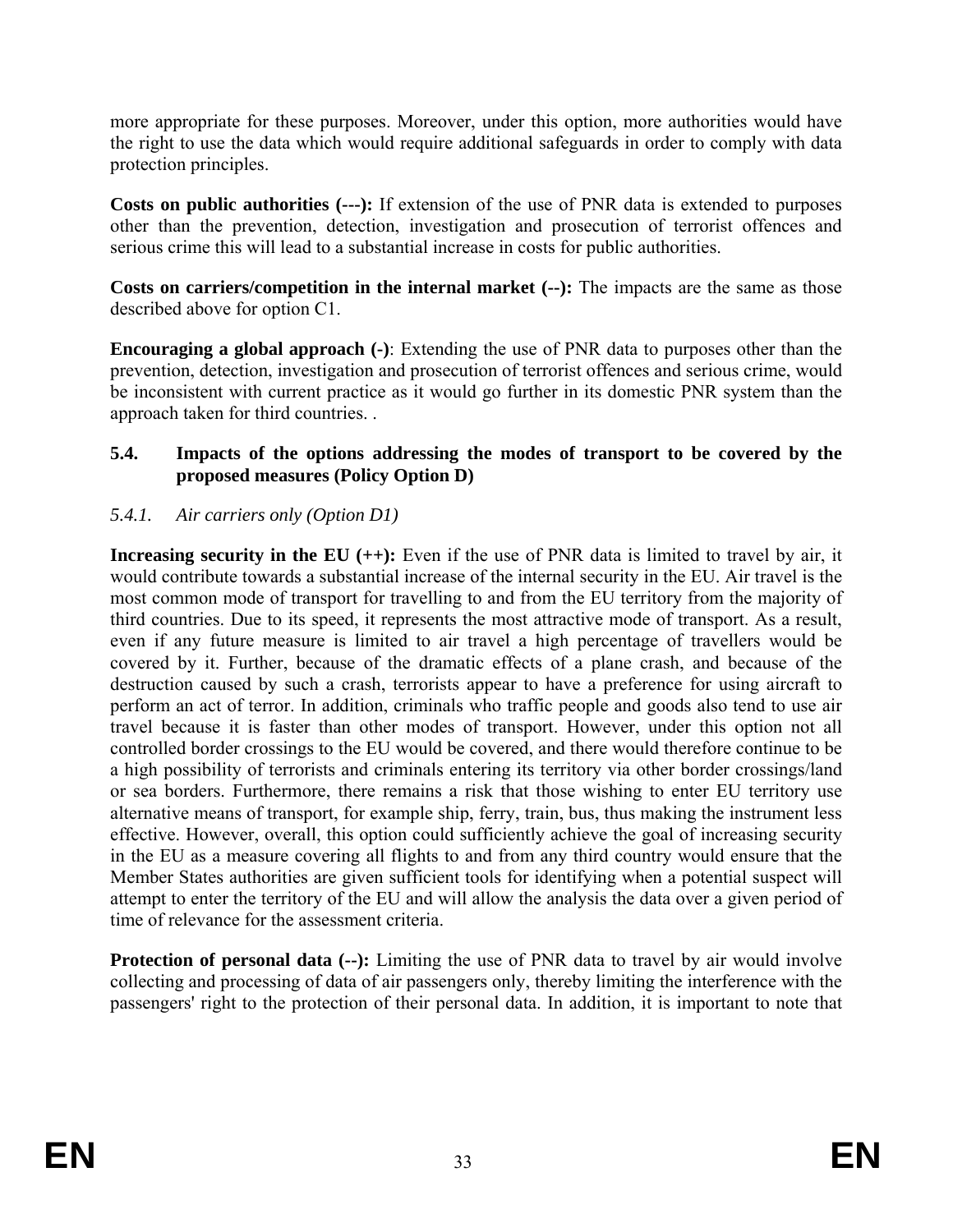more appropriate for these purposes. Moreover, under this option, more authorities would have the right to use the data which would require additional safeguards in order to comply with data protection principles.

**Costs on public authorities (---):** If extension of the use of PNR data is extended to purposes other than the prevention, detection, investigation and prosecution of terrorist offences and serious crime this will lead to a substantial increase in costs for public authorities.

**Costs on carriers/competition in the internal market (--):** The impacts are the same as those described above for option C1.

**Encouraging a global approach (-)**: Extending the use of PNR data to purposes other than the prevention, detection, investigation and prosecution of terrorist offences and serious crime, would be inconsistent with current practice as it would go further in its domestic PNR system than the approach taken for third countries. .

### 5.4. Impacts of the options addressing the modes of transport to be covered by the proposed measures (Policy Option D)

#### *5.4.1. Air carriers only (Option D1)*

**Increasing security in the EU (++):** Even if the use of PNR data is limited to travel by air, it would contribute towards a substantial increase of the internal security in the EU. Air travel is the most common mode of transport for travelling to and from the EU territory from the majority of third countries. Due to its speed, it represents the most attractive mode of transport. As a result, even if any future measure is limited to air travel a high percentage of travellers would be covered by it. Further, because of the dramatic effects of a plane crash, and because of the destruction caused by such a crash, terrorists appear to have a preference for using aircraft to perform an act of terror. In addition, criminals who traffic people and goods also tend to use air travel because it is faster than other modes of transport. However, under this option not all controlled border crossings to the EU would be covered, and there would therefore continue to be a high possibility of terrorists and criminals entering its territory via other border crossings/land or sea borders. Furthermore, there remains a risk that those wishing to enter EU territory use alternative means of transport, for example ship, ferry, train, bus, thus making the instrument less effective. However, overall, this option could sufficiently achieve the goal of increasing security in the EU as a measure covering all flights to and from any third country would ensure that the Member States authorities are given sufficient tools for identifying when a potential suspect will attempt to enter the territory of the EU and will allow the analysis the data over a given period of time of relevance for the assessment criteria.

**Protection of personal data (--):** Limiting the use of PNR data to travel by air would involve collecting and processing of data of air passengers only, thereby limiting the interference with the passengers' right to the protection of their personal data. In addition, it is important to note that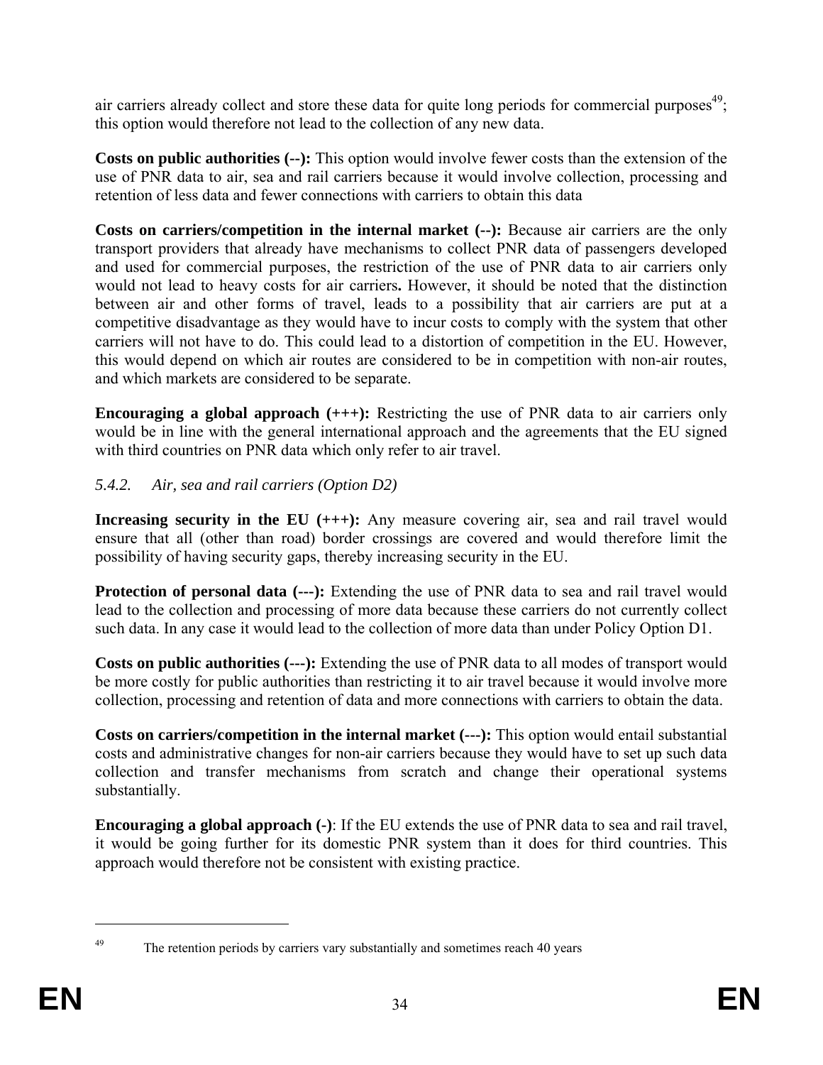air carriers already collect and store these data for quite long periods for commercial purposes[49]; this option would therefore not lead to the collection of any new data.

**Costs on public authorities (--):** This option would involve fewer costs than the extension of the use of PNR data to air, sea and rail carriers because it would involve collection, processing and retention of less data and fewer connections with carriers to obtain this data

**Costs on carriers/competition in the internal market (--):** Because air carriers are the only transport providers that already have mechanisms to collect PNR data of passengers developed and used for commercial purposes, the restriction of the use of PNR data to air carriers only would not lead to heavy costs for air carriers**.** However, it should be noted that the distinction between air and other forms of travel, leads to a possibility that air carriers are put at a competitive disadvantage as they would have to incur costs to comply with the system that other carriers will not have to do. This could lead to a distortion of competition in the EU. However, this would depend on which air routes are considered to be in competition with non-air routes, and which markets are considered to be separate.

**Encouraging a global approach (+++):** Restricting the use of PNR data to air carriers only would be in line with the general international approach and the agreements that the EU signed with third countries on PNR data which only refer to air travel.

*5.4.2. Air, sea and rail carriers (Option D2)*

**Increasing security in the EU (+++):** Any measure covering air, sea and rail travel would ensure that all (other than road) border crossings are covered and would therefore limit the possibility of having security gaps, thereby increasing security in the EU.

**Protection of personal data (---):** Extending the use of PNR data to sea and rail travel would lead to the collection and processing of more data because these carriers do not currently collect such data. In any case it would lead to the collection of more data than under Policy Option D1.

**Costs on public authorities (---):** Extending the use of PNR data to all modes of transport would be more costly for public authorities than restricting it to air travel because it would involve more collection, processing and retention of data and more connections with carriers to obtain the data.

**Costs on carriers/competition in the internal market (---):** This option would entail substantial costs and administrative changes for non-air carriers because they would have to set up such data collection and transfer mechanisms from scratch and change their operational systems substantially.

**Encouraging a global approach (-)**: If the EU extends the use of PNR data to sea and rail travel, it would be going further for its domestic PNR system than it does for third countries. This approach would therefore not be consistent with existing practice.

---

[49] The retention periods by carriers vary substantially and sometimes reach 40 years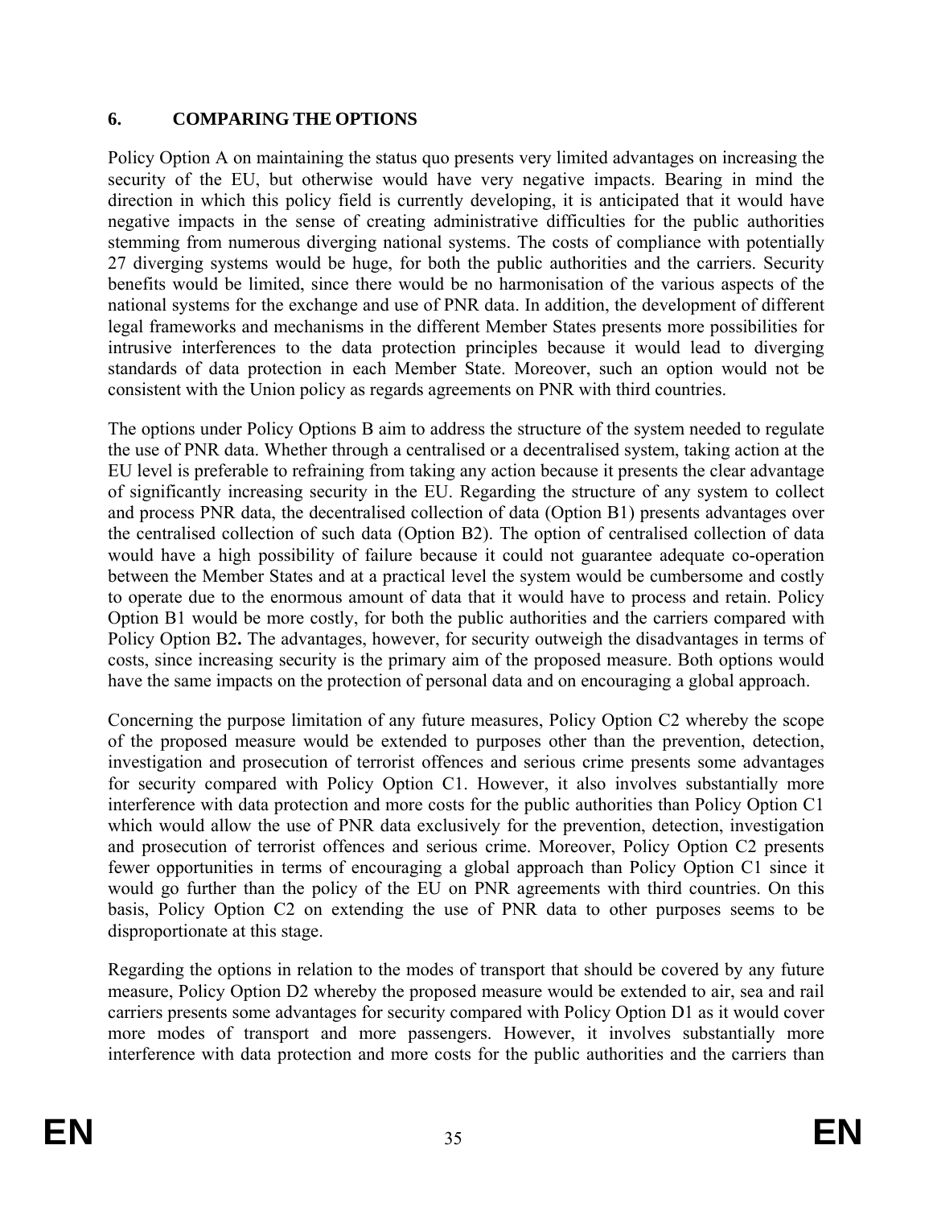## 6. COMPARING THE OPTIONS

Policy Option A on maintaining the status quo presents very limited advantages on increasing the security of the EU, but otherwise would have very negative impacts. Bearing in mind the direction in which this policy field is currently developing, it is anticipated that it would have negative impacts in the sense of creating administrative difficulties for the public authorities stemming from numerous diverging national systems. The costs of compliance with potentially 27 diverging systems would be huge, for both the public authorities and the carriers. Security benefits would be limited, since there would be no harmonisation of the various aspects of the national systems for the exchange and use of PNR data. In addition, the development of different legal frameworks and mechanisms in the different Member States presents more possibilities for intrusive interferences to the data protection principles because it would lead to diverging standards of data protection in each Member State. Moreover, such an option would not be consistent with the Union policy as regards agreements on PNR with third countries.

The options under Policy Options B aim to address the structure of the system needed to regulate the use of PNR data. Whether through a centralised or a decentralised system, taking action at the EU level is preferable to refraining from taking any action because it presents the clear advantage of significantly increasing security in the EU. Regarding the structure of any system to collect and process PNR data, the decentralised collection of data (Option B1) presents advantages over the centralised collection of such data (Option B2). The option of centralised collection of data would have a high possibility of failure because it could not guarantee adequate co-operation between the Member States and at a practical level the system would be cumbersome and costly to operate due to the enormous amount of data that it would have to process and retain. Policy Option B1 would be more costly, for both the public authorities and the carriers compared with Policy Option B2**.** The advantages, however, for security outweigh the disadvantages in terms of costs, since increasing security is the primary aim of the proposed measure. Both options would have the same impacts on the protection of personal data and on encouraging a global approach.

Concerning the purpose limitation of any future measures, Policy Option C2 whereby the scope of the proposed measure would be extended to purposes other than the prevention, detection, investigation and prosecution of terrorist offences and serious crime presents some advantages for security compared with Policy Option C1. However, it also involves substantially more interference with data protection and more costs for the public authorities than Policy Option C1 which would allow the use of PNR data exclusively for the prevention, detection, investigation and prosecution of terrorist offences and serious crime. Moreover, Policy Option C2 presents fewer opportunities in terms of encouraging a global approach than Policy Option C1 since it would go further than the policy of the EU on PNR agreements with third countries. On this basis, Policy Option C2 on extending the use of PNR data to other purposes seems to be disproportionate at this stage.

Regarding the options in relation to the modes of transport that should be covered by any future measure, Policy Option D2 whereby the proposed measure would be extended to air, sea and rail carriers presents some advantages for security compared with Policy Option D1 as it would cover more modes of transport and more passengers. However, it involves substantially more interference with data protection and more costs for the public authorities and the carriers than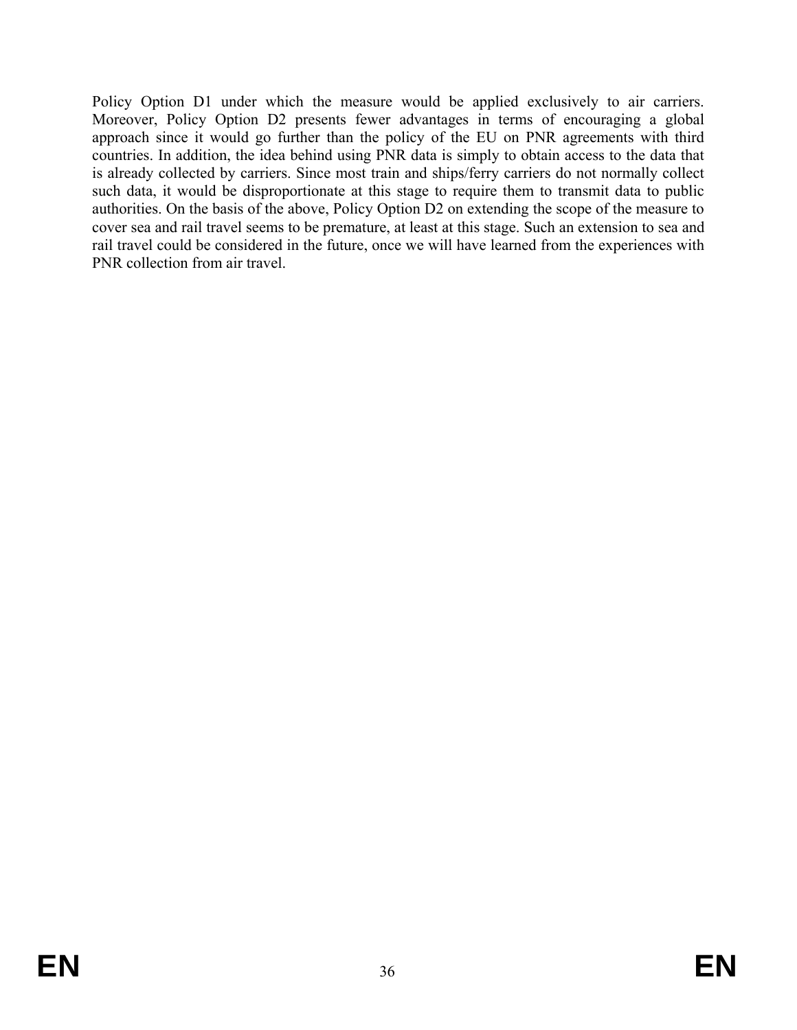Policy Option D1 under which the measure would be applied exclusively to air carriers. Moreover, Policy Option D2 presents fewer advantages in terms of encouraging a global approach since it would go further than the policy of the EU on PNR agreements with third countries. In addition, the idea behind using PNR data is simply to obtain access to the data that is already collected by carriers. Since most train and ships/ferry carriers do not normally collect such data, it would be disproportionate at this stage to require them to transmit data to public authorities. On the basis of the above, Policy Option D2 on extending the scope of the measure to cover sea and rail travel seems to be premature, at least at this stage. Such an extension to sea and rail travel could be considered in the future, once we will have learned from the experiences with PNR collection from air travel.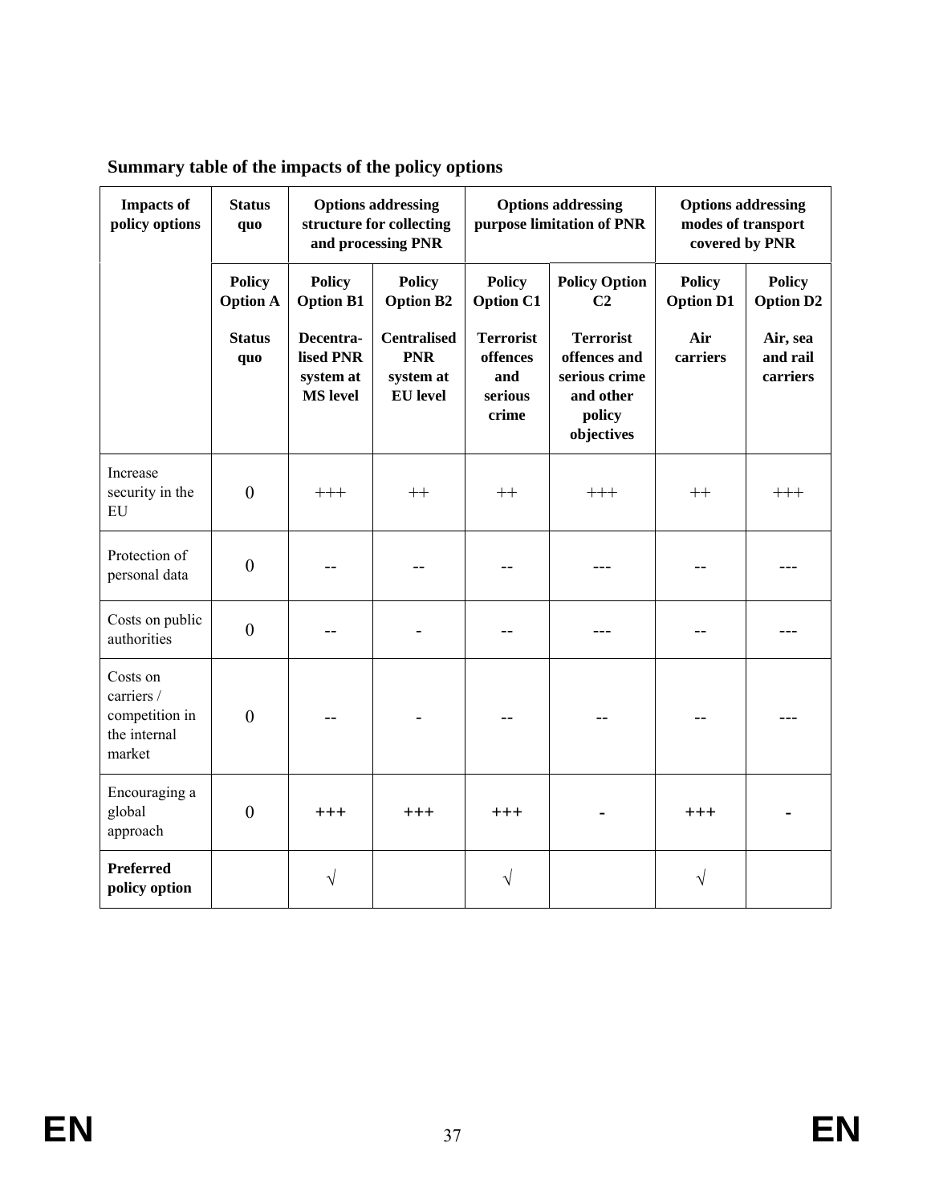**Summary table of the impacts of the policy options**

| Impacts of policy options | Status quo | Options addressing structure for collecting and processing PNR | | Options addressing purpose limitation of PNR | | Options addressing modes of transport covered by PNR | |
|---|---|---|---|---|---|---|---|
| | **Policy Option A** **Status quo** | **Policy Option B1** **Decentra-lised PNR system at MS level** | **Policy Option B2** **Centralised PNR system at EU level** | **Policy Option C1** **Terrorist offences and serious crime** | **Policy Option C2** **Terrorist offences and serious crime and other policy objectives** | **Policy Option D1** **Air carriers** | **Policy Option D2** **Air, sea and rail carriers** |
| Increase security in the EU | 0 | +++ | ++ | ++ | +++ | ++ | +++ |
| Protection of personal data | 0 | -- | -- | -- | --- | -- | --- |
| Costs on public authorities | 0 | -- | - | -- | --- | -- | --- |
| Costs on carriers / competition in the internal market | 0 | -- | - | -- | -- | -- | --- |
| Encouraging a global approach | 0 | +++ | +++ | +++ | - | +++ | - |
| **Preferred policy option** | | √ | | √ | | √ | |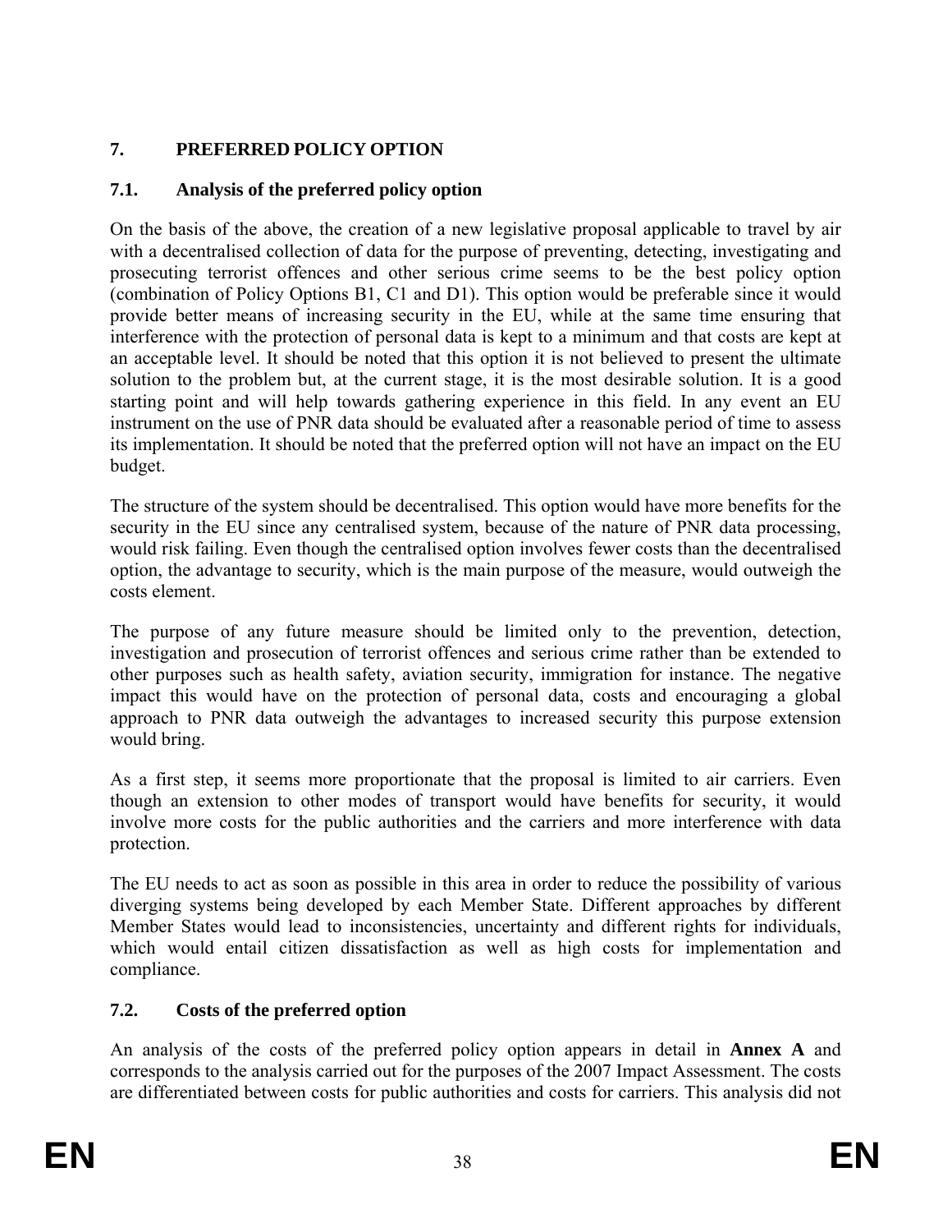## 7. PREFERRED POLICY OPTION

### 7.1. Analysis of the preferred policy option

On the basis of the above, the creation of a new legislative proposal applicable to travel by air with a decentralised collection of data for the purpose of preventing, detecting, investigating and prosecuting terrorist offences and other serious crime seems to be the best policy option (combination of Policy Options B1, C1 and D1). This option would be preferable since it would provide better means of increasing security in the EU, while at the same time ensuring that interference with the protection of personal data is kept to a minimum and that costs are kept at an acceptable level. It should be noted that this option it is not believed to present the ultimate solution to the problem but, at the current stage, it is the most desirable solution. It is a good starting point and will help towards gathering experience in this field. In any event an EU instrument on the use of PNR data should be evaluated after a reasonable period of time to assess its implementation. It should be noted that the preferred option will not have an impact on the EU budget.

The structure of the system should be decentralised. This option would have more benefits for the security in the EU since any centralised system, because of the nature of PNR data processing, would risk failing. Even though the centralised option involves fewer costs than the decentralised option, the advantage to security, which is the main purpose of the measure, would outweigh the costs element.

The purpose of any future measure should be limited only to the prevention, detection, investigation and prosecution of terrorist offences and serious crime rather than be extended to other purposes such as health safety, aviation security, immigration for instance. The negative impact this would have on the protection of personal data, costs and encouraging a global approach to PNR data outweigh the advantages to increased security this purpose extension would bring.

As a first step, it seems more proportionate that the proposal is limited to air carriers. Even though an extension to other modes of transport would have benefits for security, it would involve more costs for the public authorities and the carriers and more interference with data protection.

The EU needs to act as soon as possible in this area in order to reduce the possibility of various diverging systems being developed by each Member State. Different approaches by different Member States would lead to inconsistencies, uncertainty and different rights for individuals, which would entail citizen dissatisfaction as well as high costs for implementation and compliance.

### 7.2. Costs of the preferred option

An analysis of the costs of the preferred policy option appears in detail in **Annex A** and corresponds to the analysis carried out for the purposes of the 2007 Impact Assessment. The costs are differentiated between costs for public authorities and costs for carriers. This analysis did not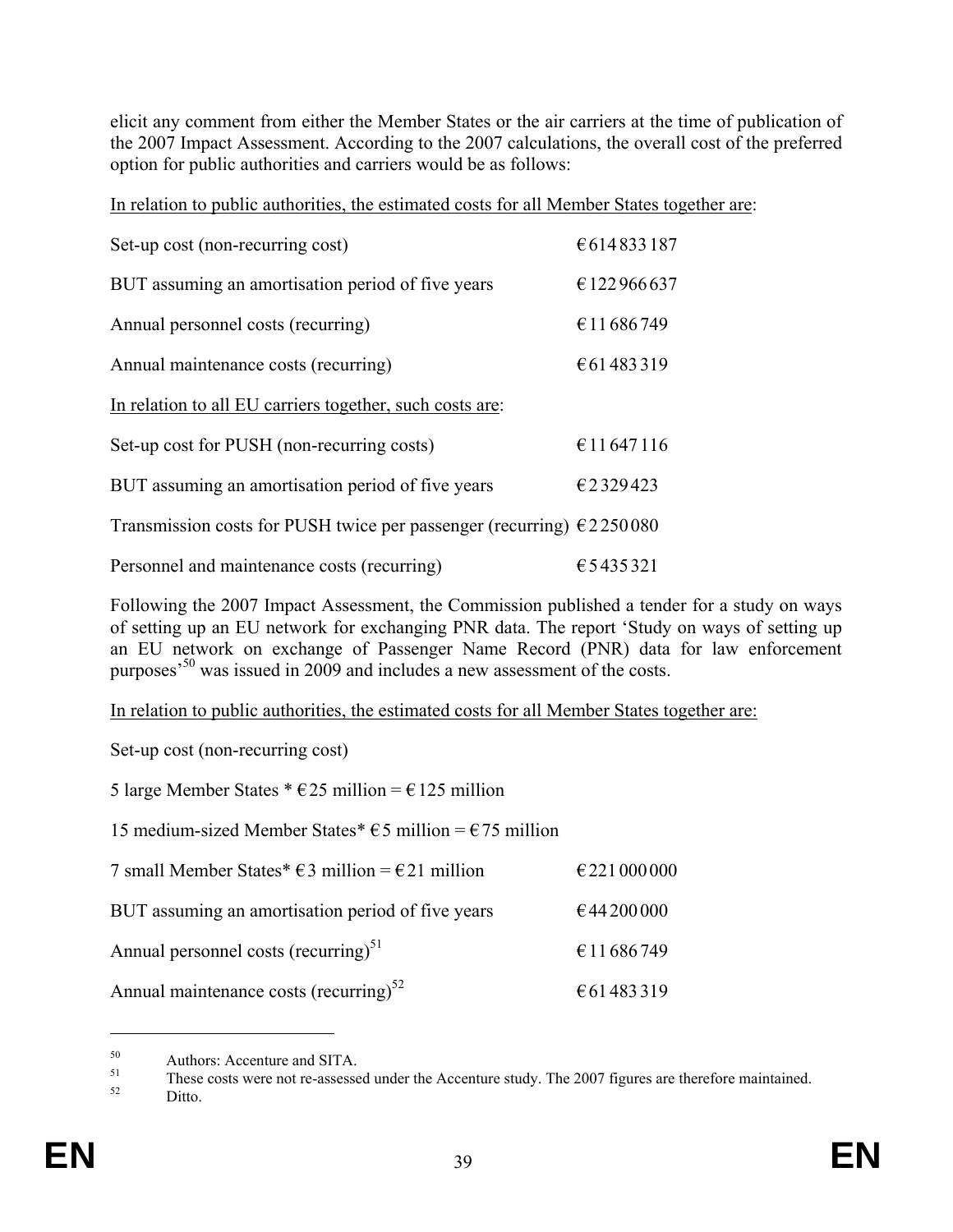elicit any comment from either the Member States or the air carriers at the time of publication of the 2007 Impact Assessment. According to the 2007 calculations, the overall cost of the preferred option for public authorities and carriers would be as follows:

<u>In relation to public authorities, the estimated costs for all Member States together are</u>:

| | |
|---|---|
| Set-up cost (non-recurring cost) | € 614 833 187 |
| BUT assuming an amortisation period of five years | € 122 966 637 |
| Annual personnel costs (recurring) | € 11 686 749 |
| Annual maintenance costs (recurring) | € 61 483 319 |

<u>In relation to all EU carriers together, such costs are</u>:

| | |
|---|---|
| Set-up cost for PUSH (non-recurring costs) | € 11 647 116 |
| BUT assuming an amortisation period of five years | € 2 329 423 |
| Transmission costs for PUSH twice per passenger (recurring) | € 2 250 080 |
| Personnel and maintenance costs (recurring) | € 5 435 321 |

Following the 2007 Impact Assessment, the Commission published a tender for a study on ways of setting up an EU network for exchanging PNR data. The report 'Study on ways of setting up an EU network on exchange of Passenger Name Record (PNR) data for law enforcement purposes'[50] was issued in 2009 and includes a new assessment of the costs.

<u>In relation to public authorities, the estimated costs for all Member States together are:</u>

Set-up cost (non-recurring cost)

5 large Member States * € 25 million = € 125 million

15 medium-sized Member States* € 5 million = € 75 million

| | |
|---|---|
| 7 small Member States* € 3 million = € 21 million | € 221 000 000 |
| BUT assuming an amortisation period of five years | € 44 200 000 |
| Annual personnel costs (recurring)[51] | € 11 686 749 |
| Annual maintenance costs (recurring)[52] | € 61 483 319 |

---

[50] Authors: Accenture and SITA.

[51] These costs were not re-assessed under the Accenture study. The 2007 figures are therefore maintained.

[52] Ditto.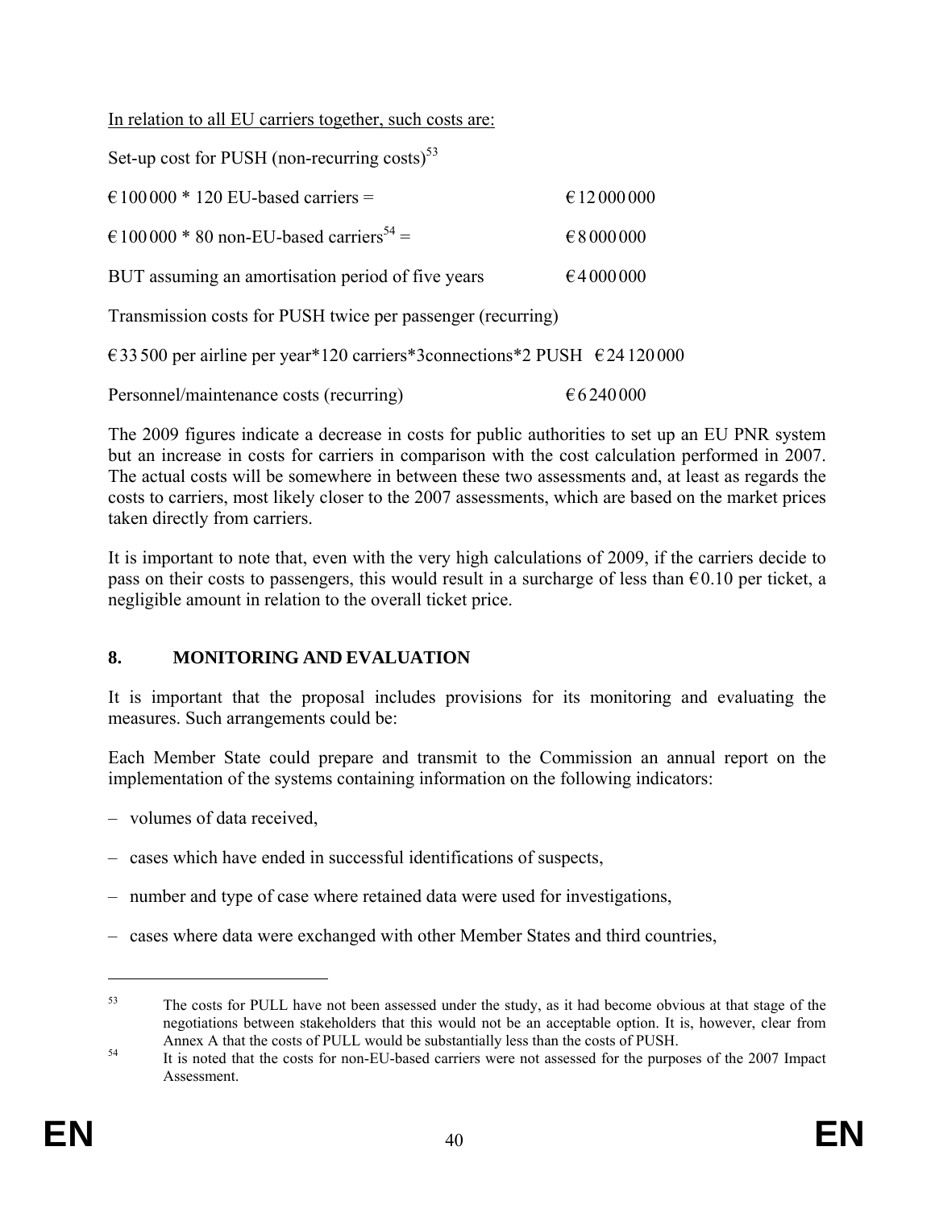In relation to all EU carriers together, such costs are:

Set-up cost for PUSH (non-recurring costs)[53]

| | |
|---|---|
| €100 000 * 120 EU-based carriers = | €12 000 000 |
| €100 000 * 80 non-EU-based carriers[54] = | €8 000 000 |
| BUT assuming an amortisation period of five years | €4 000 000 |

Transmission costs for PUSH twice per passenger (recurring)

€33 500 per airline per year*120 carriers*3connections*2 PUSH €24 120 000

| | |
|---|---|
| Personnel/maintenance costs (recurring) | €6 240 000 |

The 2009 figures indicate a decrease in costs for public authorities to set up an EU PNR system but an increase in costs for carriers in comparison with the cost calculation performed in 2007. The actual costs will be somewhere in between these two assessments and, at least as regards the costs to carriers, most likely closer to the 2007 assessments, which are based on the market prices taken directly from carriers.

It is important to note that, even with the very high calculations of 2009, if the carriers decide to pass on their costs to passengers, this would result in a surcharge of less than €0.10 per ticket, a negligible amount in relation to the overall ticket price.

## 8. MONITORING AND EVALUATION

It is important that the proposal includes provisions for its monitoring and evaluating the measures. Such arrangements could be:

Each Member State could prepare and transmit to the Commission an annual report on the implementation of the systems containing information on the following indicators:

- volumes of data received,
- cases which have ended in successful identifications of suspects,
- number and type of case where retained data were used for investigations,
- cases where data were exchanged with other Member States and third countries,

[53] The costs for PULL have not been assessed under the study, as it had become obvious at that stage of the negotiations between stakeholders that this would not be an acceptable option. It is, however, clear from Annex A that the costs of PULL would be substantially less than the costs of PUSH.

[54] It is noted that the costs for non-EU-based carriers were not assessed for the purposes of the 2007 Impact Assessment.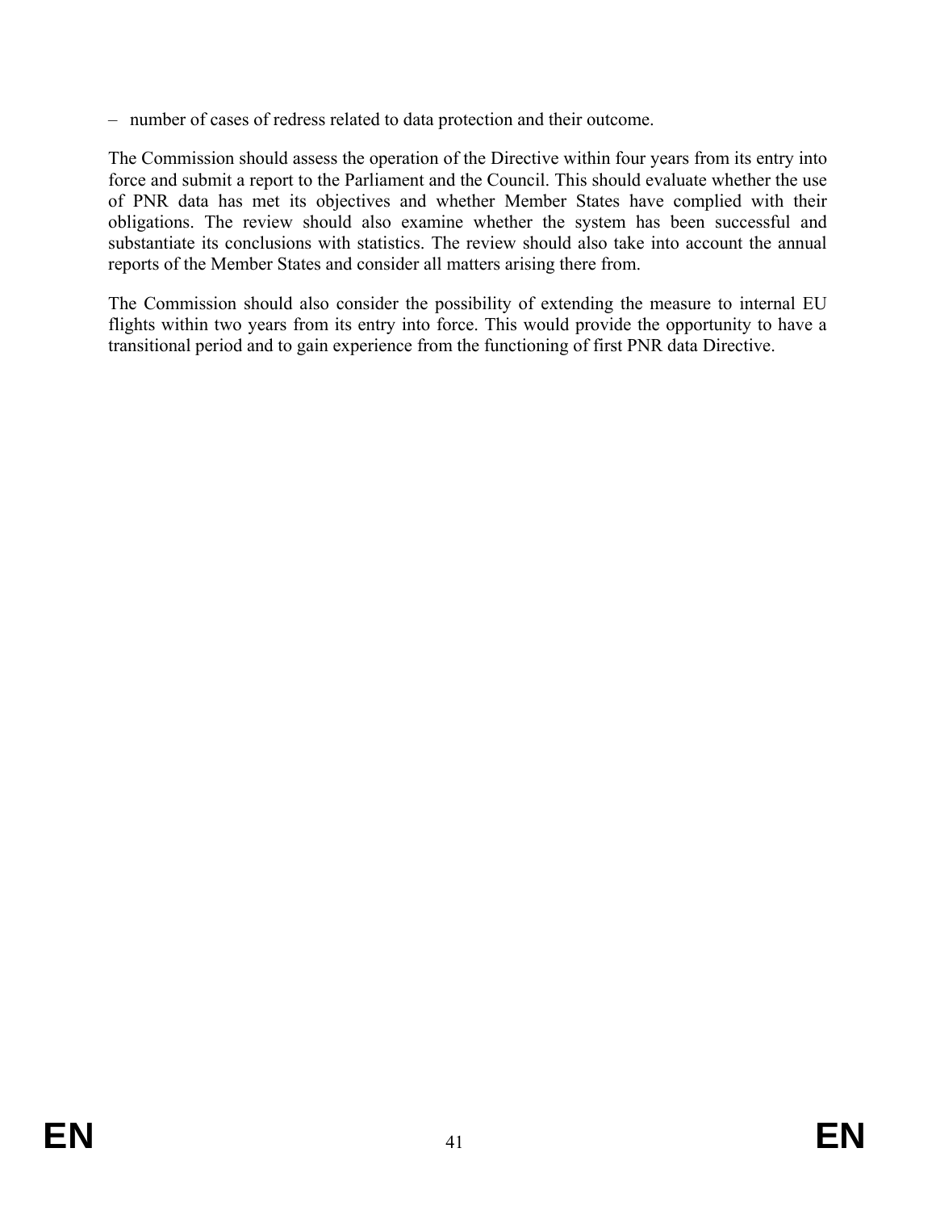– number of cases of redress related to data protection and their outcome.

The Commission should assess the operation of the Directive within four years from its entry into force and submit a report to the Parliament and the Council. This should evaluate whether the use of PNR data has met its objectives and whether Member States have complied with their obligations. The review should also examine whether the system has been successful and substantiate its conclusions with statistics. The review should also take into account the annual reports of the Member States and consider all matters arising there from.

The Commission should also consider the possibility of extending the measure to internal EU flights within two years from its entry into force. This would provide the opportunity to have a transitional period and to gain experience from the functioning of first PNR data Directive.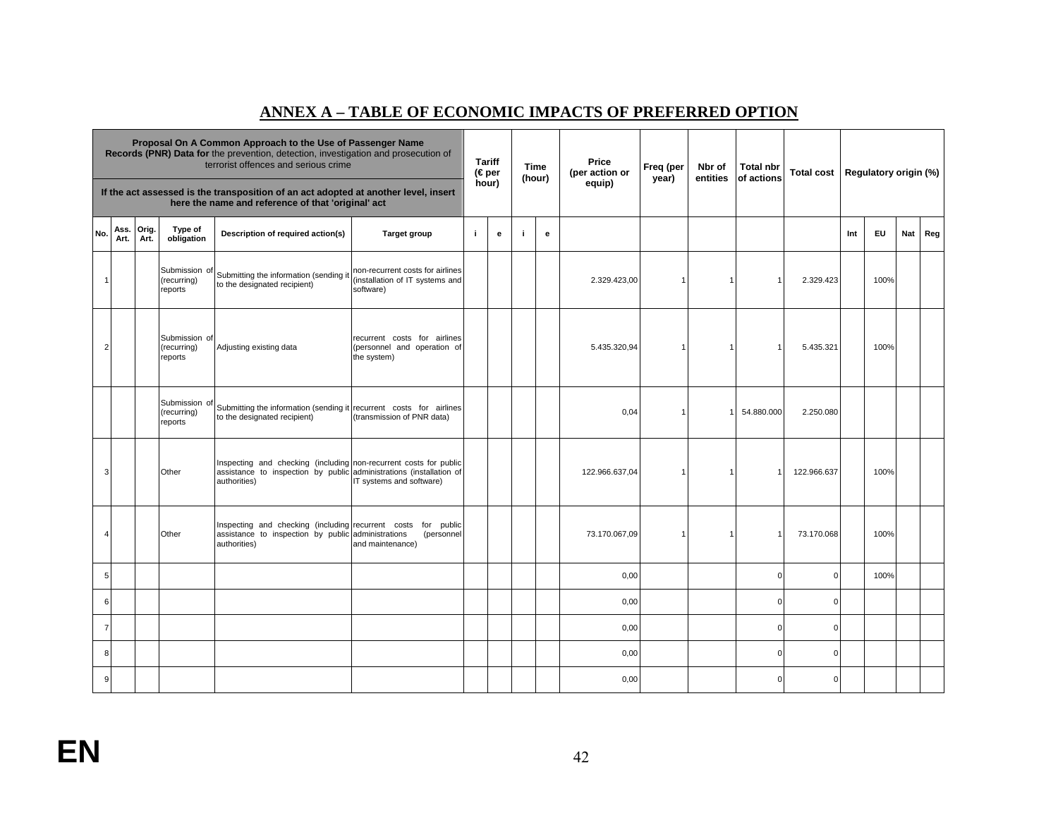## ANNEX A – TABLE OF ECONOMIC IMPACTS OF PREFERRED OPTION

| **Proposal On A Common Approach to the Use of Passenger Name Records (PNR) Data for** the prevention, detection, investigation and prosecution of terrorist offences and serious crime<br>**If the act assessed is the transposition of an act adopted at another level, insert here the name and reference of that 'original' act** | | | | | | **Tariff (€ per hour)** | | **Time (hour)** | | **Price (per action or equip)** | **Freq (per year)** | **Nbr of entities** | **Total nbr of actions** | **Total cost** | **Regulatory origin (%)** | | | |
|---|---|---|---|---|---|---|---|---|---|---|---|---|---|---|---|---|---|---|
| **No.** | **Ass. Art.** | **Orig. Art.** | **Type of obligation** | **Description of required action(s)** | **Target group** | **i** | **e** | **i** | **e** | | | | | | **Int** | **EU** | **Nat** | **Reg** |
| 1 | | | Submission of (recurring) reports | Submitting the information (sending it to the designated recipient) | non-recurrent costs for airlines (installation of IT systems and software) | | | | | 2.329.423,00 | 1 | 1 | 1 | 2.329.423 | | 100% | | |
| 2 | | | Submission of (recurring) reports | Adjusting existing data | recurrent costs for airlines (personnel and operation of the system) | | | | | 5.435.320,94 | 1 | 1 | 1 | 5.435.321 | | 100% | | |
| | | | Submission of (recurring) reports | Submitting the information (sending it to the designated recipient) | recurrent costs for airlines (transmission of PNR data) | | | | | 0,04 | 1 | 1 | 54.880.000 | 2.250.080 | | | | |
| 3 | | | Other | Inspecting and checking (including assistance to inspection by public authorities) | non-recurrent costs for public administrations (installation of IT systems and software) | | | | | 122.966.637,04 | 1 | 1 | 1 | 122.966.637 | | 100% | | |
| 4 | | | Other | Inspecting and checking (including assistance to inspection by public authorities) | recurrent costs for public administrations (personnel and maintenance) | | | | | 73.170.067,09 | 1 | 1 | 1 | 73.170.068 | | 100% | | |
| 5 | | | | | | | | | | 0,00 | | | 0 | 0 | | 100% | | |
| 6 | | | | | | | | | | 0,00 | | | 0 | 0 | | | | |
| 7 | | | | | | | | | | 0,00 | | | 0 | 0 | | | | |
| 8 | | | | | | | | | | 0,00 | | | 0 | 0 | | | | |
| 9 | | | | | | | | | | 0,00 | | | 0 | 0 | | | | |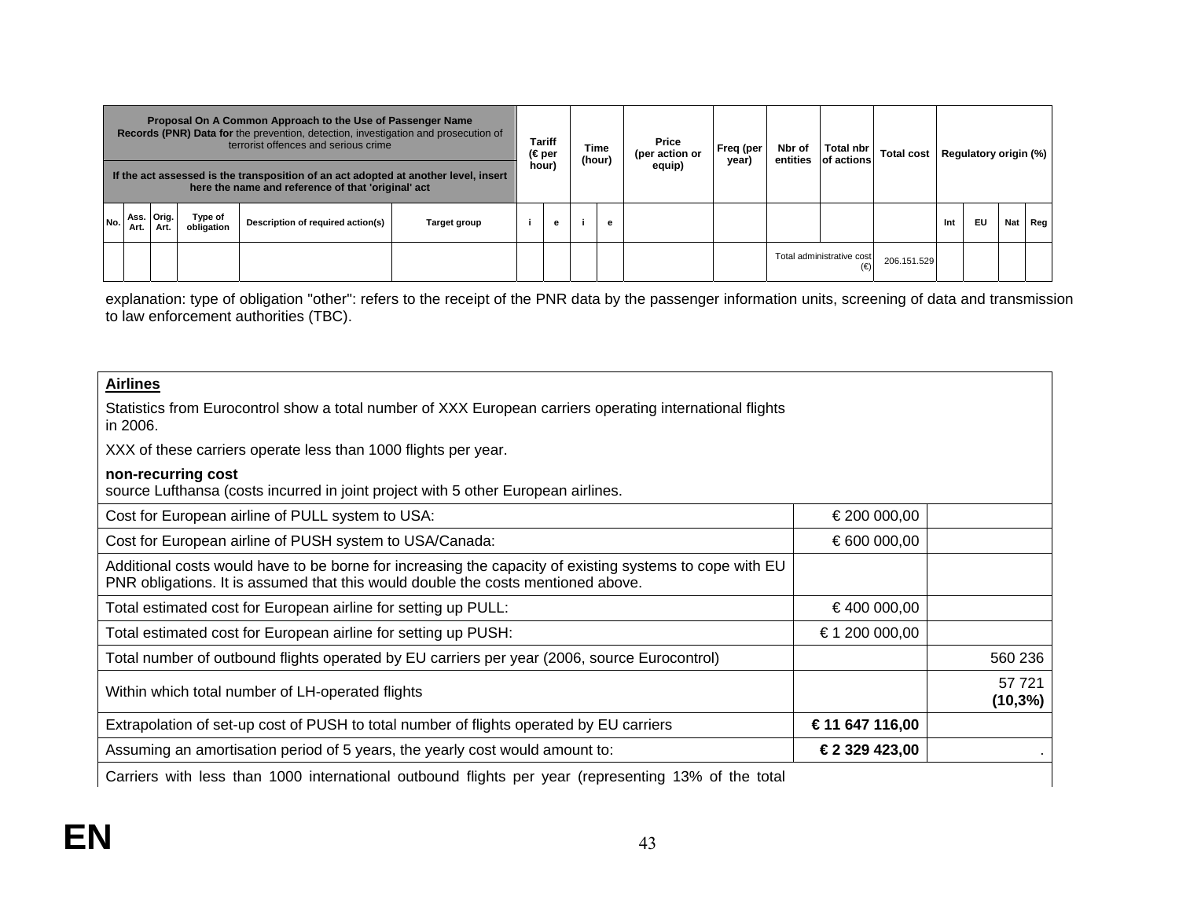| Proposal On A Common Approach to the Use of Passenger Name Records (PNR) Data for the prevention, detection, investigation and prosecution of terrorist offences and serious crime<br><br>If the act assessed is the transposition of an act adopted at another level, insert here the name and reference of that 'original' act | | | | | | Tariff (€ per hour) | | Time (hour) | | Price (per action or equip) | Freq (per year) | Nbr of entities | Total nbr of actions | Total cost | Regulatory origin (%) | | | |
|---|---|---|---|---|---|---|---|---|---|---|---|---|---|---|---|---|---|---|
| No. | Ass. Art. | Orig. Art. | Type of obligation | Description of required action(s) | Target group | i | e | i | e | | | | | | Int | EU | Nat | Reg |
| | | | | | | | | | | | | Total administrative cost (€) | | 206.151.529 | | | | |

explanation: type of obligation "other": refers to the receipt of the PNR data by the passenger information units, screening of data and transmission to law enforcement authorities (TBC).

| **Airlines**<br><br>Statistics from Eurocontrol show a total number of XXX European carriers operating international flights in 2006.<br><br>XXX of these carriers operate less than 1000 flights per year.<br><br>**non-recurring cost**<br>source Lufthansa (costs incurred in joint project with 5 other European airlines. | | |
|---|---|---|
| Cost for European airline of PULL system to USA: | € 200 000,00 | |
| Cost for European airline of PUSH system to USA/Canada: | € 600 000,00 | |
| Additional costs would have to be borne for increasing the capacity of existing systems to cope with EU PNR obligations. It is assumed that this would double the costs mentioned above. | | |
| Total estimated cost for European airline for setting up PULL: | € 400 000,00 | |
| Total estimated cost for European airline for setting up PUSH: | € 1 200 000,00 | |
| Total number of outbound flights operated by EU carriers per year (2006, source Eurocontrol) | | 560 236 |
| Within which total number of LH-operated flights | | 57 721 **(10,3%)** |
| Extrapolation of set-up cost of PUSH to total number of flights operated by EU carriers | **€ 11 647 116,00** | |
| Assuming an amortisation period of 5 years, the yearly cost would amount to: | **€ 2 329 423,00** | . |
| Carriers with less than 1000 international outbound flights per year (representing 13% of the total | | |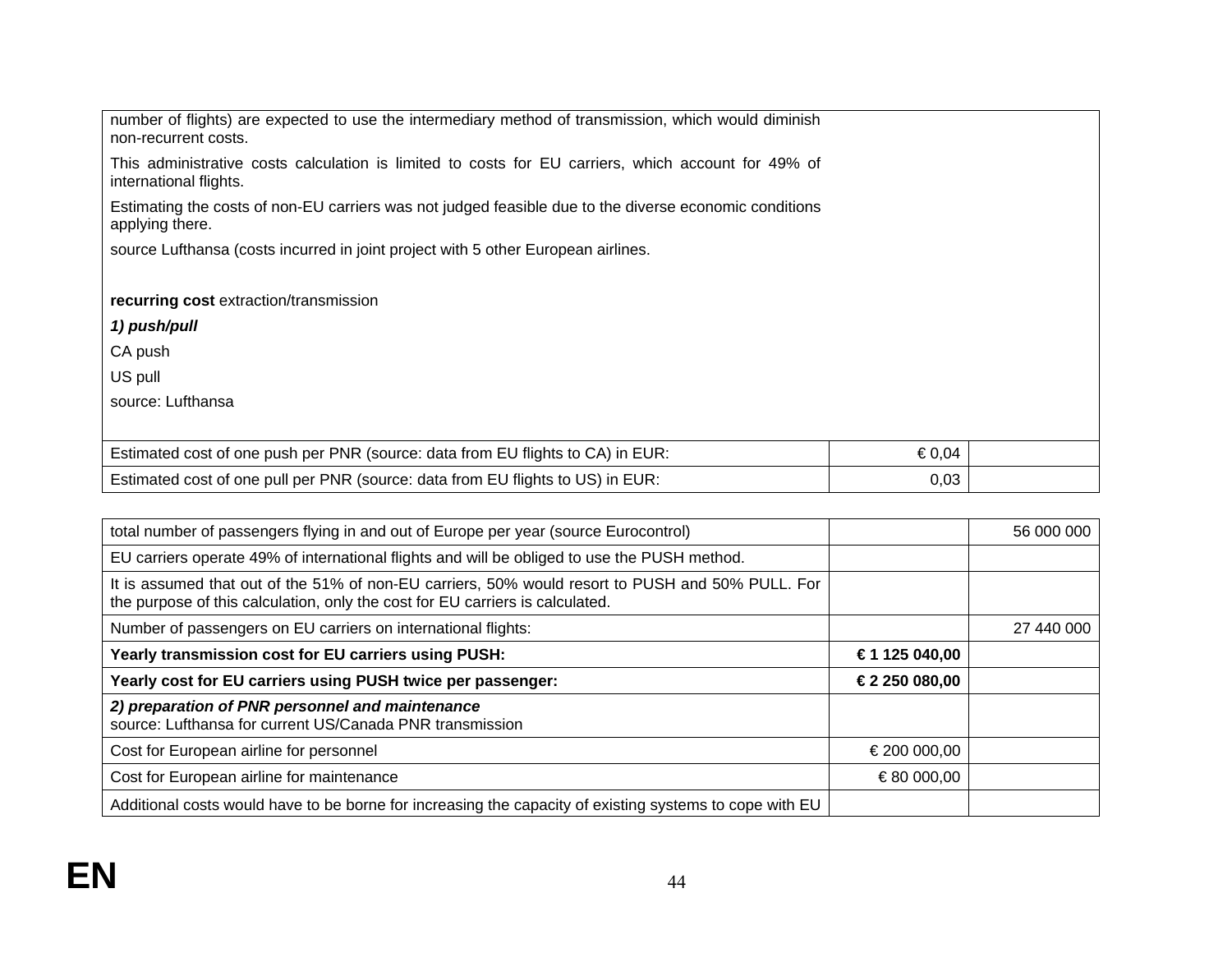| | | |
|---|---|---|
| number of flights) are expected to use the intermediary method of transmission, which would diminish non-recurrent costs.<br><br>This administrative costs calculation is limited to costs for EU carriers, which account for 49% of international flights.<br><br>Estimating the costs of non-EU carriers was not judged feasible due to the diverse economic conditions applying there.<br><br>source Lufthansa (costs incurred in joint project with 5 other European airlines.<br><br>**recurring cost** extraction/transmission<br><br>***1) push/pull***<br><br>CA push<br><br>US pull<br><br>source: Lufthansa | | |
| Estimated cost of one push per PNR (source: data from EU flights to CA) in EUR: | € 0,04 | |
| Estimated cost of one pull per PNR (source: data from EU flights to US) in EUR: | 0,03 | |

| | | |
|---|---|---|
| total number of passengers flying in and out of Europe per year (source Eurocontrol) | | 56 000 000 |
| EU carriers operate 49% of international flights and will be obliged to use the PUSH method. | | |
| It is assumed that out of the 51% of non-EU carriers, 50% would resort to PUSH and 50% PULL. For the purpose of this calculation, only the cost for EU carriers is calculated. | | |
| Number of passengers on EU carriers on international flights: | | 27 440 000 |
| **Yearly transmission cost for EU carriers using PUSH:** | **€ 1 125 040,00** | |
| **Yearly cost for EU carriers using PUSH twice per passenger:** | **€ 2 250 080,00** | |
| ***2) preparation of PNR personnel and maintenance***<br>source: Lufthansa for current US/Canada PNR transmission | | |
| Cost for European airline for personnel | € 200 000,00 | |
| Cost for European airline for maintenance | € 80 000,00 | |
| Additional costs would have to be borne for increasing the capacity of existing systems to cope with EU | | |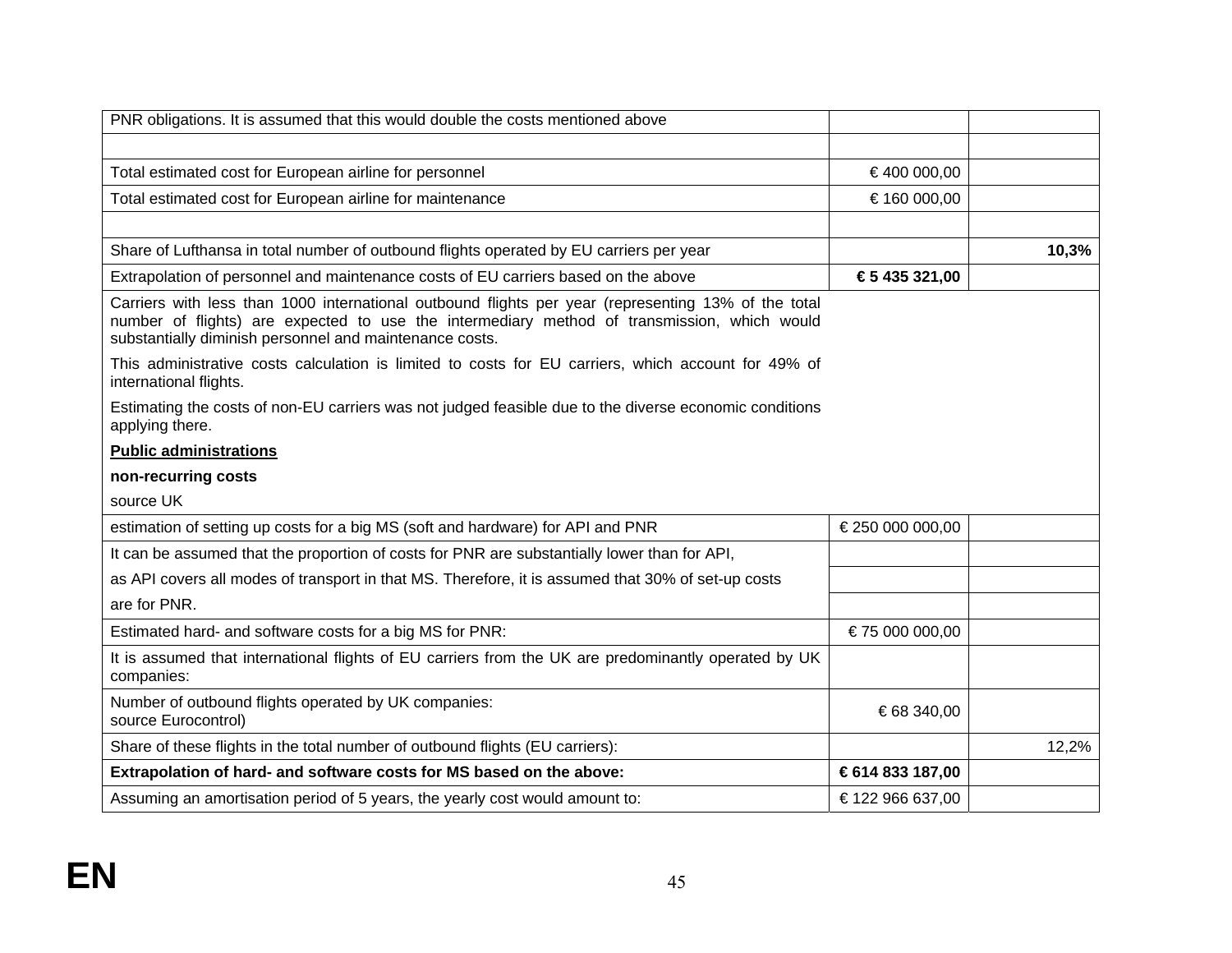| | | |
|---|---|---|
| PNR obligations. It is assumed that this would double the costs mentioned above | | |
| | | |
| Total estimated cost for European airline for personnel | € 400 000,00 | |
| Total estimated cost for European airline for maintenance | € 160 000,00 | |
| | | |
| Share of Lufthansa in total number of outbound flights operated by EU carriers per year | | **10,3%** |
| Extrapolation of personnel and maintenance costs of EU carriers based on the above | **€ 5 435 321,00** | |
| Carriers with less than 1000 international outbound flights per year (representing 13% of the total number of flights) are expected to use the intermediary method of transmission, which would substantially diminish personnel and maintenance costs. | | |
| This administrative costs calculation is limited to costs for EU carriers, which account for 49% of international flights. | | |
| Estimating the costs of non-EU carriers was not judged feasible due to the diverse economic conditions applying there. | | |
| **<u>Public administrations</u>** | | |
| **non-recurring costs** | | |
| source UK | | |
| estimation of setting up costs for a big MS (soft and hardware) for API and PNR | € 250 000 000,00 | |
| It can be assumed that the proportion of costs for PNR are substantially lower than for API, | | |
| as API covers all modes of transport in that MS. Therefore, it is assumed that 30% of set-up costs | | |
| are for PNR. | | |
| Estimated hard- and software costs for a big MS for PNR: | € 75 000 000,00 | |
| It is assumed that international flights of EU carriers from the UK are predominantly operated by UK companies: | | |
| Number of outbound flights operated by UK companies:<br>source Eurocontrol) | € 68 340,00 | |
| Share of these flights in the total number of outbound flights (EU carriers): | | 12,2% |
| **Extrapolation of hard- and software costs for MS based on the above:** | **€ 614 833 187,00** | |
| Assuming an amortisation period of 5 years, the yearly cost would amount to: | € 122 966 637,00 | |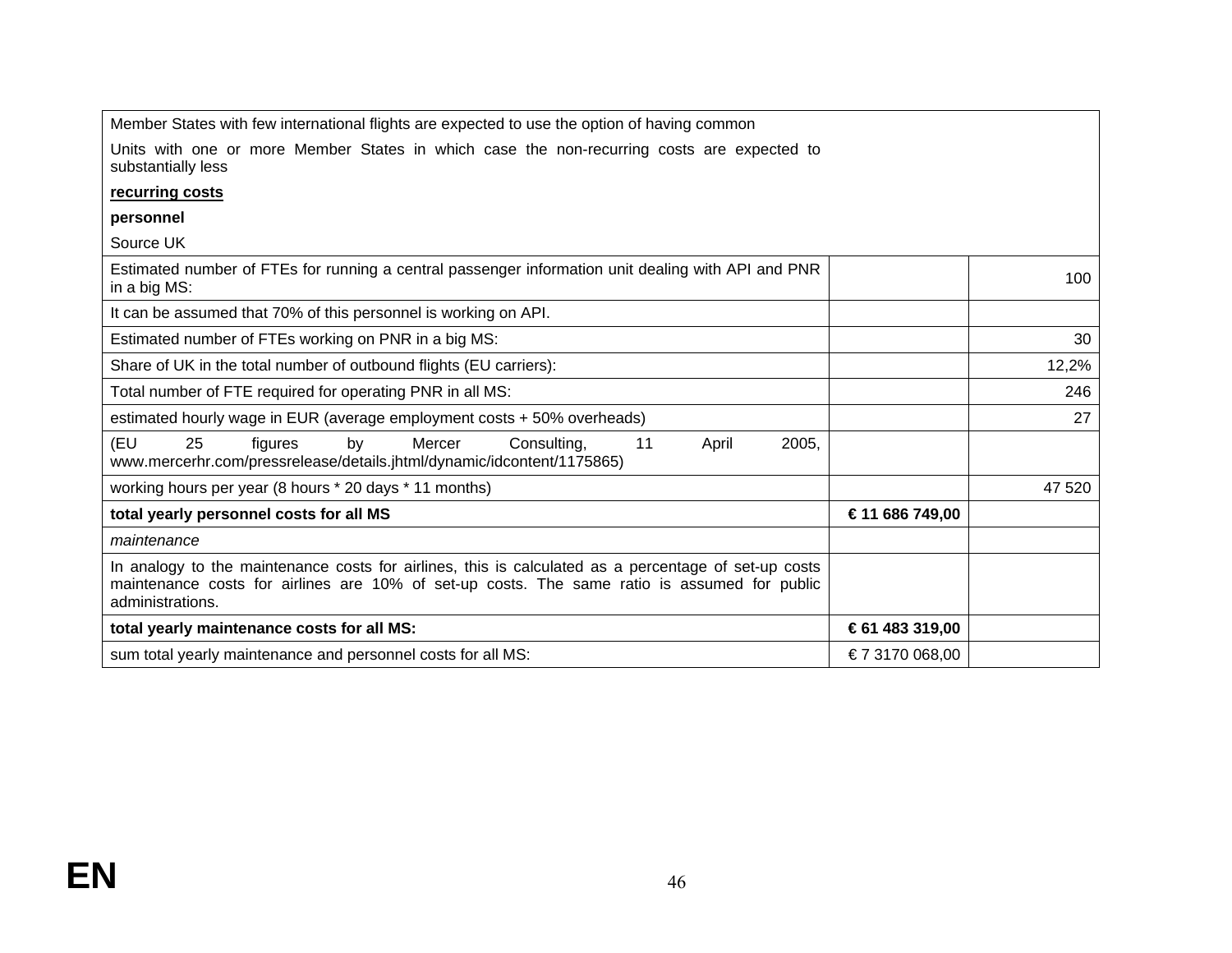| | | |
|---|---|---|
| Member States with few international flights are expected to use the option of having common | | |
| Units with one or more Member States in which case the non-recurring costs are expected to substantially less | | |
| <u>**recurring costs**</u> | | |
| **personnel** | | |
| Source UK | | |
| Estimated number of FTEs for running a central passenger information unit dealing with API and PNR in a big MS: | | 100 |
| It can be assumed that 70% of this personnel is working on API. | | |
| Estimated number of FTEs working on PNR in a big MS: | | 30 |
| Share of UK in the total number of outbound flights (EU carriers): | | 12,2% |
| Total number of FTE required for operating PNR in all MS: | | 246 |
| estimated hourly wage in EUR (average employment costs + 50% overheads) | | 27 |
| (EU 25 figures by Mercer Consulting, 11 April 2005, www.mercerhr.com/pressrelease/details.jhtml/dynamic/idcontent/1175865) | | |
| working hours per year (8 hours * 20 days * 11 months) | | 47 520 |
| **total yearly personnel costs for all MS** | **€ 11 686 749,00** | |
| *maintenance* | | |
| In analogy to the maintenance costs for airlines, this is calculated as a percentage of set-up costs maintenance costs for airlines are 10% of set-up costs. The same ratio is assumed for public administrations. | | |
| **total yearly maintenance costs for all MS:** | **€ 61 483 319,00** | |
| sum total yearly maintenance and personnel costs for all MS: | € 7 3170 068,00 | |